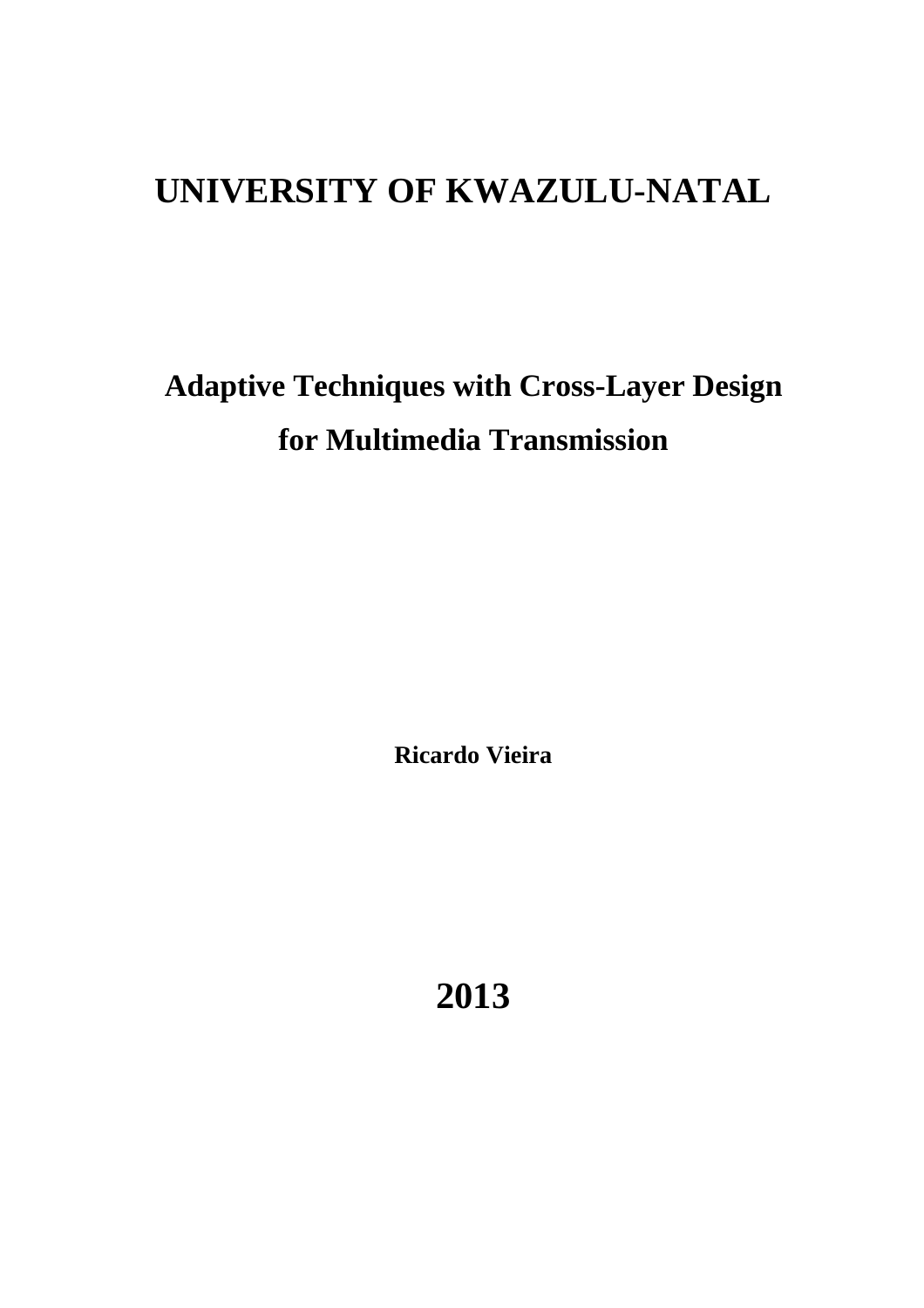# UNIVERSITY OF KWAZULU-NATAL

## Adaptive Techniques with Cross-Layer Design for Multimedia Transmission

**Ricardo Vieira**

**2013**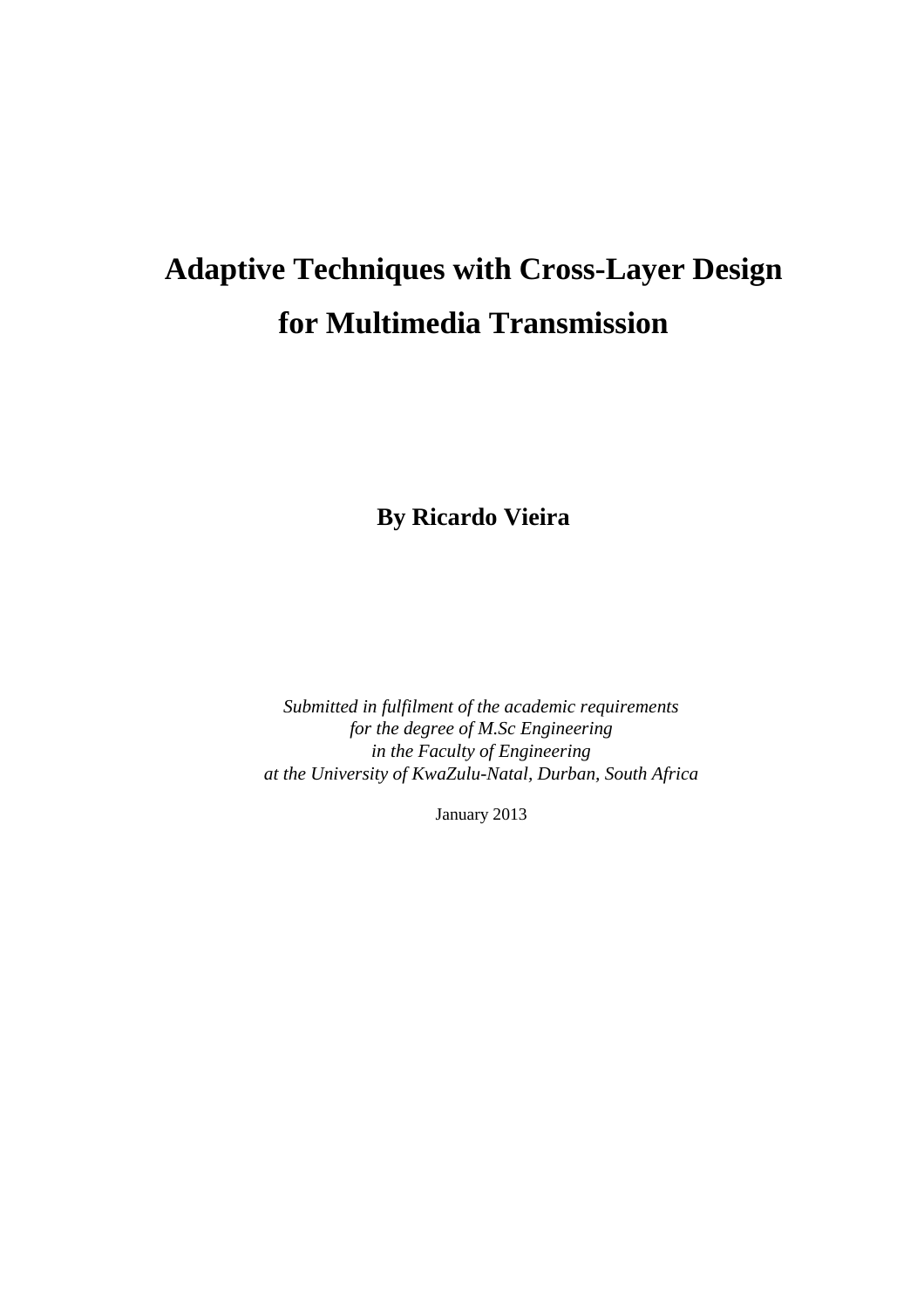# Adaptive Techniques with Cross-Layer Design for Multimedia Transmission

**By Ricardo Vieira**

*Submitted in fulfilment of the academic requirements*
*for the degree of M.Sc Engineering*
*in the Faculty of Engineering*
*at the University of KwaZulu-Natal, Durban, South Africa*

January 2013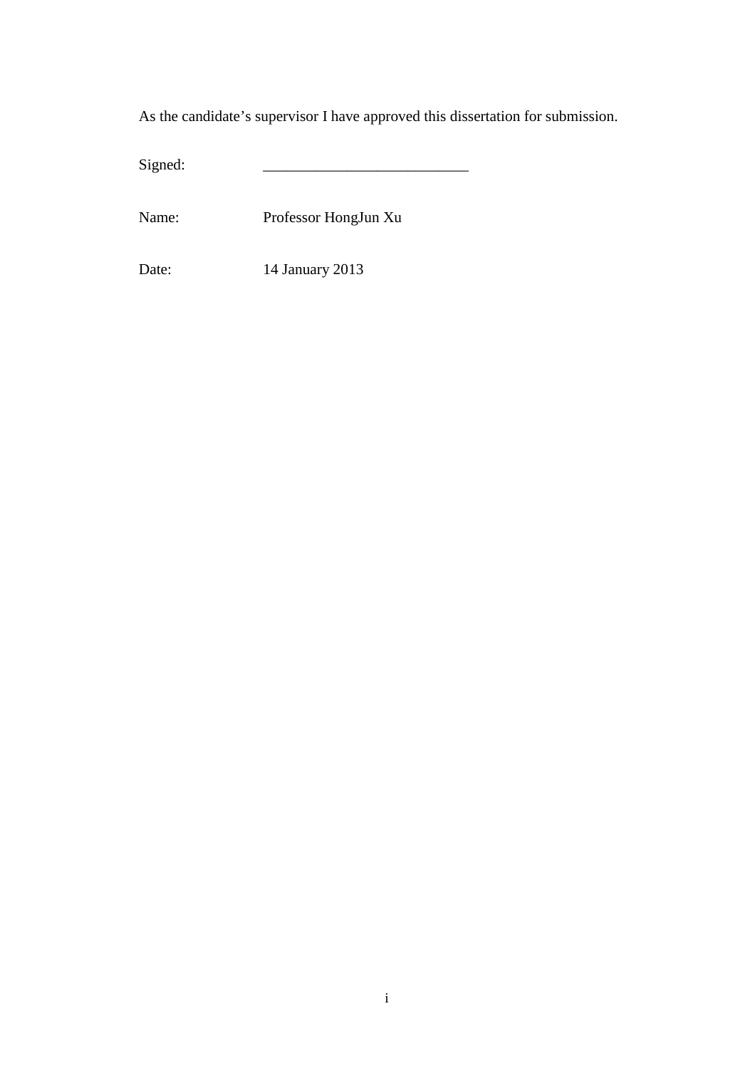As the candidate's supervisor I have approved this dissertation for submission.

Signed: ___________________________

Name: Professor HongJun Xu

Date: 14 January 2013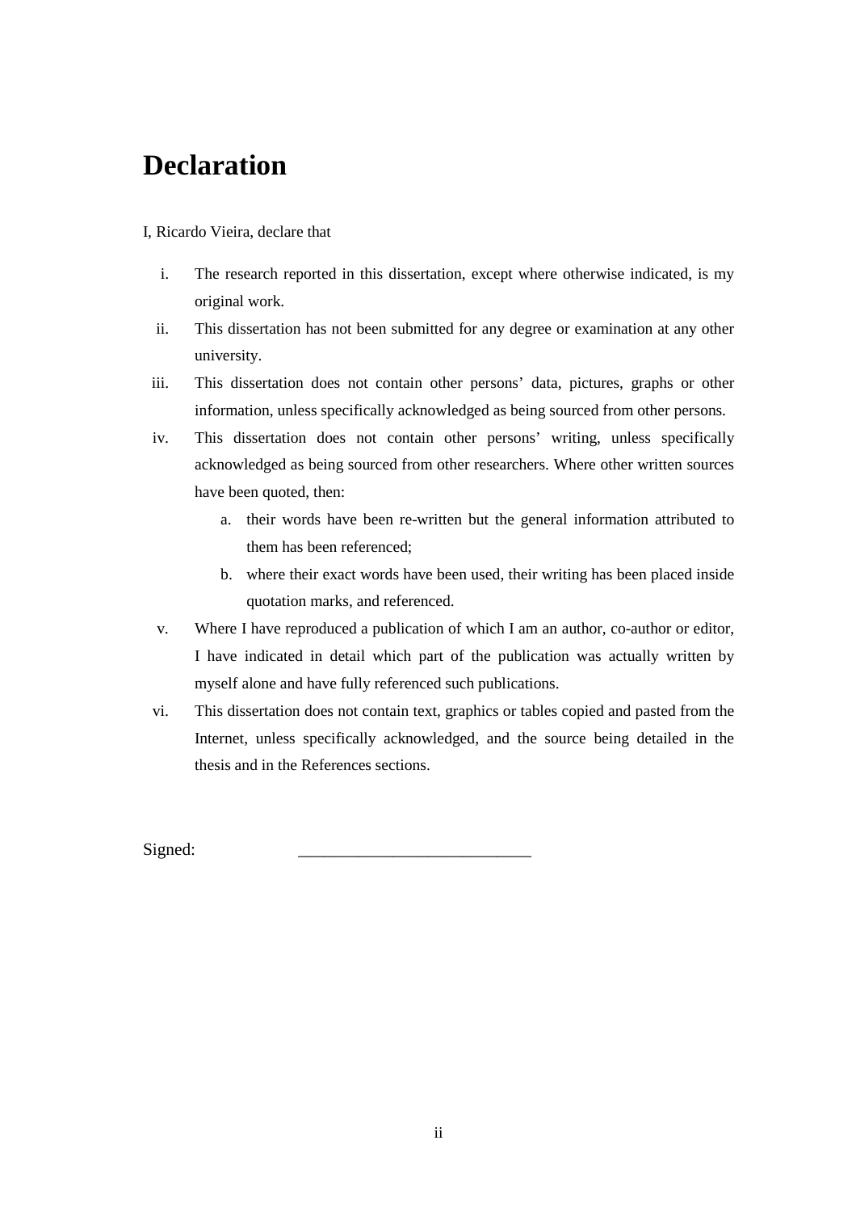# Declaration

I, Ricardo Vieira, declare that

i. The research reported in this dissertation, except where otherwise indicated, is my original work.

ii. This dissertation has not been submitted for any degree or examination at any other university.

iii. This dissertation does not contain other persons' data, pictures, graphs or other information, unless specifically acknowledged as being sourced from other persons.

iv. This dissertation does not contain other persons' writing, unless specifically acknowledged as being sourced from other researchers. Where other written sources have been quoted, then:

   a. their words have been re-written but the general information attributed to them has been referenced;

   b. where their exact words have been used, their writing has been placed inside quotation marks, and referenced.

v. Where I have reproduced a publication of which I am an author, co-author or editor, I have indicated in detail which part of the publication was actually written by myself alone and have fully referenced such publications.

vi. This dissertation does not contain text, graphics or tables copied and pasted from the Internet, unless specifically acknowledged, and the source being detailed in the thesis and in the References sections.

Signed: ___________________________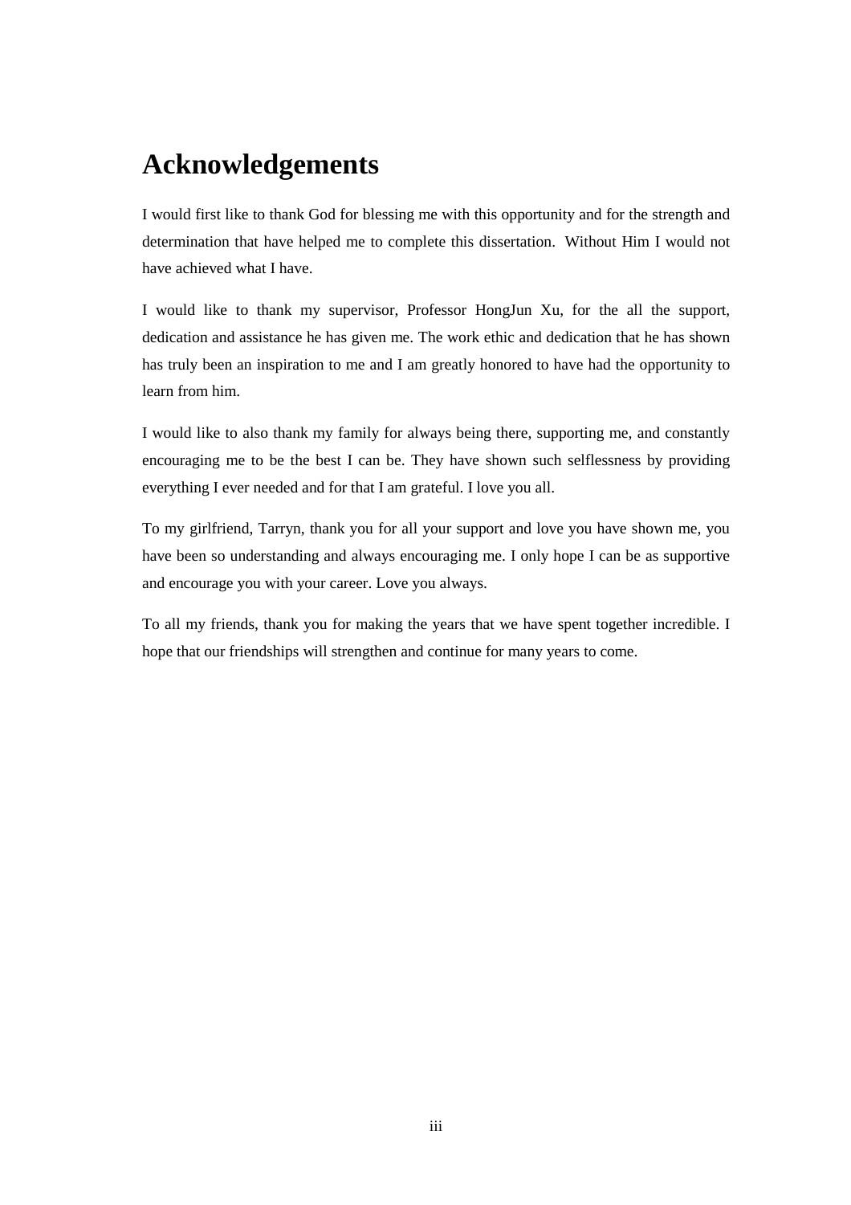# Acknowledgements

I would first like to thank God for blessing me with this opportunity and for the strength and determination that have helped me to complete this dissertation. Without Him I would not have achieved what I have.

I would like to thank my supervisor, Professor HongJun Xu, for the all the support, dedication and assistance he has given me. The work ethic and dedication that he has shown has truly been an inspiration to me and I am greatly honored to have had the opportunity to learn from him.

I would like to also thank my family for always being there, supporting me, and constantly encouraging me to be the best I can be. They have shown such selflessness by providing everything I ever needed and for that I am grateful. I love you all.

To my girlfriend, Tarryn, thank you for all your support and love you have shown me, you have been so understanding and always encouraging me. I only hope I can be as supportive and encourage you with your career. Love you always.

To all my friends, thank you for making the years that we have spent together incredible. I hope that our friendships will strengthen and continue for many years to come.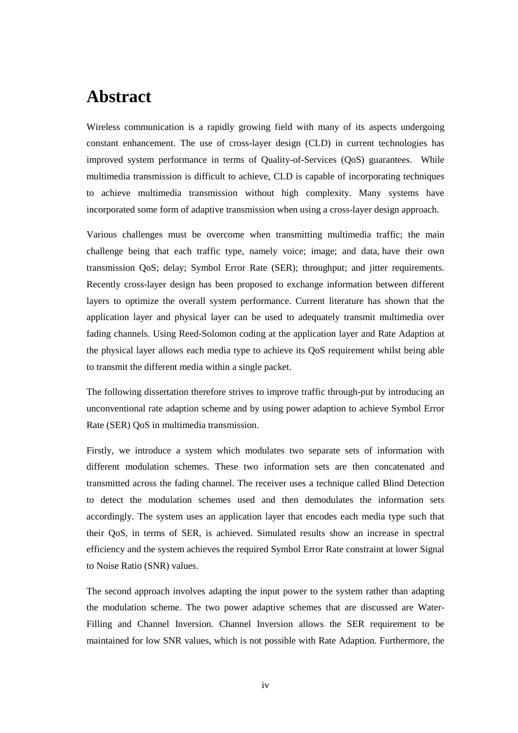# Abstract

Wireless communication is a rapidly growing field with many of its aspects undergoing constant enhancement. The use of cross-layer design (CLD) in current technologies has improved system performance in terms of Quality-of-Services (QoS) guarantees. While multimedia transmission is difficult to achieve, CLD is capable of incorporating techniques to achieve multimedia transmission without high complexity. Many systems have incorporated some form of adaptive transmission when using a cross-layer design approach.

Various challenges must be overcome when transmitting multimedia traffic; the main challenge being that each traffic type, namely voice; image; and data, have their own transmission QoS; delay; Symbol Error Rate (SER); throughput; and jitter requirements. Recently cross-layer design has been proposed to exchange information between different layers to optimize the overall system performance. Current literature has shown that the application layer and physical layer can be used to adequately transmit multimedia over fading channels. Using Reed-Solomon coding at the application layer and Rate Adaption at the physical layer allows each media type to achieve its QoS requirement whilst being able to transmit the different media within a single packet.

The following dissertation therefore strives to improve traffic through-put by introducing an unconventional rate adaption scheme and by using power adaption to achieve Symbol Error Rate (SER) QoS in multimedia transmission.

Firstly, we introduce a system which modulates two separate sets of information with different modulation schemes. These two information sets are then concatenated and transmitted across the fading channel. The receiver uses a technique called Blind Detection to detect the modulation schemes used and then demodulates the information sets accordingly. The system uses an application layer that encodes each media type such that their QoS, in terms of SER, is achieved. Simulated results show an increase in spectral efficiency and the system achieves the required Symbol Error Rate constraint at lower Signal to Noise Ratio (SNR) values.

The second approach involves adapting the input power to the system rather than adapting the modulation scheme. The two power adaptive schemes that are discussed are Water-Filling and Channel Inversion. Channel Inversion allows the SER requirement to be maintained for low SNR values, which is not possible with Rate Adaption. Furthermore, the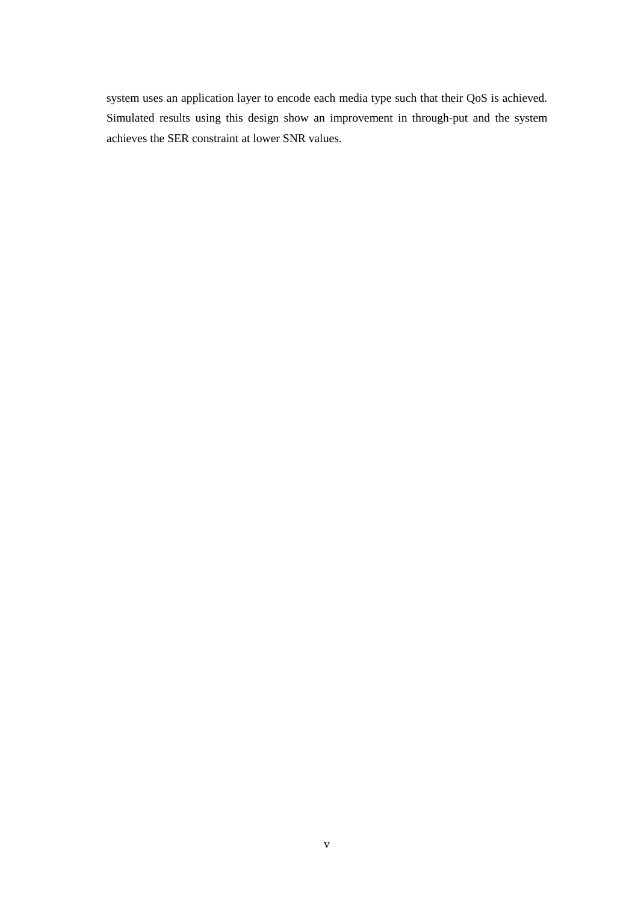system uses an application layer to encode each media type such that their QoS is achieved. Simulated results using this design show an improvement in through-put and the system achieves the SER constraint at lower SNR values.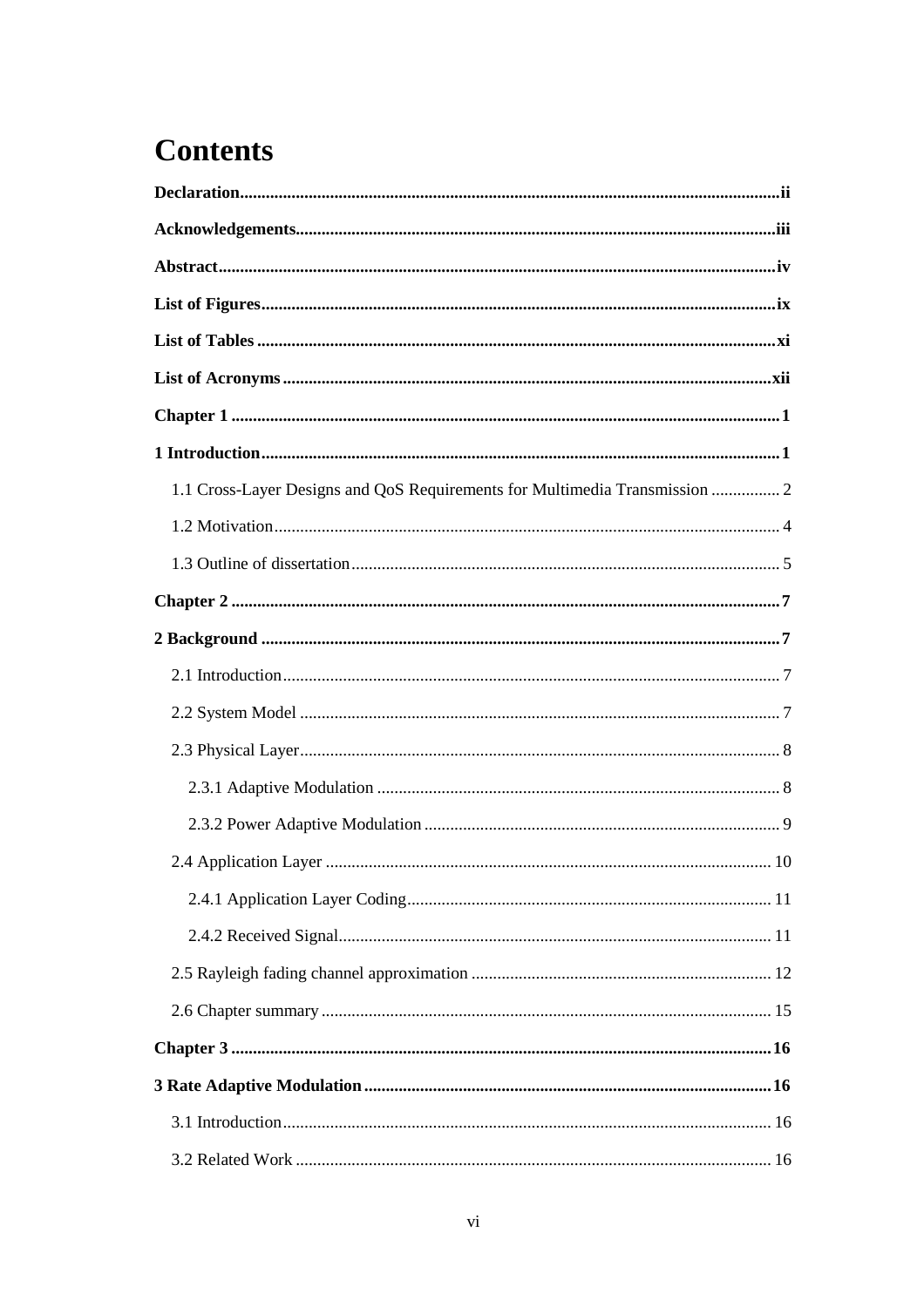# Contents

**Declaration** ..... **ii**

**Acknowledgements** ..... **iii**

**Abstract** ..... **iv**

**List of Figures** ..... **ix**

**List of Tables** ..... **xi**

**List of Acronyms** ..... **xii**

**Chapter 1** ..... **1**

**1 Introduction** ..... **1**

1.1 Cross-Layer Designs and QoS Requirements for Multimedia Transmission ..... 2

1.2 Motivation ..... 4

1.3 Outline of dissertation ..... 5

**Chapter 2** ..... **7**

**2 Background** ..... **7**

2.1 Introduction ..... 7

2.2 System Model ..... 7

2.3 Physical Layer ..... 8

2.3.1 Adaptive Modulation ..... 8

2.3.2 Power Adaptive Modulation ..... 9

2.4 Application Layer ..... 10

2.4.1 Application Layer Coding ..... 11

2.4.2 Received Signal ..... 11

2.5 Rayleigh fading channel approximation ..... 12

2.6 Chapter summary ..... 15

**Chapter 3** ..... **16**

**3 Rate Adaptive Modulation** ..... **16**

3.1 Introduction ..... 16

3.2 Related Work ..... 16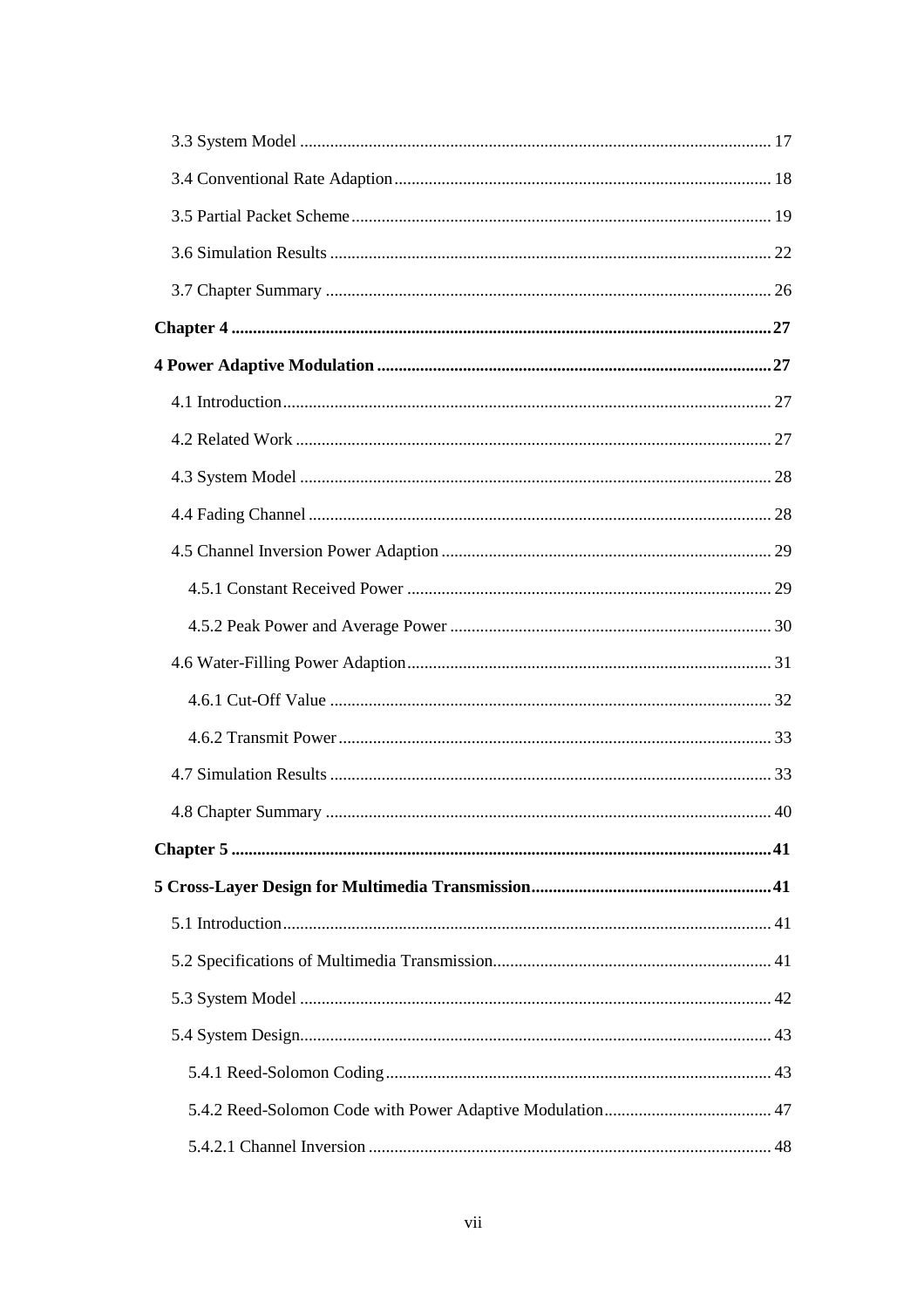3.3 System Model ............................................................................................................ 17

3.4 Conventional Rate Adaption...................................................................................... 18

3.5 Partial Packet Scheme................................................................................................ 19

3.6 Simulation Results ..................................................................................................... 22

3.7 Chapter Summary ...................................................................................................... 26

**Chapter 4 ............................................................................................................................ 27**

**4 Power Adaptive Modulation .......................................................................................... 27**

4.1 Introduction................................................................................................................ 27

4.2 Related Work ............................................................................................................. 27

4.3 System Model ............................................................................................................ 28

4.4 Fading Channel .......................................................................................................... 28

4.5 Channel Inversion Power Adaption ........................................................................... 29

4.5.1 Constant Received Power ................................................................................... 29

4.5.2 Peak Power and Average Power ......................................................................... 30

4.6 Water-Filling Power Adaption................................................................................... 31

4.6.1 Cut-Off Value ..................................................................................................... 32

4.6.2 Transmit Power................................................................................................... 33

4.7 Simulation Results ..................................................................................................... 33

4.8 Chapter Summary ...................................................................................................... 40

**Chapter 5 ............................................................................................................................ 41**

**5 Cross-Layer Design for Multimedia Transmission....................................................... 41**

5.1 Introduction................................................................................................................ 41

5.2 Specifications of Multimedia Transmission............................................................... 41

5.3 System Model ............................................................................................................ 42

5.4 System Design............................................................................................................ 43

5.4.1 Reed-Solomon Coding........................................................................................ 43

5.4.2 Reed-Solomon Code with Power Adaptive Modulation...................................... 47

5.4.2.1 Channel Inversion ............................................................................................ 48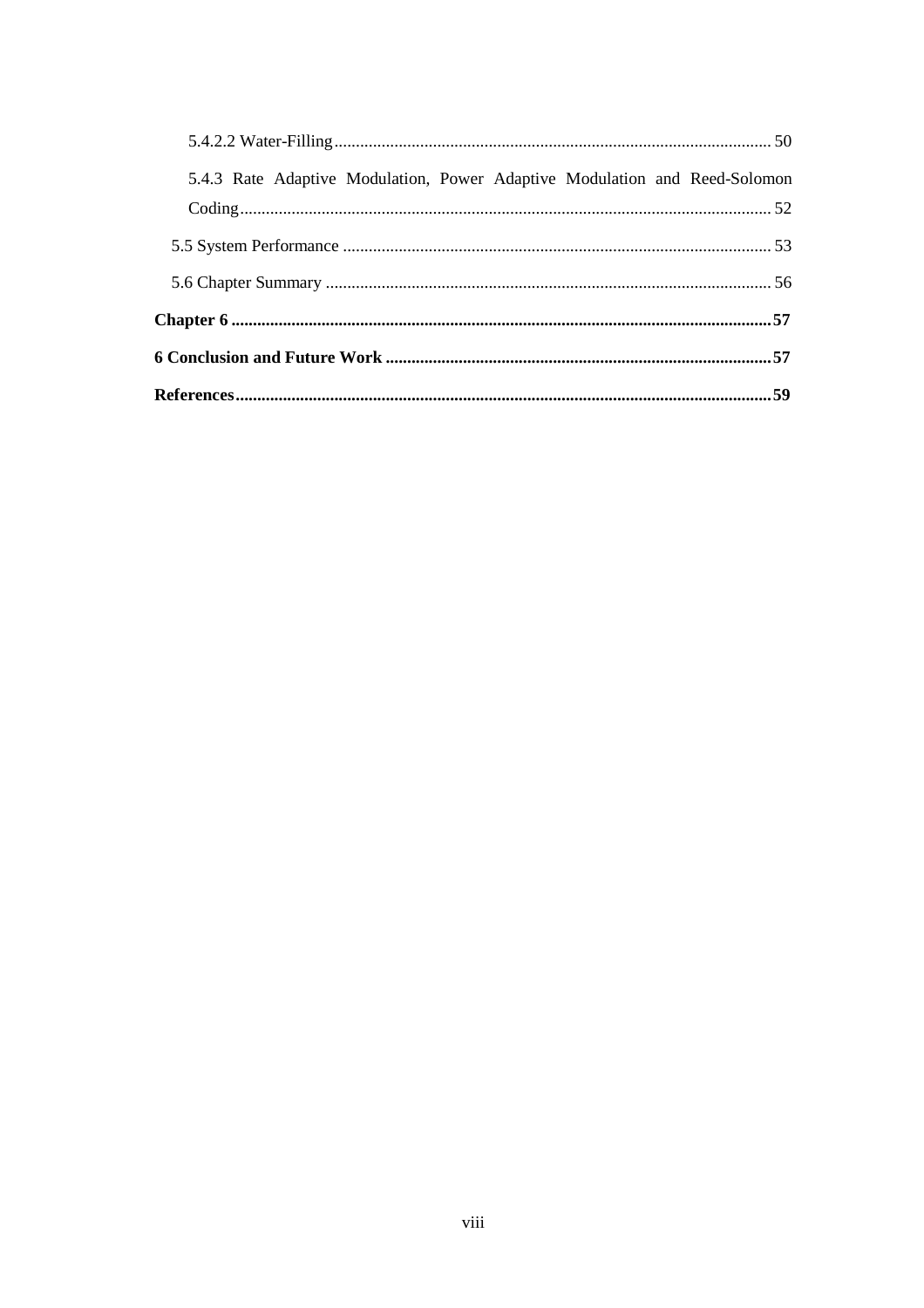5.4.2.2 Water-Filling ........................................................................................................ 50

5.4.3 Rate Adaptive Modulation, Power Adaptive Modulation and Reed-Solomon Coding ........................................................................................................................ 52

5.5 System Performance ...................................................................................................... 53

5.6 Chapter Summary .......................................................................................................... 56

**Chapter 6 ............................................................................................................................... 57**

**6 Conclusion and Future Work ............................................................................................. 57**

**References ............................................................................................................................. 59**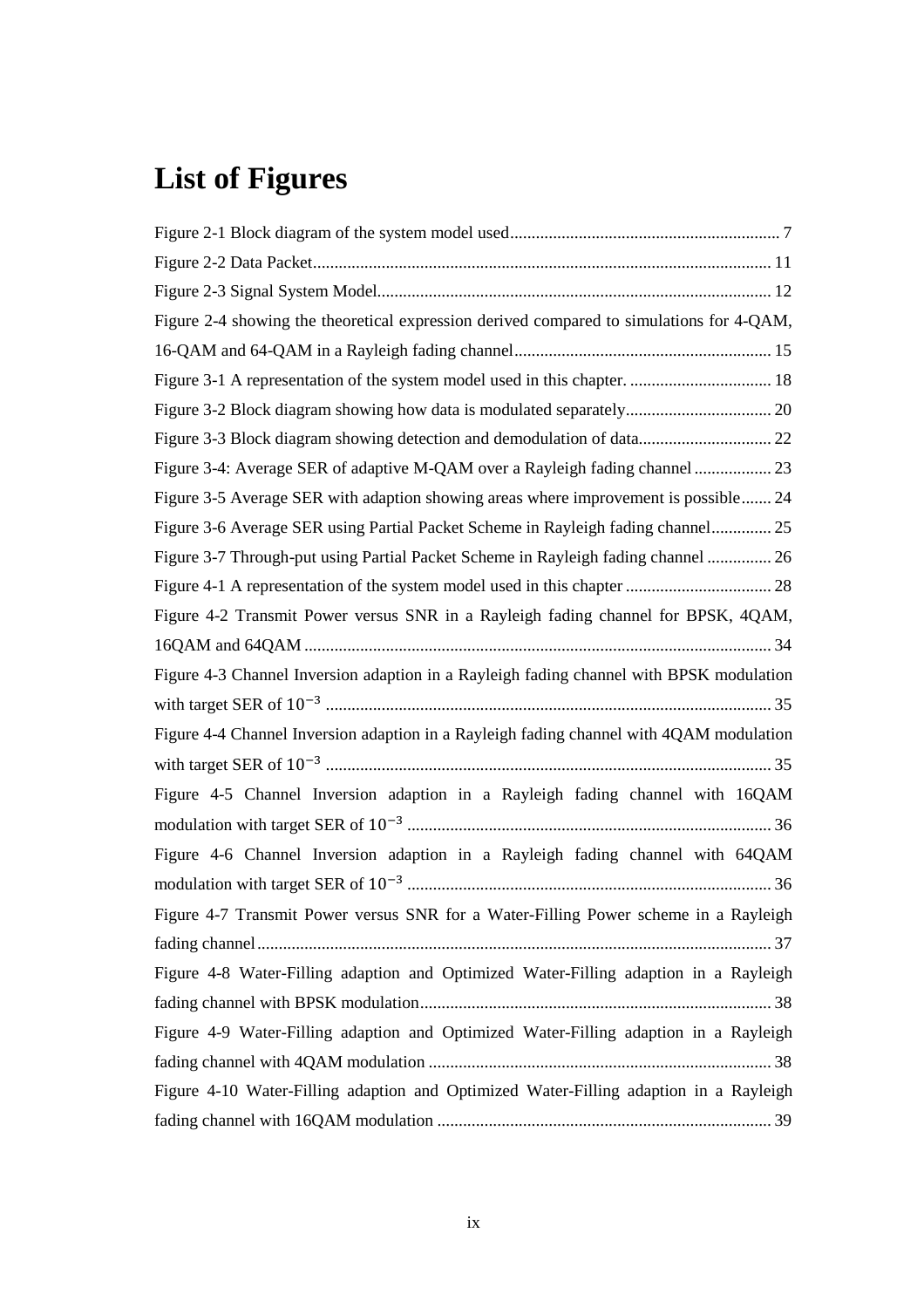# List of Figures

Figure 2-1 Block diagram of the system model used .............................................................. 7

Figure 2-2 Data Packet .......................................................................................................... 11

Figure 2-3 Signal System Model ........................................................................................... 12

Figure 2-4 showing the theoretical expression derived compared to simulations for 4-QAM, 16-QAM and 64-QAM in a Rayleigh fading channel ............................................................ 15

Figure 3-1 A representation of the system model used in this chapter. ................................. 18

Figure 3-2 Block diagram showing how data is modulated separately .................................. 20

Figure 3-3 Block diagram showing detection and demodulation of data ............................... 22

Figure 3-4: Average SER of adaptive M-QAM over a Rayleigh fading channel .................. 23

Figure 3-5 Average SER with adaption showing areas where improvement is possible ....... 24

Figure 3-6 Average SER using Partial Packet Scheme in Rayleigh fading channel .............. 25

Figure 3-7 Through-put using Partial Packet Scheme in Rayleigh fading channel ............... 26

Figure 4-1 A representation of the system model used in this chapter .................................. 28

Figure 4-2 Transmit Power versus SNR in a Rayleigh fading channel for BPSK, 4QAM, 16QAM and 64QAM ............................................................................................................ 34

Figure 4-3 Channel Inversion adaption in a Rayleigh fading channel with BPSK modulation with target SER of $10^{-3}$ ....................................................................................................... 35

Figure 4-4 Channel Inversion adaption in a Rayleigh fading channel with 4QAM modulation with target SER of $10^{-3}$ ....................................................................................................... 35

Figure 4-5 Channel Inversion adaption in a Rayleigh fading channel with 16QAM modulation with target SER of $10^{-3}$ .................................................................................... 36

Figure 4-6 Channel Inversion adaption in a Rayleigh fading channel with 64QAM modulation with target SER of $10^{-3}$ .................................................................................... 36

Figure 4-7 Transmit Power versus SNR for a Water-Filling Power scheme in a Rayleigh fading channel ....................................................................................................................... 37

Figure 4-8 Water-Filling adaption and Optimized Water-Filling adaption in a Rayleigh fading channel with BPSK modulation ................................................................................. 38

Figure 4-9 Water-Filling adaption and Optimized Water-Filling adaption in a Rayleigh fading channel with 4QAM modulation ............................................................................... 38

Figure 4-10 Water-Filling adaption and Optimized Water-Filling adaption in a Rayleigh fading channel with 16QAM modulation ............................................................................. 39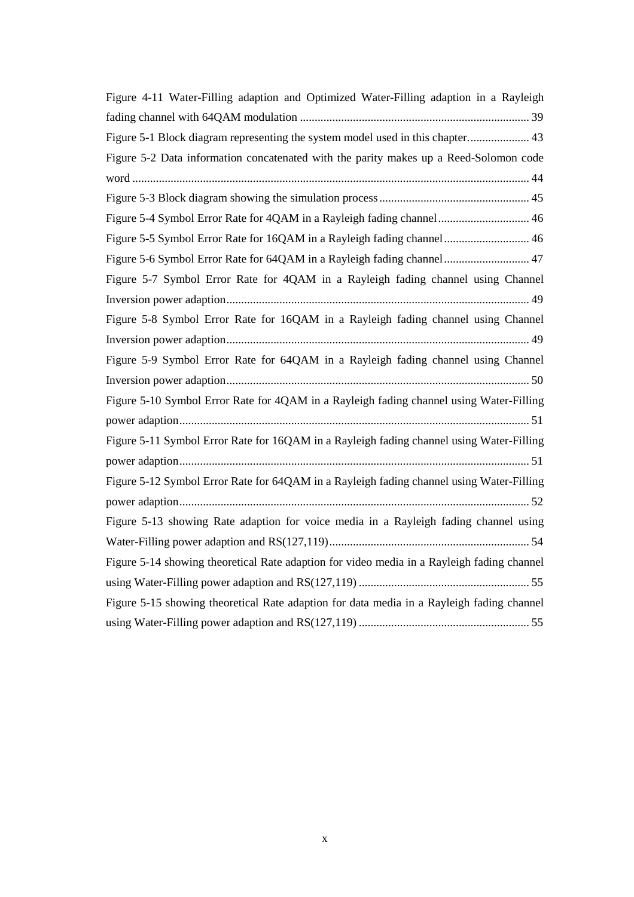Figure 4-11 Water-Filling adaption and Optimized Water-Filling adaption in a Rayleigh fading channel with 64QAM modulation ............................................................................ 39

Figure 5-1 Block diagram representing the system model used in this chapter. .................... 43

Figure 5-2 Data information concatenated with the parity makes up a Reed-Solomon code word ..................................................................................................................................... 44

Figure 5-3 Block diagram showing the simulation process .................................................. 45

Figure 5-4 Symbol Error Rate for 4QAM in a Rayleigh fading channel ............................... 46

Figure 5-5 Symbol Error Rate for 16QAM in a Rayleigh fading channel ............................. 46

Figure 5-6 Symbol Error Rate for 64QAM in a Rayleigh fading channel ............................. 47

Figure 5-7 Symbol Error Rate for 4QAM in a Rayleigh fading channel using Channel Inversion power adaption ..................................................................................................... 49

Figure 5-8 Symbol Error Rate for 16QAM in a Rayleigh fading channel using Channel Inversion power adaption ..................................................................................................... 49

Figure 5-9 Symbol Error Rate for 64QAM in a Rayleigh fading channel using Channel Inversion power adaption ..................................................................................................... 50

Figure 5-10 Symbol Error Rate for 4QAM in a Rayleigh fading channel using Water-Filling power adaption ..................................................................................................................... 51

Figure 5-11 Symbol Error Rate for 16QAM in a Rayleigh fading channel using Water-Filling power adaption ..................................................................................................................... 51

Figure 5-12 Symbol Error Rate for 64QAM in a Rayleigh fading channel using Water-Filling power adaption ..................................................................................................................... 52

Figure 5-13 showing Rate adaption for voice media in a Rayleigh fading channel using Water-Filling power adaption and RS(127,119) ................................................................... 54

Figure 5-14 showing theoretical Rate adaption for video media in a Rayleigh fading channel using Water-Filling power adaption and RS(127,119) .......................................................... 55

Figure 5-15 showing theoretical Rate adaption for data media in a Rayleigh fading channel using Water-Filling power adaption and RS(127,119) .......................................................... 55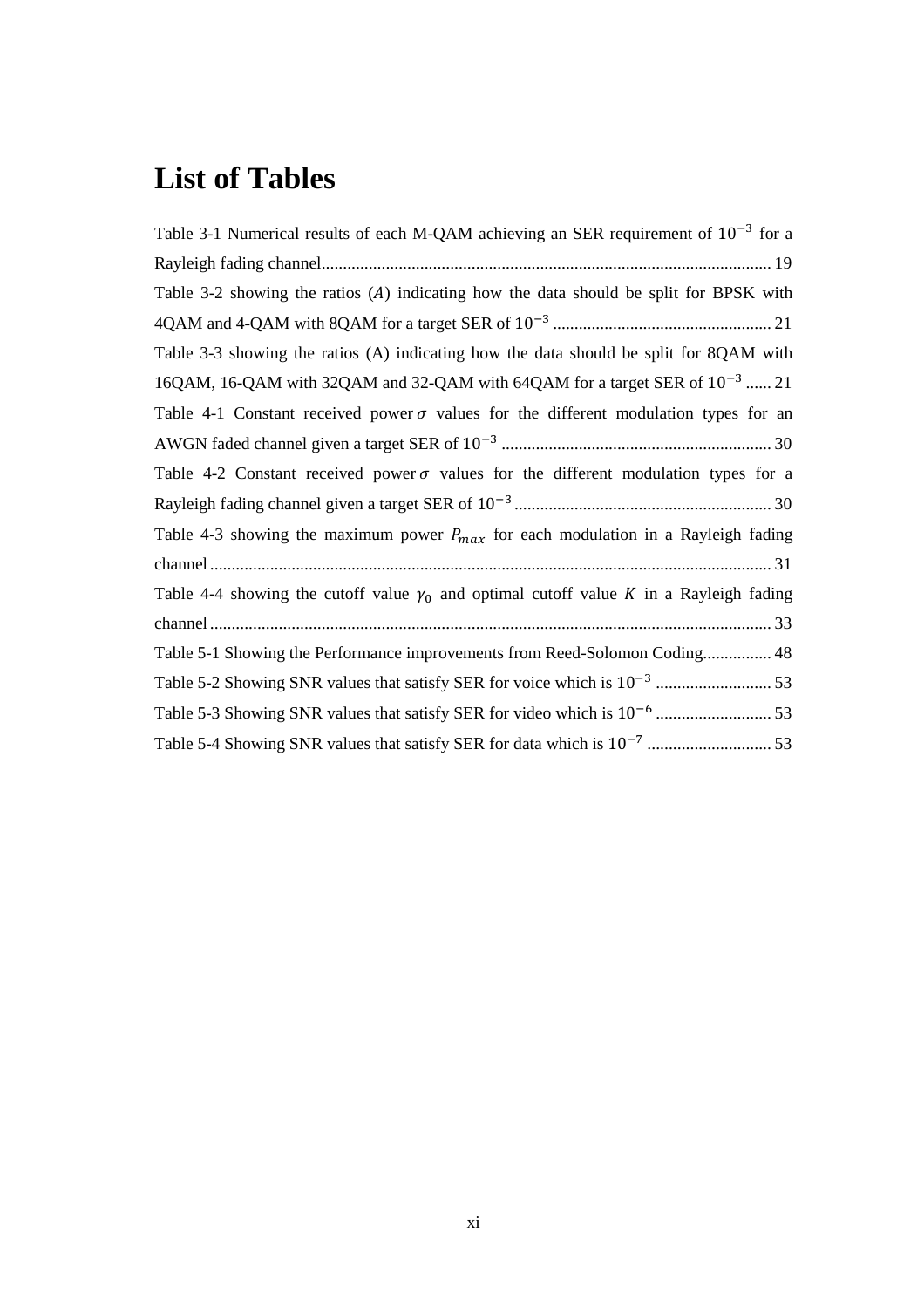# List of Tables

Table 3-1 Numerical results of each M-QAM achieving an SER requirement of $10^{-3}$ for a Rayleigh fading channel........................................................................................................ 19

Table 3-2 showing the ratios ($A$) indicating how the data should be split for BPSK with 4QAM and 4-QAM with 8QAM for a target SER of $10^{-3}$ ................................................... 21

Table 3-3 showing the ratios (A) indicating how the data should be split for 8QAM with 16QAM, 16-QAM with 32QAM and 32-QAM with 64QAM for a target SER of $10^{-3}$ ...... 21

Table 4-1 Constant received power $\sigma$ values for the different modulation types for an AWGN faded channel given a target SER of $10^{-3}$ ............................................................... 30

Table 4-2 Constant received power $\sigma$ values for the different modulation types for a Rayleigh fading channel given a target SER of $10^{-3}$ ............................................................ 30

Table 4-3 showing the maximum power $P_{max}$ for each modulation in a Rayleigh fading channel .................................................................................................................................. 31

Table 4-4 showing the cutoff value $\gamma_0$ and optimal cutoff value $K$ in a Rayleigh fading channel .................................................................................................................................. 33

Table 5-1 Showing the Performance improvements from Reed-Solomon Coding................ 48

Table 5-2 Showing SNR values that satisfy SER for voice which is $10^{-3}$ ........................... 53

Table 5-3 Showing SNR values that satisfy SER for video which is $10^{-6}$ ........................... 53

Table 5-4 Showing SNR values that satisfy SER for data which is $10^{-7}$ ............................. 53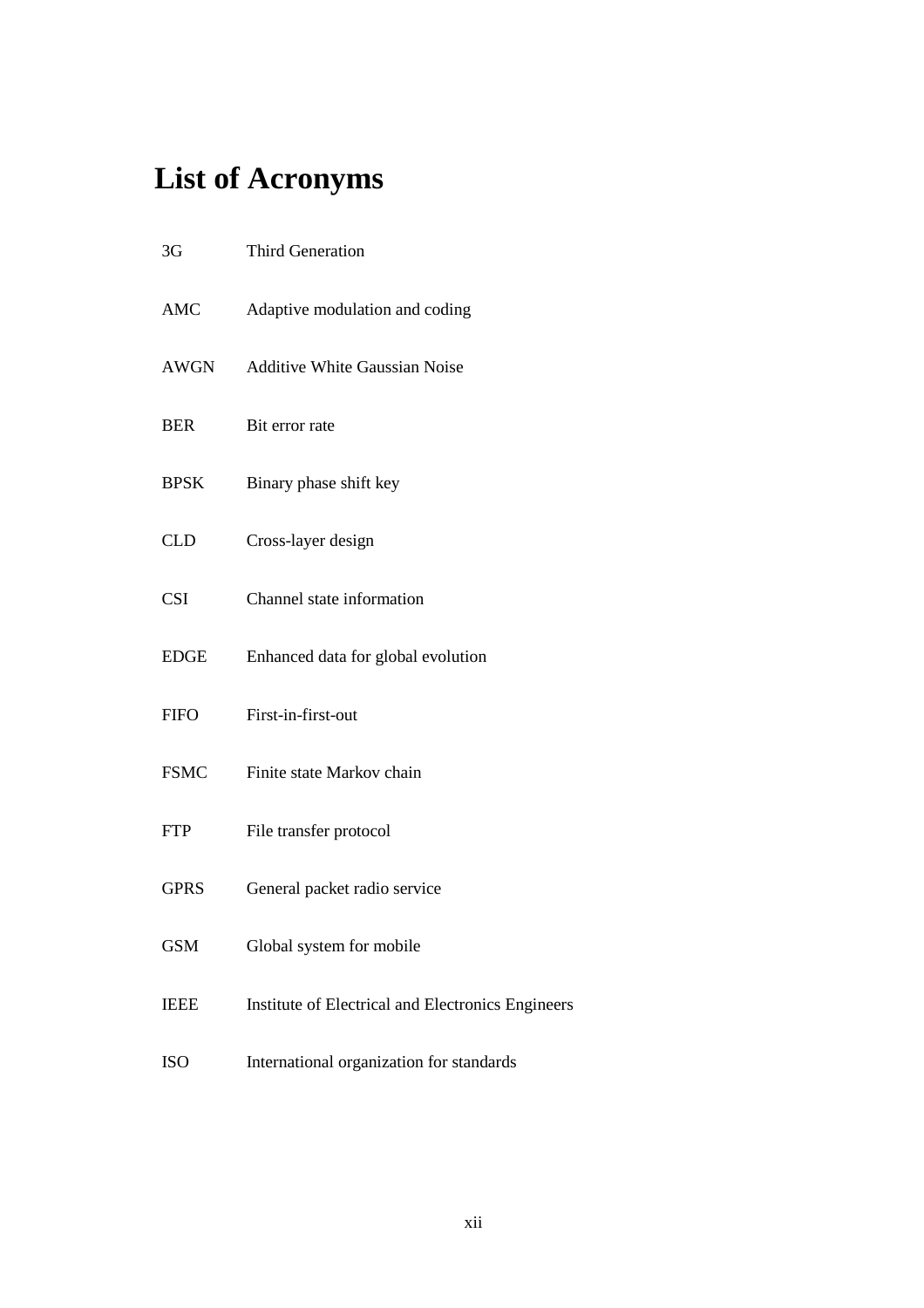# List of Acronyms

| | |
|---|---|
| 3G | Third Generation |
| AMC | Adaptive modulation and coding |
| AWGN | Additive White Gaussian Noise |
| BER | Bit error rate |
| BPSK | Binary phase shift key |
| CLD | Cross-layer design |
| CSI | Channel state information |
| EDGE | Enhanced data for global evolution |
| FIFO | First-in-first-out |
| FSMC | Finite state Markov chain |
| FTP | File transfer protocol |
| GPRS | General packet radio service |
| GSM | Global system for mobile |
| IEEE | Institute of Electrical and Electronics Engineers |
| ISO | International organization for standards |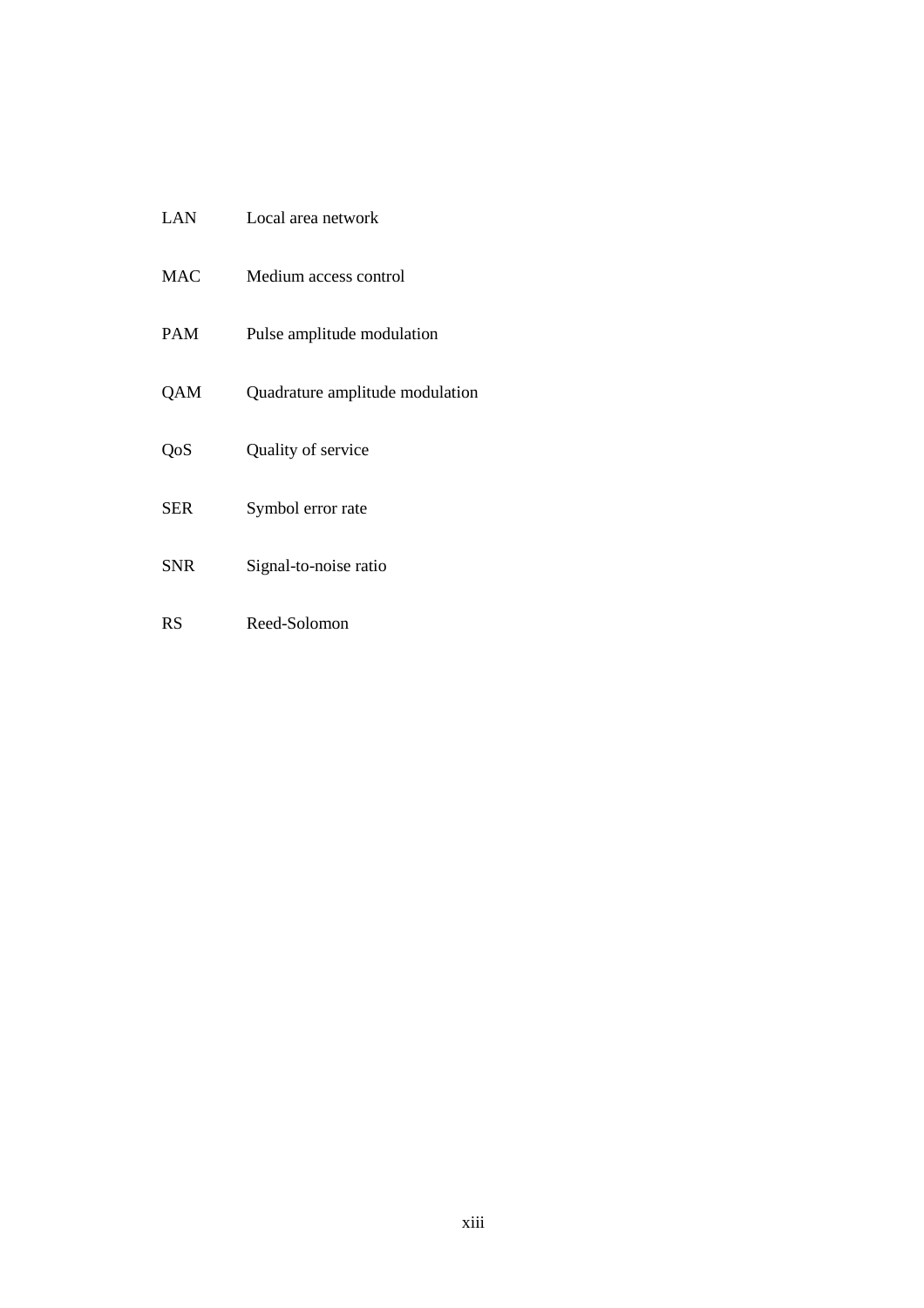| | |
|---|---|
| LAN | Local area network |
| MAC | Medium access control |
| PAM | Pulse amplitude modulation |
| QAM | Quadrature amplitude modulation |
| QoS | Quality of service |
| SER | Symbol error rate |
| SNR | Signal-to-noise ratio |
| RS | Reed-Solomon |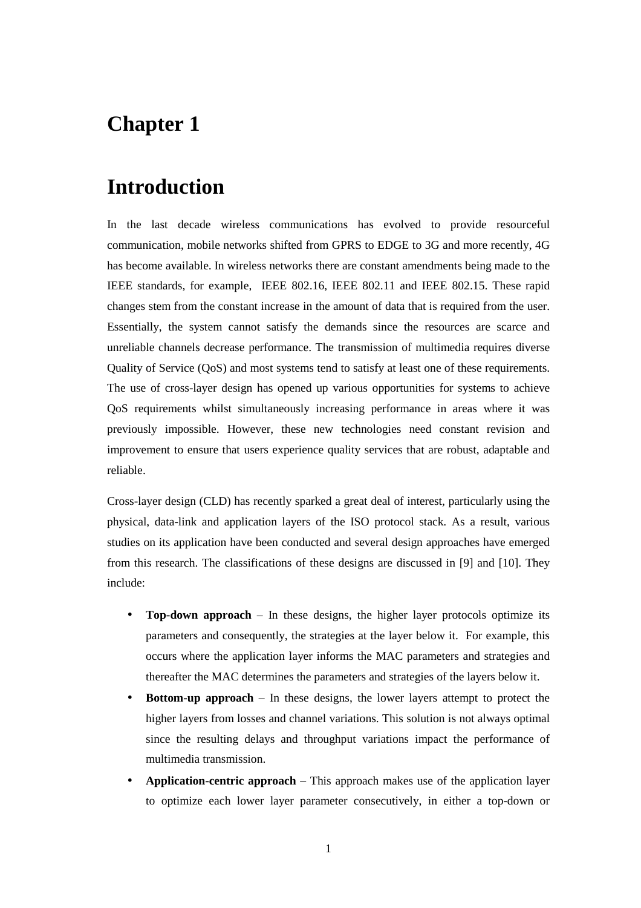# Chapter 1

# Introduction

In the last decade wireless communications has evolved to provide resourceful communication, mobile networks shifted from GPRS to EDGE to 3G and more recently, 4G has become available. In wireless networks there are constant amendments being made to the IEEE standards, for example, IEEE 802.16, IEEE 802.11 and IEEE 802.15. These rapid changes stem from the constant increase in the amount of data that is required from the user. Essentially, the system cannot satisfy the demands since the resources are scarce and unreliable channels decrease performance. The transmission of multimedia requires diverse Quality of Service (QoS) and most systems tend to satisfy at least one of these requirements. The use of cross-layer design has opened up various opportunities for systems to achieve QoS requirements whilst simultaneously increasing performance in areas where it was previously impossible. However, these new technologies need constant revision and improvement to ensure that users experience quality services that are robust, adaptable and reliable.

Cross-layer design (CLD) has recently sparked a great deal of interest, particularly using the physical, data-link and application layers of the ISO protocol stack. As a result, various studies on its application have been conducted and several design approaches have emerged from this research. The classifications of these designs are discussed in [9] and [10]. They include:

- **Top-down approach** – In these designs, the higher layer protocols optimize its parameters and consequently, the strategies at the layer below it. For example, this occurs where the application layer informs the MAC parameters and strategies and thereafter the MAC determines the parameters and strategies of the layers below it.
- **Bottom-up approach** – In these designs, the lower layers attempt to protect the higher layers from losses and channel variations. This solution is not always optimal since the resulting delays and throughput variations impact the performance of multimedia transmission.
- **Application-centric approach** – This approach makes use of the application layer to optimize each lower layer parameter consecutively, in either a top-down or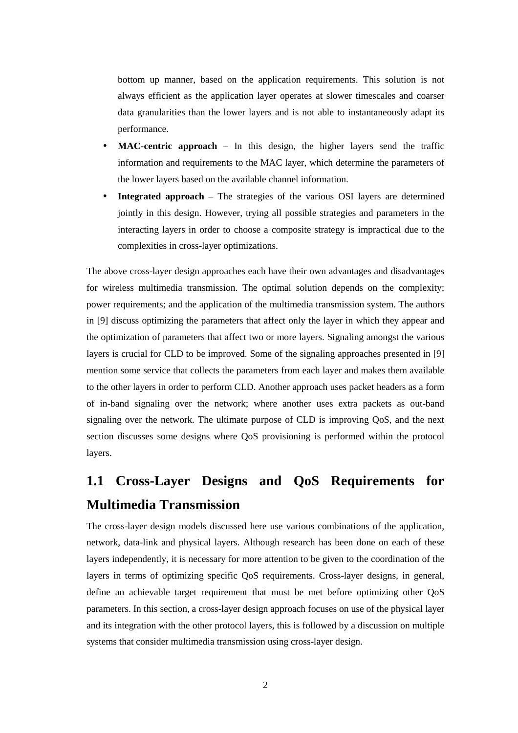bottom up manner, based on the application requirements. This solution is not always efficient as the application layer operates at slower timescales and coarser data granularities than the lower layers and is not able to instantaneously adapt its performance.

- **MAC-centric approach** – In this design, the higher layers send the traffic information and requirements to the MAC layer, which determine the parameters of the lower layers based on the available channel information.
- **Integrated approach** – The strategies of the various OSI layers are determined jointly in this design. However, trying all possible strategies and parameters in the interacting layers in order to choose a composite strategy is impractical due to the complexities in cross-layer optimizations.

The above cross-layer design approaches each have their own advantages and disadvantages for wireless multimedia transmission. The optimal solution depends on the complexity; power requirements; and the application of the multimedia transmission system. The authors in [9] discuss optimizing the parameters that affect only the layer in which they appear and the optimization of parameters that affect two or more layers. Signaling amongst the various layers is crucial for CLD to be improved. Some of the signaling approaches presented in [9] mention some service that collects the parameters from each layer and makes them available to the other layers in order to perform CLD. Another approach uses packet headers as a form of in-band signaling over the network; where another uses extra packets as out-band signaling over the network. The ultimate purpose of CLD is improving QoS, and the next section discusses some designs where QoS provisioning is performed within the protocol layers.

## 1.1 Cross-Layer Designs and QoS Requirements for Multimedia Transmission

The cross-layer design models discussed here use various combinations of the application, network, data-link and physical layers. Although research has been done on each of these layers independently, it is necessary for more attention to be given to the coordination of the layers in terms of optimizing specific QoS requirements. Cross-layer designs, in general, define an achievable target requirement that must be met before optimizing other QoS parameters. In this section, a cross-layer design approach focuses on use of the physical layer and its integration with the other protocol layers, this is followed by a discussion on multiple systems that consider multimedia transmission using cross-layer design.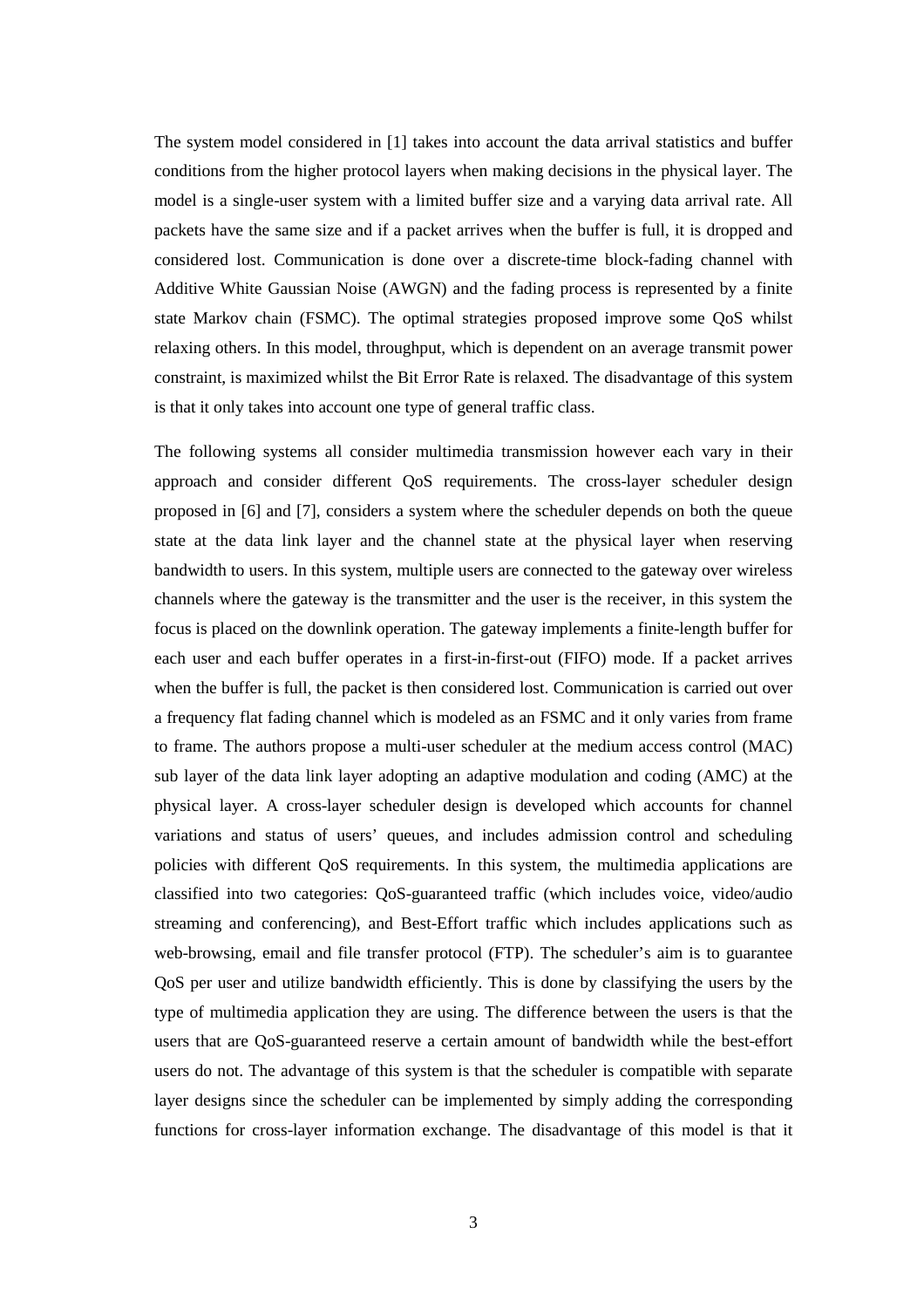The system model considered in [1] takes into account the data arrival statistics and buffer conditions from the higher protocol layers when making decisions in the physical layer. The model is a single-user system with a limited buffer size and a varying data arrival rate. All packets have the same size and if a packet arrives when the buffer is full, it is dropped and considered lost. Communication is done over a discrete-time block-fading channel with Additive White Gaussian Noise (AWGN) and the fading process is represented by a finite state Markov chain (FSMC). The optimal strategies proposed improve some QoS whilst relaxing others. In this model, throughput, which is dependent on an average transmit power constraint, is maximized whilst the Bit Error Rate is relaxed. The disadvantage of this system is that it only takes into account one type of general traffic class.

The following systems all consider multimedia transmission however each vary in their approach and consider different QoS requirements. The cross-layer scheduler design proposed in [6] and [7], considers a system where the scheduler depends on both the queue state at the data link layer and the channel state at the physical layer when reserving bandwidth to users. In this system, multiple users are connected to the gateway over wireless channels where the gateway is the transmitter and the user is the receiver, in this system the focus is placed on the downlink operation. The gateway implements a finite-length buffer for each user and each buffer operates in a first-in-first-out (FIFO) mode. If a packet arrives when the buffer is full, the packet is then considered lost. Communication is carried out over a frequency flat fading channel which is modeled as an FSMC and it only varies from frame to frame. The authors propose a multi-user scheduler at the medium access control (MAC) sub layer of the data link layer adopting an adaptive modulation and coding (AMC) at the physical layer. A cross-layer scheduler design is developed which accounts for channel variations and status of users' queues, and includes admission control and scheduling policies with different QoS requirements. In this system, the multimedia applications are classified into two categories: QoS-guaranteed traffic (which includes voice, video/audio streaming and conferencing), and Best-Effort traffic which includes applications such as web-browsing, email and file transfer protocol (FTP). The scheduler's aim is to guarantee QoS per user and utilize bandwidth efficiently. This is done by classifying the users by the type of multimedia application they are using. The difference between the users is that the users that are QoS-guaranteed reserve a certain amount of bandwidth while the best-effort users do not. The advantage of this system is that the scheduler is compatible with separate layer designs since the scheduler can be implemented by simply adding the corresponding functions for cross-layer information exchange. The disadvantage of this model is that it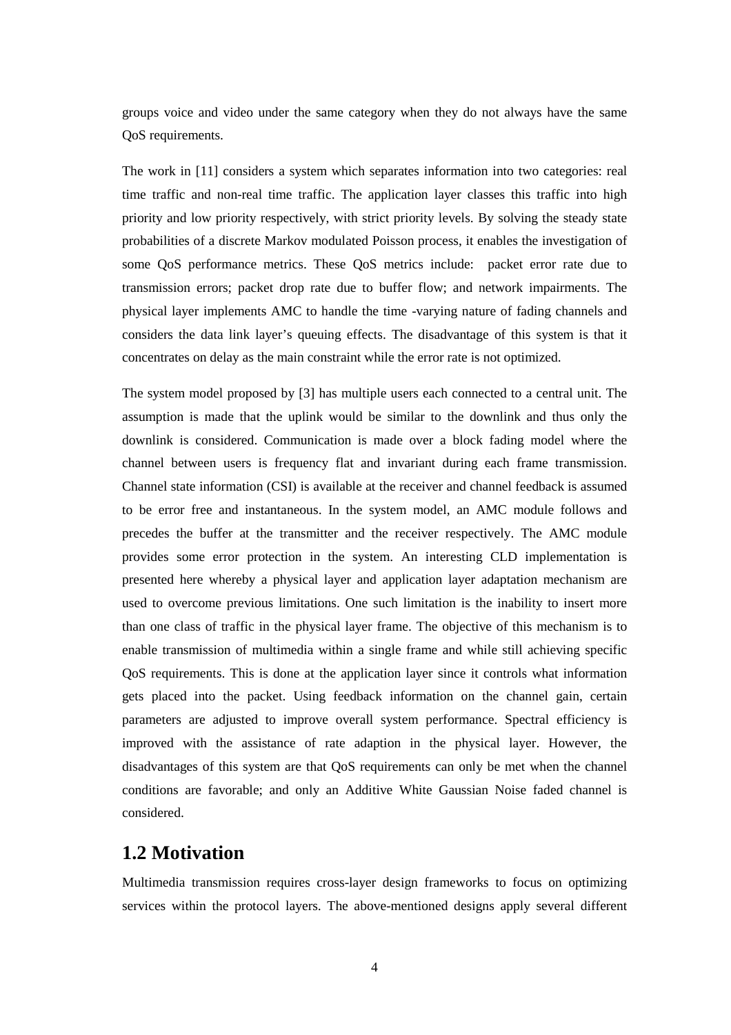groups voice and video under the same category when they do not always have the same QoS requirements.

The work in [11] considers a system which separates information into two categories: real time traffic and non-real time traffic. The application layer classes this traffic into high priority and low priority respectively, with strict priority levels. By solving the steady state probabilities of a discrete Markov modulated Poisson process, it enables the investigation of some QoS performance metrics. These QoS metrics include: packet error rate due to transmission errors; packet drop rate due to buffer flow; and network impairments. The physical layer implements AMC to handle the time -varying nature of fading channels and considers the data link layer's queuing effects. The disadvantage of this system is that it concentrates on delay as the main constraint while the error rate is not optimized.

The system model proposed by [3] has multiple users each connected to a central unit. The assumption is made that the uplink would be similar to the downlink and thus only the downlink is considered. Communication is made over a block fading model where the channel between users is frequency flat and invariant during each frame transmission. Channel state information (CSI) is available at the receiver and channel feedback is assumed to be error free and instantaneous. In the system model, an AMC module follows and precedes the buffer at the transmitter and the receiver respectively. The AMC module provides some error protection in the system. An interesting CLD implementation is presented here whereby a physical layer and application layer adaptation mechanism are used to overcome previous limitations. One such limitation is the inability to insert more than one class of traffic in the physical layer frame. The objective of this mechanism is to enable transmission of multimedia within a single frame and while still achieving specific QoS requirements. This is done at the application layer since it controls what information gets placed into the packet. Using feedback information on the channel gain, certain parameters are adjusted to improve overall system performance. Spectral efficiency is improved with the assistance of rate adaption in the physical layer. However, the disadvantages of this system are that QoS requirements can only be met when the channel conditions are favorable; and only an Additive White Gaussian Noise faded channel is considered.

## 1.2 Motivation

Multimedia transmission requires cross-layer design frameworks to focus on optimizing services within the protocol layers. The above-mentioned designs apply several different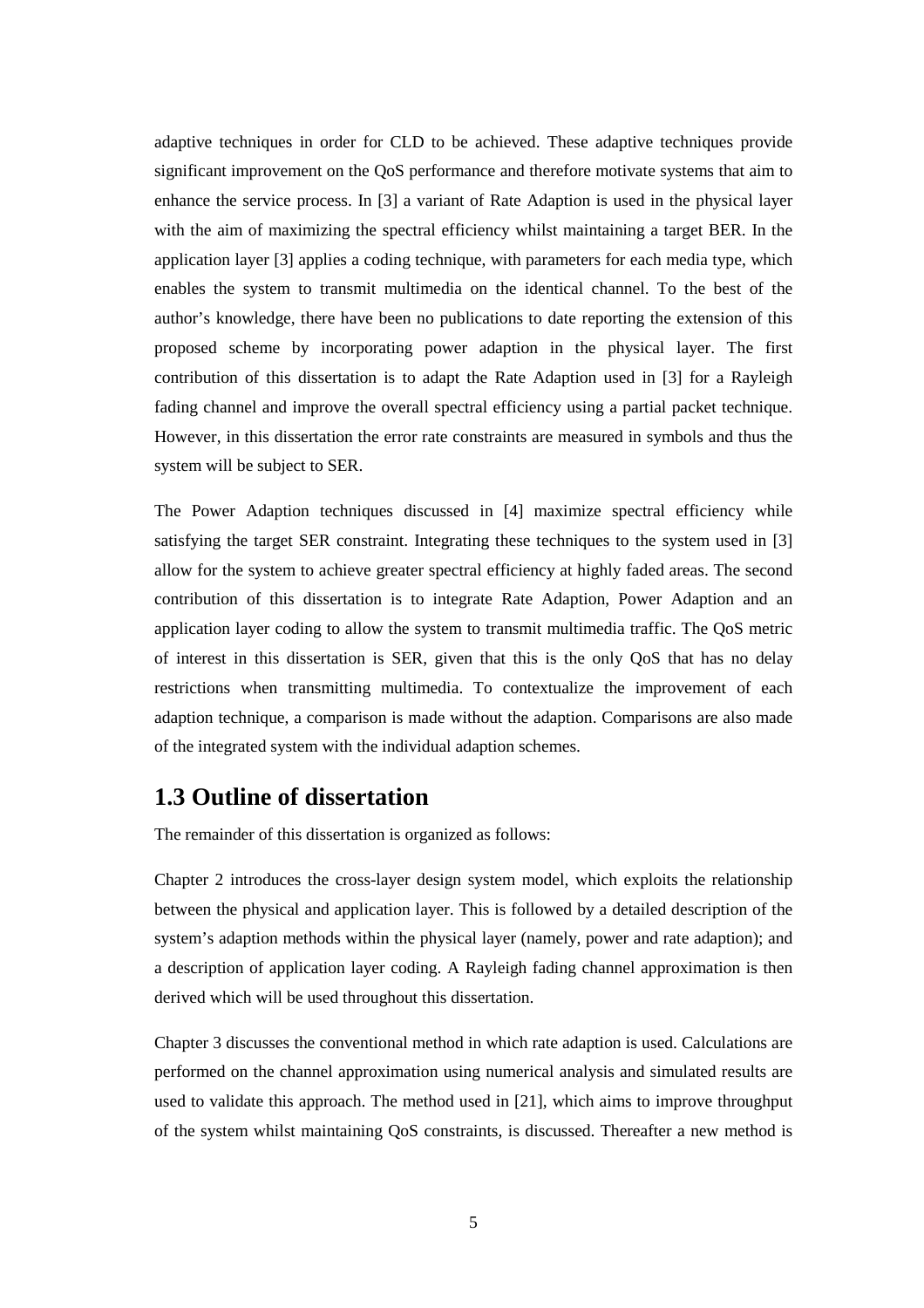adaptive techniques in order for CLD to be achieved. These adaptive techniques provide significant improvement on the QoS performance and therefore motivate systems that aim to enhance the service process. In [3] a variant of Rate Adaption is used in the physical layer with the aim of maximizing the spectral efficiency whilst maintaining a target BER. In the application layer [3] applies a coding technique, with parameters for each media type, which enables the system to transmit multimedia on the identical channel. To the best of the author's knowledge, there have been no publications to date reporting the extension of this proposed scheme by incorporating power adaption in the physical layer. The first contribution of this dissertation is to adapt the Rate Adaption used in [3] for a Rayleigh fading channel and improve the overall spectral efficiency using a partial packet technique. However, in this dissertation the error rate constraints are measured in symbols and thus the system will be subject to SER.

The Power Adaption techniques discussed in [4] maximize spectral efficiency while satisfying the target SER constraint. Integrating these techniques to the system used in [3] allow for the system to achieve greater spectral efficiency at highly faded areas. The second contribution of this dissertation is to integrate Rate Adaption, Power Adaption and an application layer coding to allow the system to transmit multimedia traffic. The QoS metric of interest in this dissertation is SER, given that this is the only QoS that has no delay restrictions when transmitting multimedia. To contextualize the improvement of each adaption technique, a comparison is made without the adaption. Comparisons are also made of the integrated system with the individual adaption schemes.

## 1.3 Outline of dissertation

The remainder of this dissertation is organized as follows:

Chapter 2 introduces the cross-layer design system model, which exploits the relationship between the physical and application layer. This is followed by a detailed description of the system's adaption methods within the physical layer (namely, power and rate adaption); and a description of application layer coding. A Rayleigh fading channel approximation is then derived which will be used throughout this dissertation.

Chapter 3 discusses the conventional method in which rate adaption is used. Calculations are performed on the channel approximation using numerical analysis and simulated results are used to validate this approach. The method used in [21], which aims to improve throughput of the system whilst maintaining QoS constraints, is discussed. Thereafter a new method is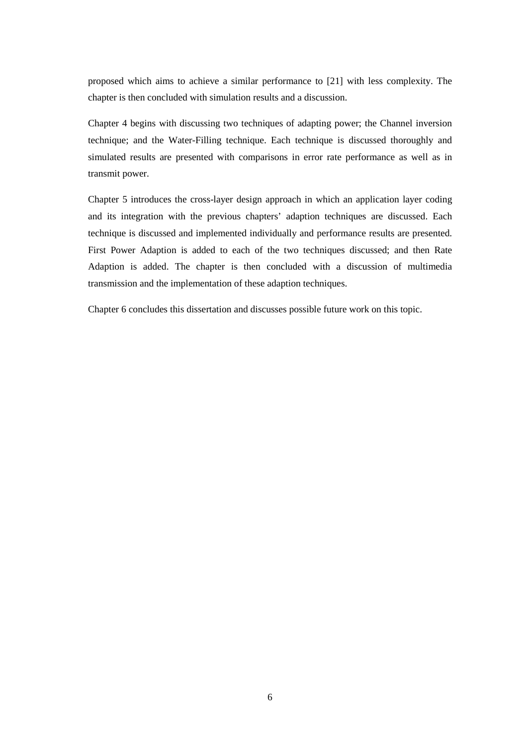proposed which aims to achieve a similar performance to [21] with less complexity. The chapter is then concluded with simulation results and a discussion.

Chapter 4 begins with discussing two techniques of adapting power; the Channel inversion technique; and the Water-Filling technique. Each technique is discussed thoroughly and simulated results are presented with comparisons in error rate performance as well as in transmit power.

Chapter 5 introduces the cross-layer design approach in which an application layer coding and its integration with the previous chapters' adaption techniques are discussed. Each technique is discussed and implemented individually and performance results are presented. First Power Adaption is added to each of the two techniques discussed; and then Rate Adaption is added. The chapter is then concluded with a discussion of multimedia transmission and the implementation of these adaption techniques.

Chapter 6 concludes this dissertation and discusses possible future work on this topic.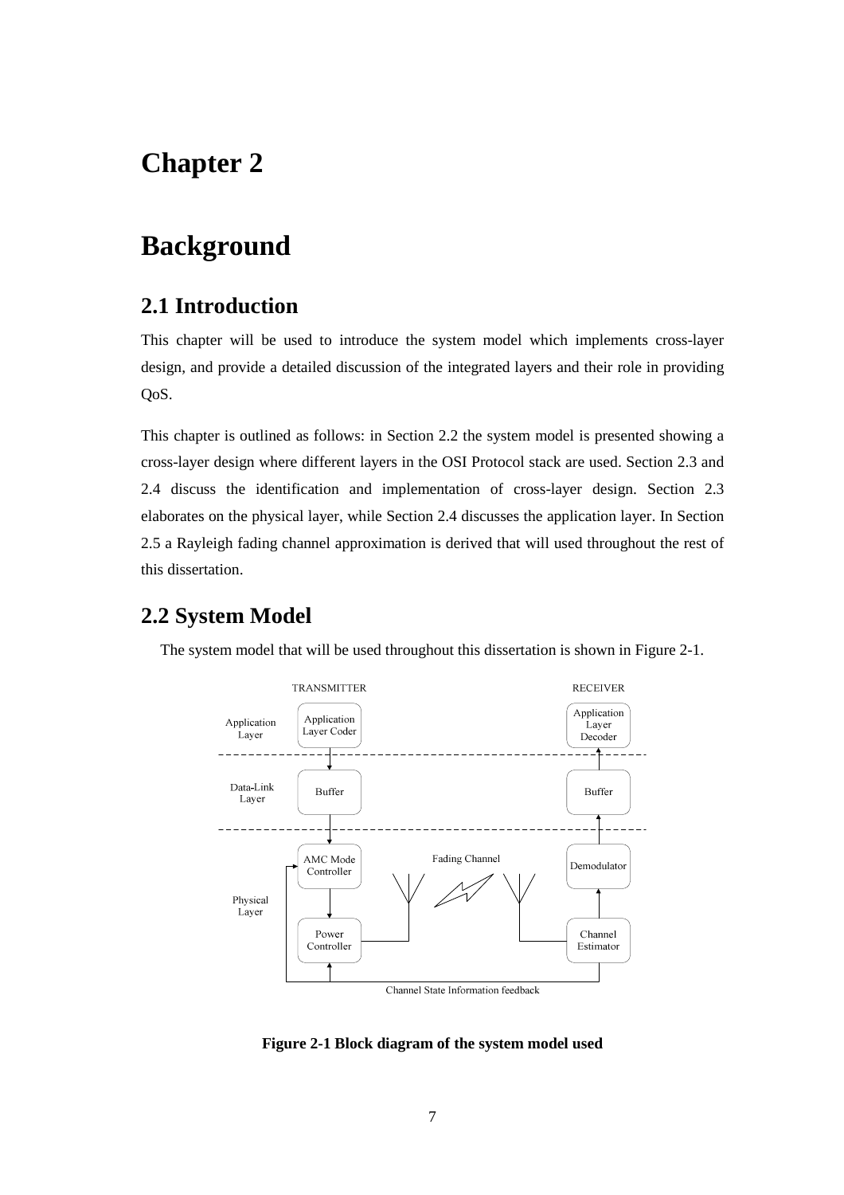# Chapter 2

# Background

## 2.1 Introduction

This chapter will be used to introduce the system model which implements cross-layer design, and provide a detailed discussion of the integrated layers and their role in providing QoS.

This chapter is outlined as follows: in Section 2.2 the system model is presented showing a cross-layer design where different layers in the OSI Protocol stack are used. Section 2.3 and 2.4 discuss the identification and implementation of cross-layer design. Section 2.3 elaborates on the physical layer, while Section 2.4 discusses the application layer. In Section 2.5 a Rayleigh fading channel approximation is derived that will used throughout the rest of this dissertation.

## 2.2 System Model

The system model that will be used throughout this dissertation is shown in Figure 2-1.

TRANSMITTER RECEIVER

Application Layer: Application Layer Coder — Application Layer Decoder

Data-Link Layer: Buffer — Buffer

Physical Layer: AMC Mode Controller, Power Controller — Fading Channel — Demodulator, Channel Estimator

Channel State Information feedback

**Figure 2-1 Block diagram of the system model used**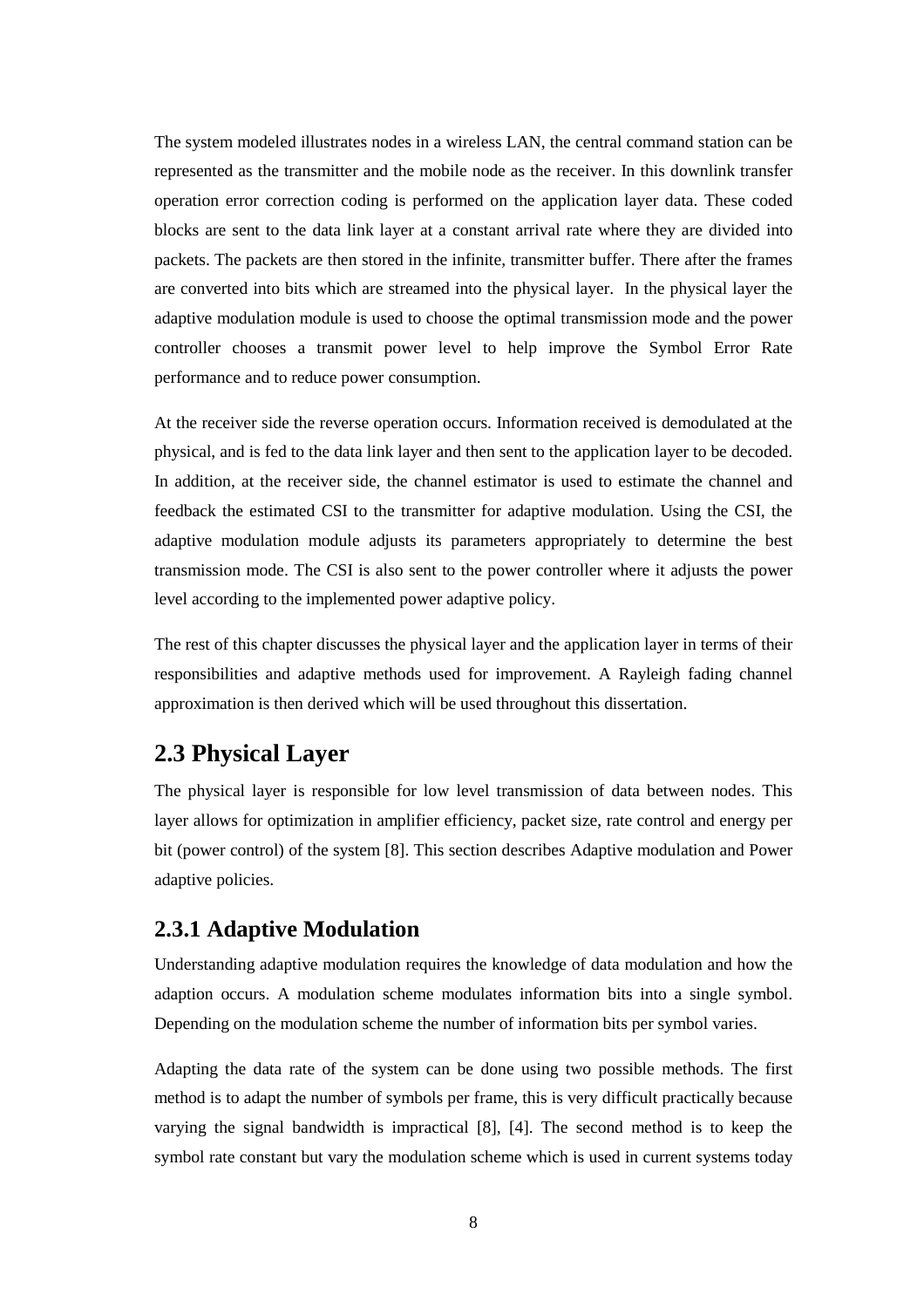The system modeled illustrates nodes in a wireless LAN, the central command station can be represented as the transmitter and the mobile node as the receiver. In this downlink transfer operation error correction coding is performed on the application layer data. These coded blocks are sent to the data link layer at a constant arrival rate where they are divided into packets. The packets are then stored in the infinite, transmitter buffer. There after the frames are converted into bits which are streamed into the physical layer. In the physical layer the adaptive modulation module is used to choose the optimal transmission mode and the power controller chooses a transmit power level to help improve the Symbol Error Rate performance and to reduce power consumption.

At the receiver side the reverse operation occurs. Information received is demodulated at the physical, and is fed to the data link layer and then sent to the application layer to be decoded. In addition, at the receiver side, the channel estimator is used to estimate the channel and feedback the estimated CSI to the transmitter for adaptive modulation. Using the CSI, the adaptive modulation module adjusts its parameters appropriately to determine the best transmission mode. The CSI is also sent to the power controller where it adjusts the power level according to the implemented power adaptive policy.

The rest of this chapter discusses the physical layer and the application layer in terms of their responsibilities and adaptive methods used for improvement. A Rayleigh fading channel approximation is then derived which will be used throughout this dissertation.

## 2.3 Physical Layer

The physical layer is responsible for low level transmission of data between nodes. This layer allows for optimization in amplifier efficiency, packet size, rate control and energy per bit (power control) of the system [8]. This section describes Adaptive modulation and Power adaptive policies.

### 2.3.1 Adaptive Modulation

Understanding adaptive modulation requires the knowledge of data modulation and how the adaption occurs. A modulation scheme modulates information bits into a single symbol. Depending on the modulation scheme the number of information bits per symbol varies.

Adapting the data rate of the system can be done using two possible methods. The first method is to adapt the number of symbols per frame, this is very difficult practically because varying the signal bandwidth is impractical [8], [4]. The second method is to keep the symbol rate constant but vary the modulation scheme which is used in current systems today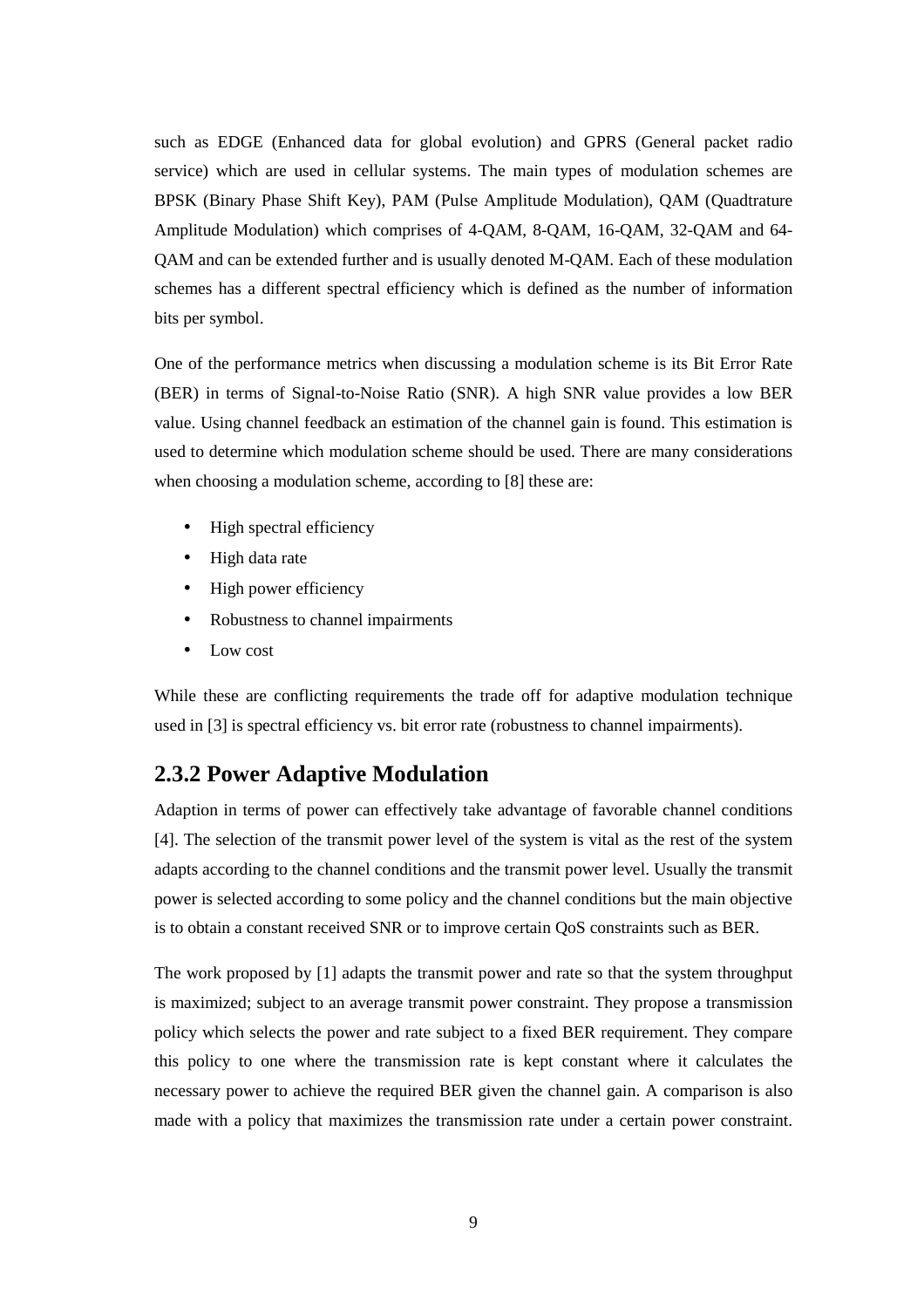such as EDGE (Enhanced data for global evolution) and GPRS (General packet radio service) which are used in cellular systems. The main types of modulation schemes are BPSK (Binary Phase Shift Key), PAM (Pulse Amplitude Modulation), QAM (Quadtrature Amplitude Modulation) which comprises of 4-QAM, 8-QAM, 16-QAM, 32-QAM and 64-QAM and can be extended further and is usually denoted M-QAM. Each of these modulation schemes has a different spectral efficiency which is defined as the number of information bits per symbol.

One of the performance metrics when discussing a modulation scheme is its Bit Error Rate (BER) in terms of Signal-to-Noise Ratio (SNR). A high SNR value provides a low BER value. Using channel feedback an estimation of the channel gain is found. This estimation is used to determine which modulation scheme should be used. There are many considerations when choosing a modulation scheme, according to [8] these are:

- High spectral efficiency
- High data rate
- High power efficiency
- Robustness to channel impairments
- Low cost

While these are conflicting requirements the trade off for adaptive modulation technique used in [3] is spectral efficiency vs. bit error rate (robustness to channel impairments).

## 2.3.2 Power Adaptive Modulation

Adaption in terms of power can effectively take advantage of favorable channel conditions [4]. The selection of the transmit power level of the system is vital as the rest of the system adapts according to the channel conditions and the transmit power level. Usually the transmit power is selected according to some policy and the channel conditions but the main objective is to obtain a constant received SNR or to improve certain QoS constraints such as BER.

The work proposed by [1] adapts the transmit power and rate so that the system throughput is maximized; subject to an average transmit power constraint. They propose a transmission policy which selects the power and rate subject to a fixed BER requirement. They compare this policy to one where the transmission rate is kept constant where it calculates the necessary power to achieve the required BER given the channel gain. A comparison is also made with a policy that maximizes the transmission rate under a certain power constraint.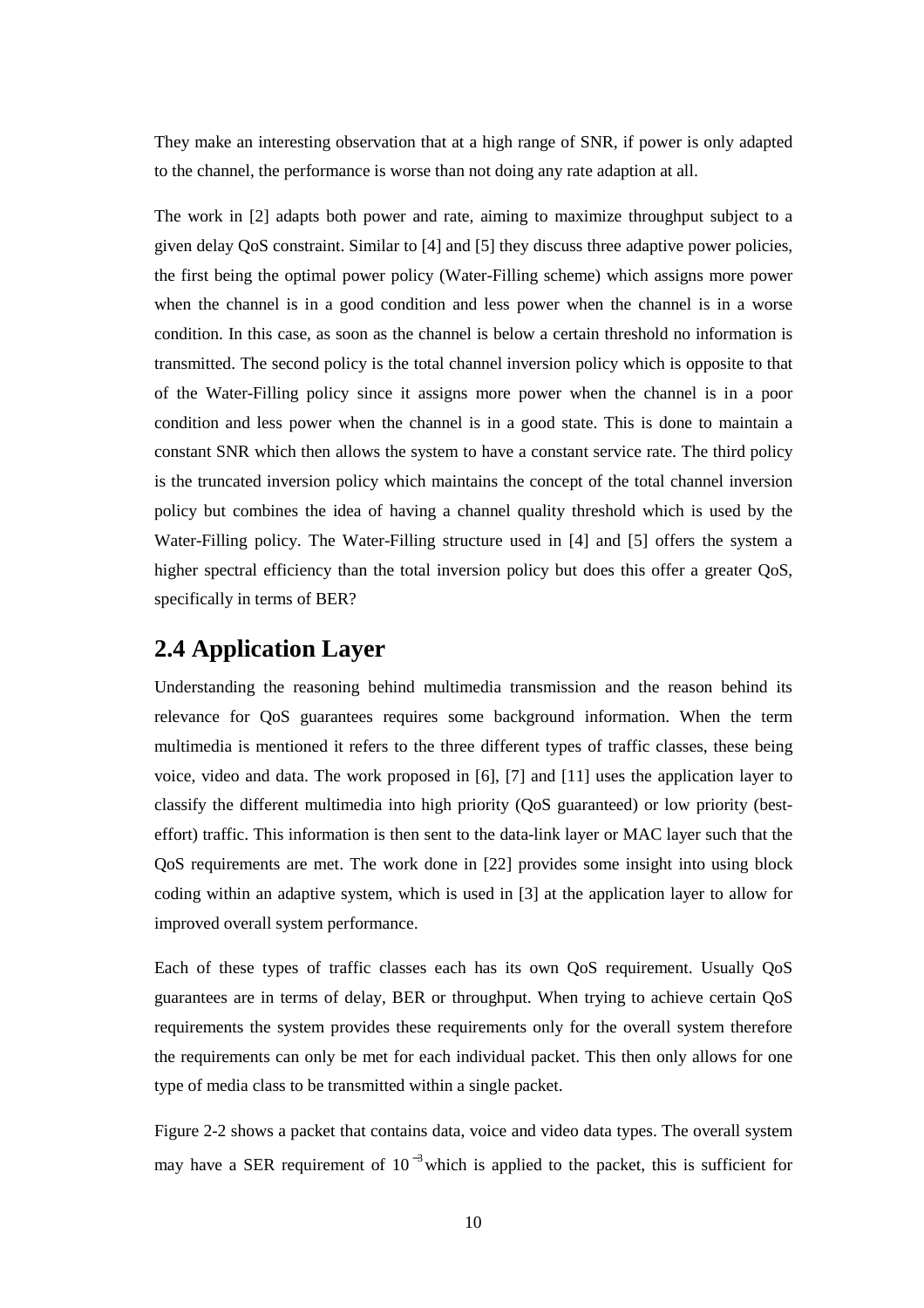They make an interesting observation that at a high range of SNR, if power is only adapted to the channel, the performance is worse than not doing any rate adaption at all.

The work in [2] adapts both power and rate, aiming to maximize throughput subject to a given delay QoS constraint. Similar to [4] and [5] they discuss three adaptive power policies, the first being the optimal power policy (Water-Filling scheme) which assigns more power when the channel is in a good condition and less power when the channel is in a worse condition. In this case, as soon as the channel is below a certain threshold no information is transmitted. The second policy is the total channel inversion policy which is opposite to that of the Water-Filling policy since it assigns more power when the channel is in a poor condition and less power when the channel is in a good state. This is done to maintain a constant SNR which then allows the system to have a constant service rate. The third policy is the truncated inversion policy which maintains the concept of the total channel inversion policy but combines the idea of having a channel quality threshold which is used by the Water-Filling policy. The Water-Filling structure used in [4] and [5] offers the system a higher spectral efficiency than the total inversion policy but does this offer a greater QoS, specifically in terms of BER?

## 2.4 Application Layer

Understanding the reasoning behind multimedia transmission and the reason behind its relevance for QoS guarantees requires some background information. When the term multimedia is mentioned it refers to the three different types of traffic classes, these being voice, video and data. The work proposed in [6], [7] and [11] uses the application layer to classify the different multimedia into high priority (QoS guaranteed) or low priority (best-effort) traffic. This information is then sent to the data-link layer or MAC layer such that the QoS requirements are met. The work done in [22] provides some insight into using block coding within an adaptive system, which is used in [3] at the application layer to allow for improved overall system performance.

Each of these types of traffic classes each has its own QoS requirement. Usually QoS guarantees are in terms of delay, BER or throughput. When trying to achieve certain QoS requirements the system provides these requirements only for the overall system therefore the requirements can only be met for each individual packet. This then only allows for one type of media class to be transmitted within a single packet.

Figure 2-2 shows a packet that contains data, voice and video data types. The overall system may have a SER requirement of $10^{-3}$ which is applied to the packet, this is sufficient for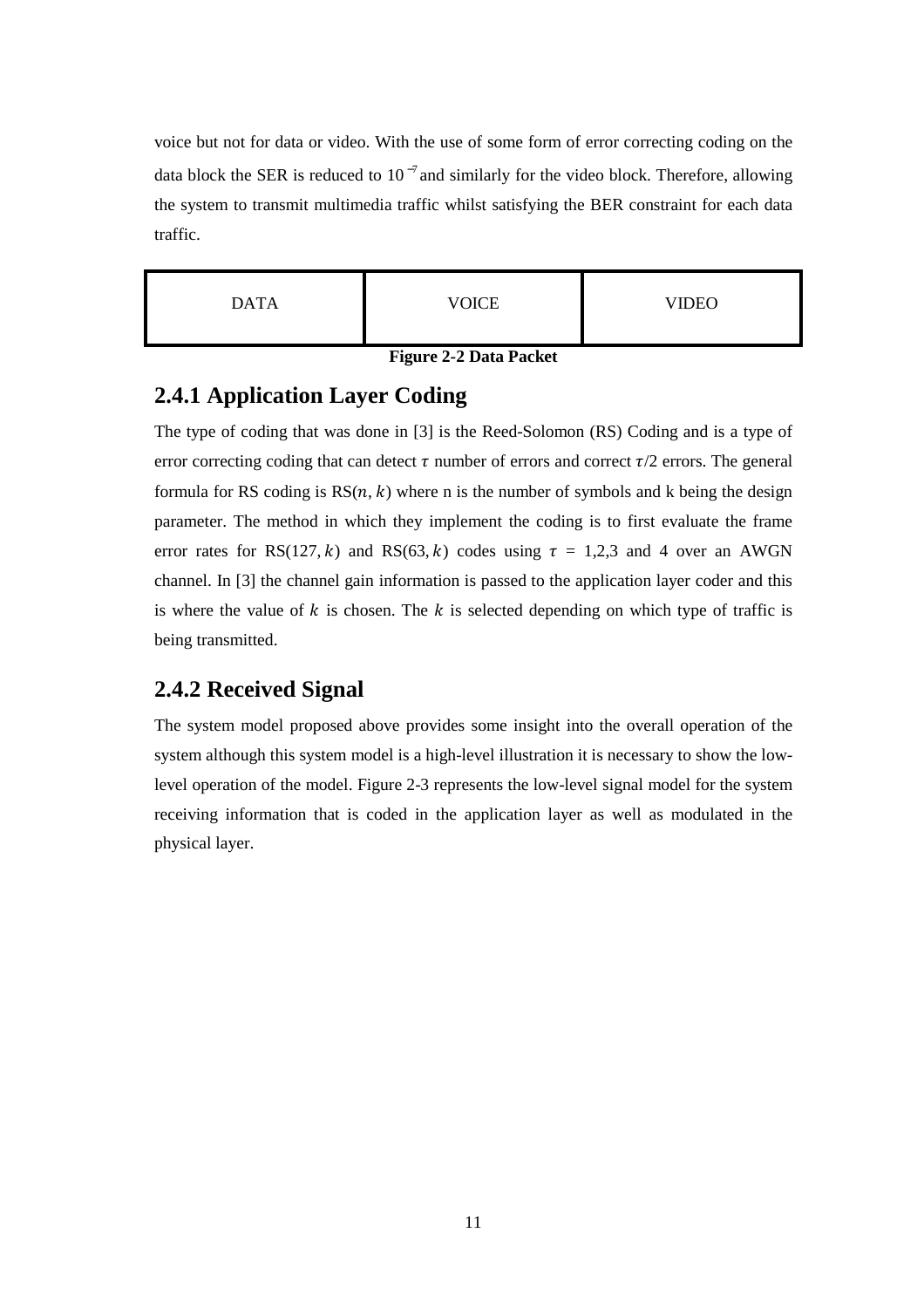voice but not for data or video. With the use of some form of error correcting coding on the data block the SER is reduced to $10^{-7}$ and similarly for the video block. Therefore, allowing the system to transmit multimedia traffic whilst satisfying the BER constraint for each data traffic.

| DATA | VOICE | VIDEO |
|---|---|---|

**Figure 2-2 Data Packet**

### 2.4.1 Application Layer Coding

The type of coding that was done in [3] is the Reed-Solomon (RS) Coding and is a type of error correcting coding that can detect $\tau$ number of errors and correct $\tau/2$ errors. The general formula for RS coding is $\text{RS}(n, k)$ where n is the number of symbols and k being the design parameter. The method in which they implement the coding is to first evaluate the frame error rates for $\text{RS}(127, k)$ and $\text{RS}(63, k)$ codes using $\tau$ = 1,2,3 and 4 over an AWGN channel. In [3] the channel gain information is passed to the application layer coder and this is where the value of $k$ is chosen. The $k$ is selected depending on which type of traffic is being transmitted.

### 2.4.2 Received Signal

The system model proposed above provides some insight into the overall operation of the system although this system model is a high-level illustration it is necessary to show the low-level operation of the model. Figure 2-3 represents the low-level signal model for the system receiving information that is coded in the application layer as well as modulated in the physical layer.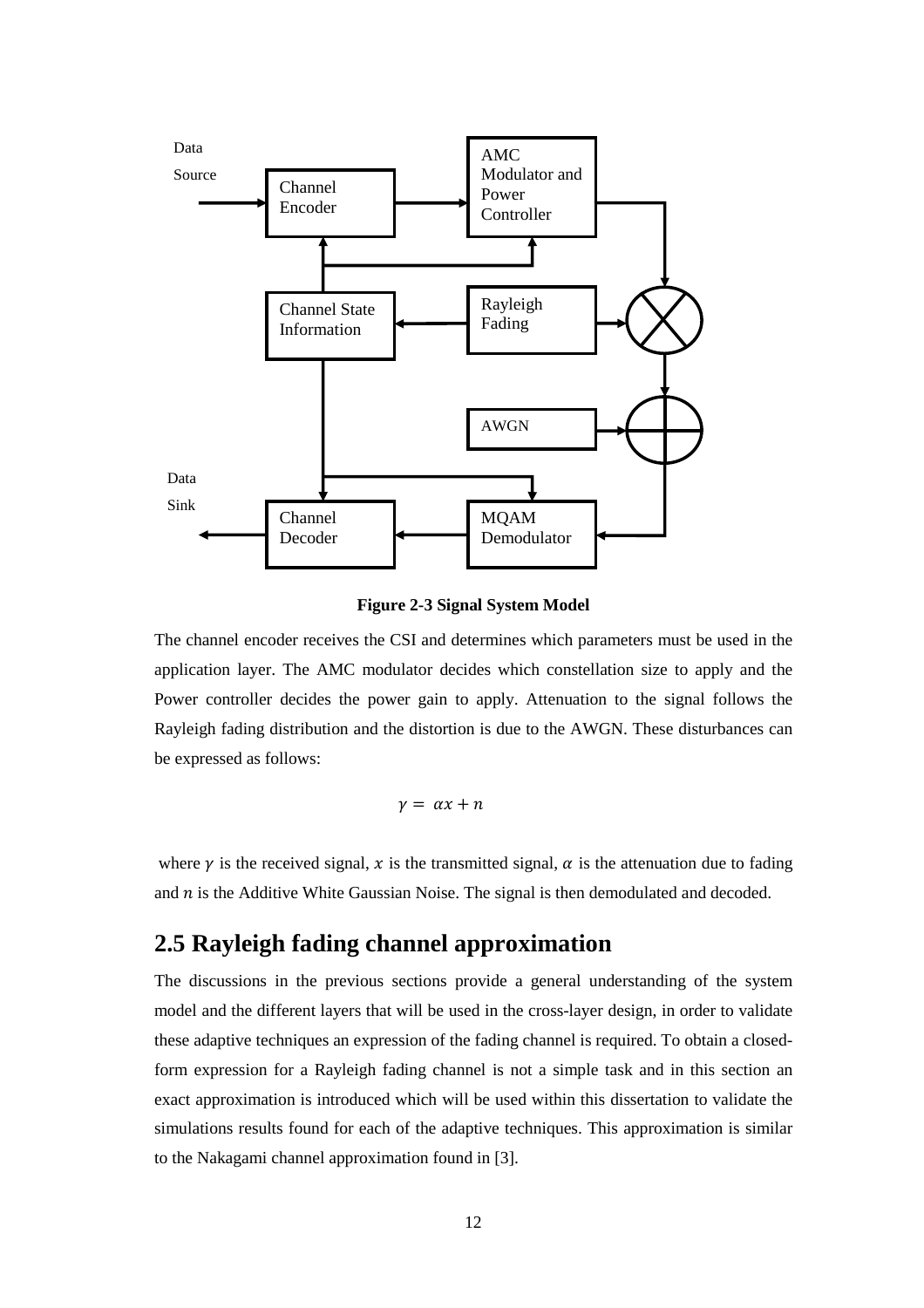Data Source

Channel Encoder

AMC Modulator and Power Controller

Channel State Information

Rayleigh Fading

AWGN

Data Sink

Channel Decoder

MQAM Demodulator

**Figure 2-3 Signal System Model**

The channel encoder receives the CSI and determines which parameters must be used in the application layer. The AMC modulator decides which constellation size to apply and the Power controller decides the power gain to apply. Attenuation to the signal follows the Rayleigh fading distribution and the distortion is due to the AWGN. These disturbances can be expressed as follows:

$$\gamma = \alpha x + n$$

where $\gamma$ is the received signal, $x$ is the transmitted signal, $\alpha$ is the attenuation due to fading and $n$ is the Additive White Gaussian Noise. The signal is then demodulated and decoded.

## 2.5 Rayleigh fading channel approximation

The discussions in the previous sections provide a general understanding of the system model and the different layers that will be used in the cross-layer design, in order to validate these adaptive techniques an expression of the fading channel is required. To obtain a closed-form expression for a Rayleigh fading channel is not a simple task and in this section an exact approximation is introduced which will be used within this dissertation to validate the simulations results found for each of the adaptive techniques. This approximation is similar to the Nakagami channel approximation found in [3].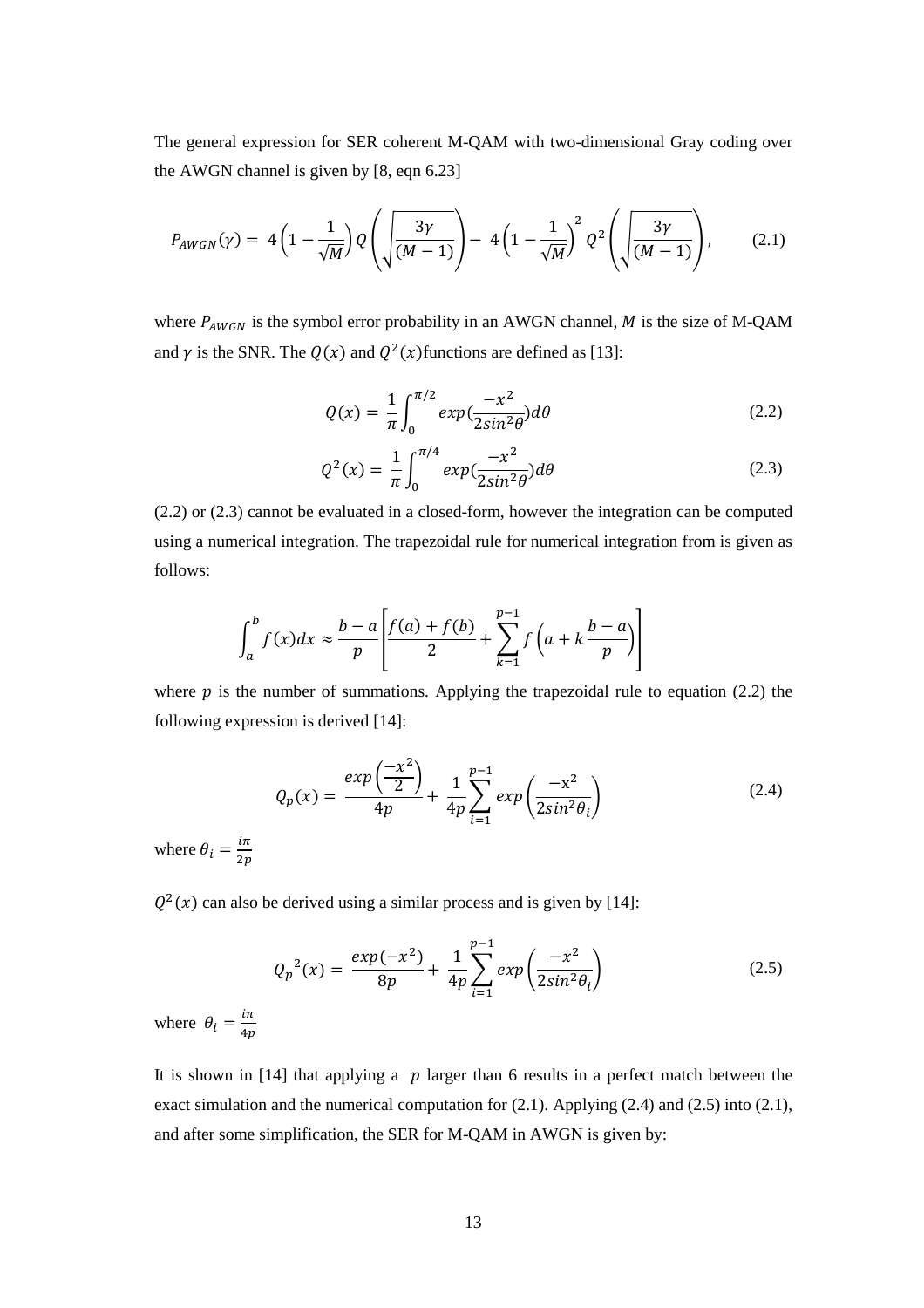The general expression for SER coherent M-QAM with two-dimensional Gray coding over the AWGN channel is given by [8, eqn 6.23]

$$P_{AWGN}(\gamma) = 4\left(1 - \frac{1}{\sqrt{M}}\right) Q\left(\sqrt{\frac{3\gamma}{(M-1)}}\right) - 4\left(1 - \frac{1}{\sqrt{M}}\right)^2 Q^2\left(\sqrt{\frac{3\gamma}{(M-1)}}\right), \tag{2.1}$$

where $P_{AWGN}$ is the symbol error probability in an AWGN channel, $M$ is the size of M-QAM and $\gamma$ is the SNR. The $Q(x)$ and $Q^2(x)$functions are defined as [13]:

$$Q(x) = \frac{1}{\pi}\int_0^{\pi/2} exp(\frac{-x^2}{2sin^2\theta})d\theta \tag{2.2}$$

$$Q^2(x) = \frac{1}{\pi}\int_0^{\pi/4} exp(\frac{-x^2}{2sin^2\theta})d\theta \tag{2.3}$$

(2.2) or (2.3) cannot be evaluated in a closed-form, however the integration can be computed using a numerical integration. The trapezoidal rule for numerical integration from is given as follows:

$$\int_a^b f(x)dx \approx \frac{b-a}{p}\left[\frac{f(a)+f(b)}{2} + \sum_{k=1}^{p-1} f\left(a + k\frac{b-a}{p}\right)\right]$$

where $p$ is the number of summations. Applying the trapezoidal rule to equation (2.2) the following expression is derived [14]:

$$Q_p(x) = \frac{exp\left(\frac{-x^2}{2}\right)}{4p} + \frac{1}{4p}\sum_{i=1}^{p-1} exp\left(\frac{-x^2}{2sin^2\theta_i}\right) \tag{2.4}$$

where $\theta_i = \frac{i\pi}{2p}$

$Q^2(x)$ can also be derived using a similar process and is given by [14]:

$${Q_p}^2(x) = \frac{exp(-x^2)}{8p} + \frac{1}{4p}\sum_{i=1}^{p-1} exp\left(\frac{-x^2}{2sin^2\theta_i}\right) \tag{2.5}$$

where $\theta_i = \frac{i\pi}{4p}$

It is shown in [14] that applying a $p$ larger than 6 results in a perfect match between the exact simulation and the numerical computation for (2.1). Applying (2.4) and (2.5) into (2.1), and after some simplification, the SER for M-QAM in AWGN is given by: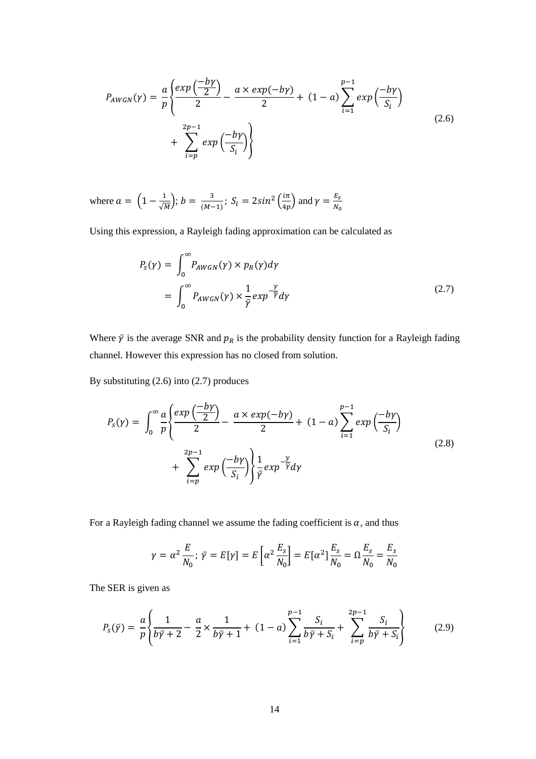$$P_{AWGN}(\gamma) = \frac{a}{p}\left\{\frac{exp\left(\frac{-b\gamma}{2}\right)}{2} - \frac{a \times exp(-b\gamma)}{2} + (1-a)\sum_{i=1}^{p-1} exp\left(\frac{-b\gamma}{S_i}\right) + \sum_{i=p}^{2p-1} exp\left(\frac{-b\gamma}{S_i}\right)\right\} \tag{2.6}$$

where $a = \left(1 - \frac{1}{\sqrt{M}}\right)$; $b = \frac{3}{(M-1)}$; $S_i = 2sin^2\left(\frac{i\pi}{4p}\right)$ and $\gamma = \frac{E_s}{N_0}$

Using this expression, a Rayleigh fading approximation can be calculated as

$$\begin{aligned} P_s(\gamma) &= \int_0^\infty P_{AWGN}(\gamma) \times p_R(\gamma) d\gamma \\ &= \int_0^\infty P_{AWGN}(\gamma) \times \frac{1}{\bar{\gamma}} exp^{-\frac{\gamma}{\bar{\gamma}}} d\gamma \end{aligned} \tag{2.7}$$

Where $\bar{\gamma}$ is the average SNR and $p_R$ is the probability density function for a Rayleigh fading channel. However this expression has no closed from solution.

By substituting (2.6) into (2.7) produces

$$P_s(\gamma) = \int_0^\infty \frac{a}{p}\left\{\frac{exp\left(\frac{-b\gamma}{2}\right)}{2} - \frac{a \times exp(-b\gamma)}{2} + (1-a)\sum_{i=1}^{p-1} exp\left(\frac{-b\gamma}{S_i}\right) + \sum_{i=p}^{2p-1} exp\left(\frac{-b\gamma}{S_i}\right)\right\}\frac{1}{\bar{\gamma}} exp^{-\frac{y}{\bar{\gamma}}} d\gamma \tag{2.8}$$

For a Rayleigh fading channel we assume the fading coefficient is $\alpha$, and thus

$$\gamma = \alpha^2 \frac{E}{N_0};\ \bar{\gamma} = E[\gamma] = E\left[\alpha^2 \frac{E_s}{N_0}\right] = E[\alpha^2]\frac{E_s}{N_0} = \Omega\frac{E_s}{N_0} = \frac{E_s}{N_0}$$

The SER is given as

$$P_s(\bar{\gamma}) = \frac{a}{p}\left\{\frac{1}{b\bar{\gamma}+2} - \frac{a}{2} \times \frac{1}{b\bar{\gamma}+1} + (1-a)\sum_{i=1}^{p-1}\frac{S_i}{b\bar{\gamma}+S_i} + \sum_{i=p}^{2p-1}\frac{S_i}{b\bar{\gamma}+S_i}\right\} \tag{2.9}$$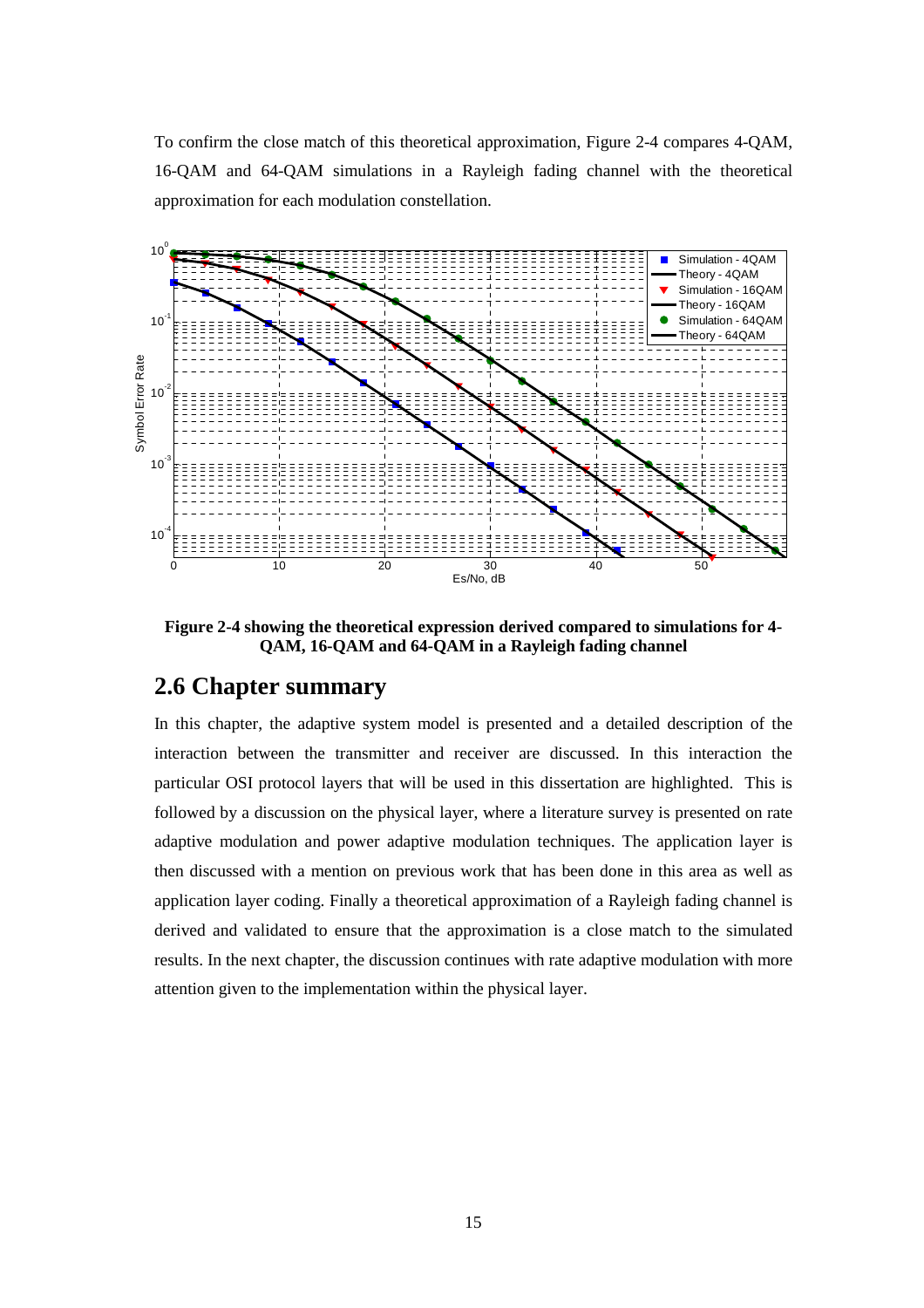To confirm the close match of this theoretical approximation, Figure 2-4 compares 4-QAM, 16-QAM and 64-QAM simulations in a Rayleigh fading channel with the theoretical approximation for each modulation constellation.

**Figure 2-4 showing the theoretical expression derived compared to simulations for 4-QAM, 16-QAM and 64-QAM in a Rayleigh fading channel**

## 2.6 Chapter summary

In this chapter, the adaptive system model is presented and a detailed description of the interaction between the transmitter and receiver are discussed. In this interaction the particular OSI protocol layers that will be used in this dissertation are highlighted. This is followed by a discussion on the physical layer, where a literature survey is presented on rate adaptive modulation and power adaptive modulation techniques. The application layer is then discussed with a mention on previous work that has been done in this area as well as application layer coding. Finally a theoretical approximation of a Rayleigh fading channel is derived and validated to ensure that the approximation is a close match to the simulated results. In the next chapter, the discussion continues with rate adaptive modulation with more attention given to the implementation within the physical layer.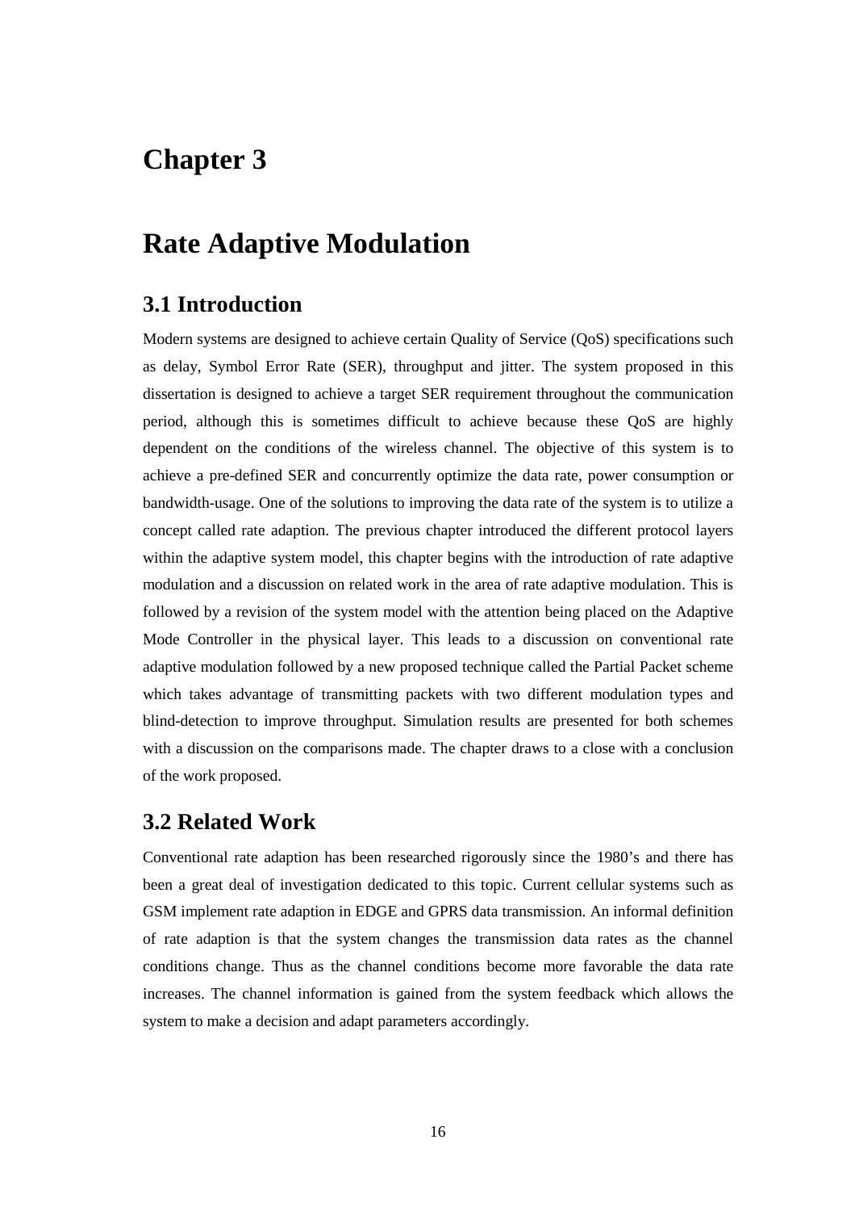# Chapter 3

# Rate Adaptive Modulation

## 3.1 Introduction

Modern systems are designed to achieve certain Quality of Service (QoS) specifications such as delay, Symbol Error Rate (SER), throughput and jitter. The system proposed in this dissertation is designed to achieve a target SER requirement throughout the communication period, although this is sometimes difficult to achieve because these QoS are highly dependent on the conditions of the wireless channel. The objective of this system is to achieve a pre-defined SER and concurrently optimize the data rate, power consumption or bandwidth-usage. One of the solutions to improving the data rate of the system is to utilize a concept called rate adaption. The previous chapter introduced the different protocol layers within the adaptive system model, this chapter begins with the introduction of rate adaptive modulation and a discussion on related work in the area of rate adaptive modulation. This is followed by a revision of the system model with the attention being placed on the Adaptive Mode Controller in the physical layer. This leads to a discussion on conventional rate adaptive modulation followed by a new proposed technique called the Partial Packet scheme which takes advantage of transmitting packets with two different modulation types and blind-detection to improve throughput. Simulation results are presented for both schemes with a discussion on the comparisons made. The chapter draws to a close with a conclusion of the work proposed.

## 3.2 Related Work

Conventional rate adaption has been researched rigorously since the 1980's and there has been a great deal of investigation dedicated to this topic. Current cellular systems such as GSM implement rate adaption in EDGE and GPRS data transmission. An informal definition of rate adaption is that the system changes the transmission data rates as the channel conditions change. Thus as the channel conditions become more favorable the data rate increases. The channel information is gained from the system feedback which allows the system to make a decision and adapt parameters accordingly.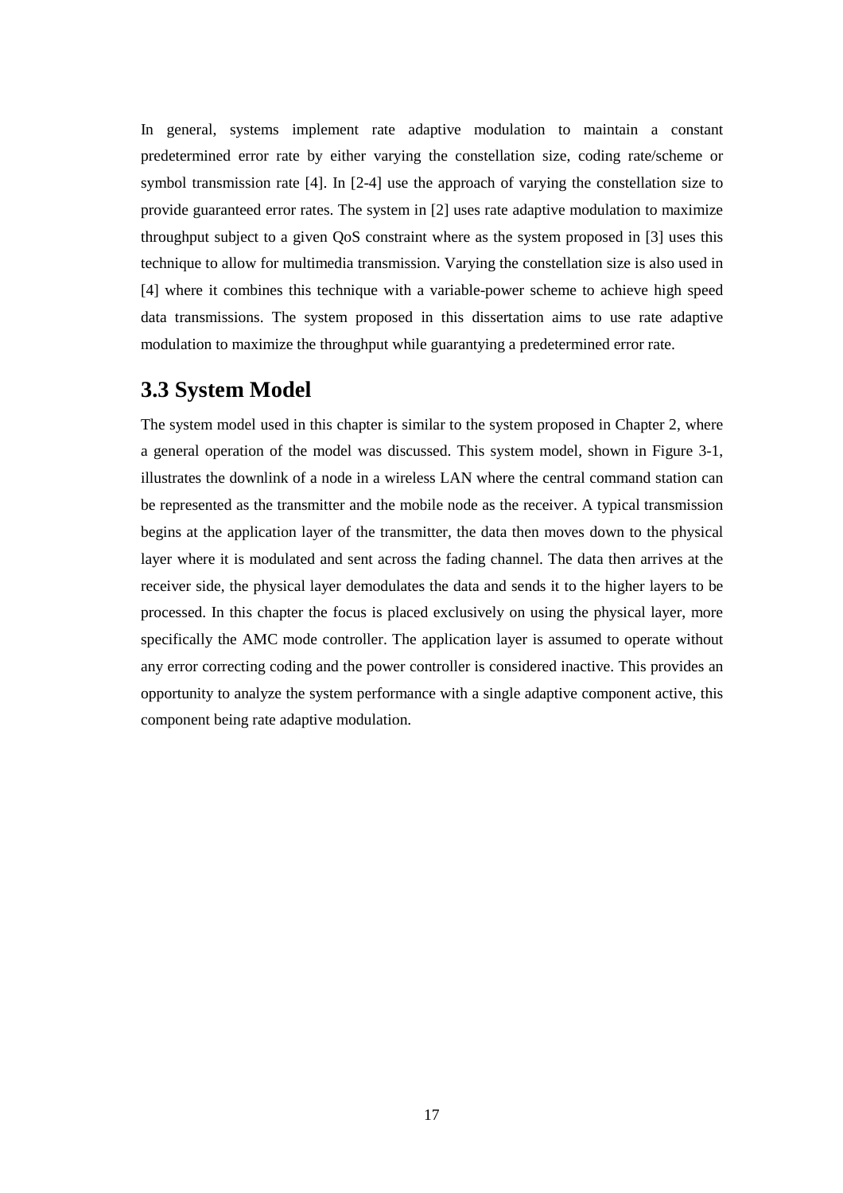In general, systems implement rate adaptive modulation to maintain a constant predetermined error rate by either varying the constellation size, coding rate/scheme or symbol transmission rate [4]. In [2-4] use the approach of varying the constellation size to provide guaranteed error rates. The system in [2] uses rate adaptive modulation to maximize throughput subject to a given QoS constraint where as the system proposed in [3] uses this technique to allow for multimedia transmission. Varying the constellation size is also used in [4] where it combines this technique with a variable-power scheme to achieve high speed data transmissions. The system proposed in this dissertation aims to use rate adaptive modulation to maximize the throughput while guarantying a predetermined error rate.

## 3.3 System Model

The system model used in this chapter is similar to the system proposed in Chapter 2, where a general operation of the model was discussed. This system model, shown in Figure 3-1, illustrates the downlink of a node in a wireless LAN where the central command station can be represented as the transmitter and the mobile node as the receiver. A typical transmission begins at the application layer of the transmitter, the data then moves down to the physical layer where it is modulated and sent across the fading channel. The data then arrives at the receiver side, the physical layer demodulates the data and sends it to the higher layers to be processed. In this chapter the focus is placed exclusively on using the physical layer, more specifically the AMC mode controller. The application layer is assumed to operate without any error correcting coding and the power controller is considered inactive. This provides an opportunity to analyze the system performance with a single adaptive component active, this component being rate adaptive modulation.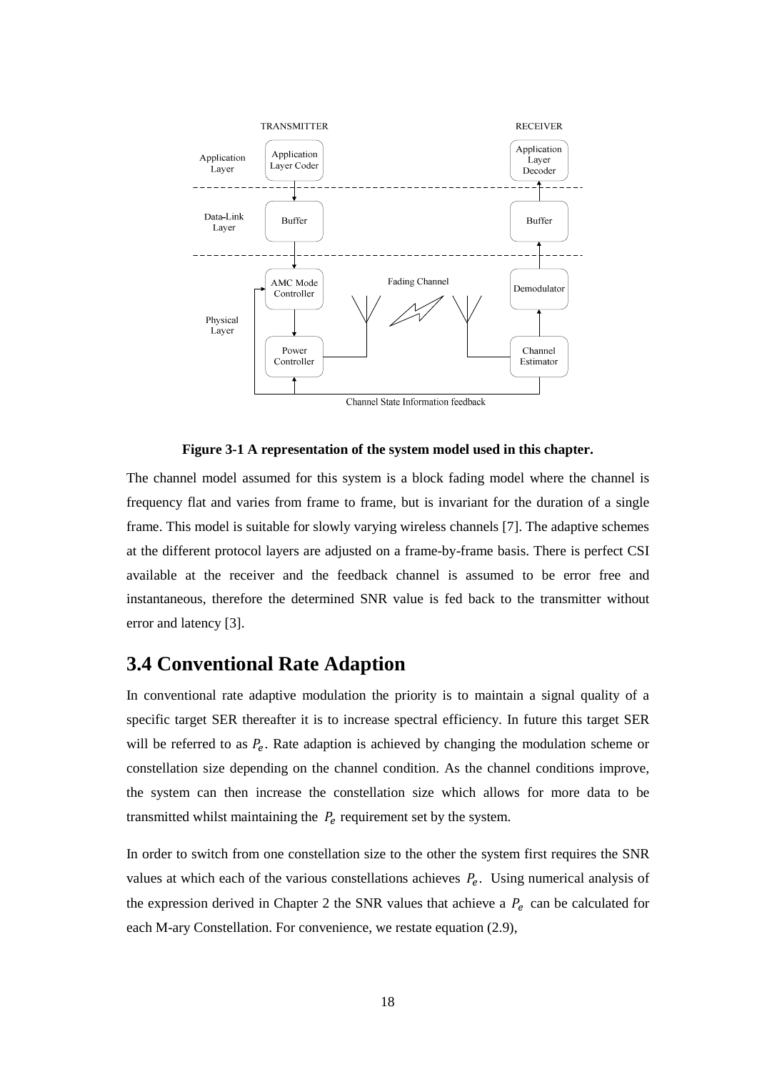**Figure 3-1 A representation of the system model used in this chapter.**

The channel model assumed for this system is a block fading model where the channel is frequency flat and varies from frame to frame, but is invariant for the duration of a single frame. This model is suitable for slowly varying wireless channels [7]. The adaptive schemes at the different protocol layers are adjusted on a frame-by-frame basis. There is perfect CSI available at the receiver and the feedback channel is assumed to be error free and instantaneous, therefore the determined SNR value is fed back to the transmitter without error and latency [3].

## 3.4 Conventional Rate Adaption

In conventional rate adaptive modulation the priority is to maintain a signal quality of a specific target SER thereafter it is to increase spectral efficiency. In future this target SER will be referred to as $P_e$. Rate adaption is achieved by changing the modulation scheme or constellation size depending on the channel condition. As the channel conditions improve, the system can then increase the constellation size which allows for more data to be transmitted whilst maintaining the $P_e$ requirement set by the system.

In order to switch from one constellation size to the other the system first requires the SNR values at which each of the various constellations achieves $P_e$. Using numerical analysis of the expression derived in Chapter 2 the SNR values that achieve a $P_e$ can be calculated for each M-ary Constellation. For convenience, we restate equation (2.9),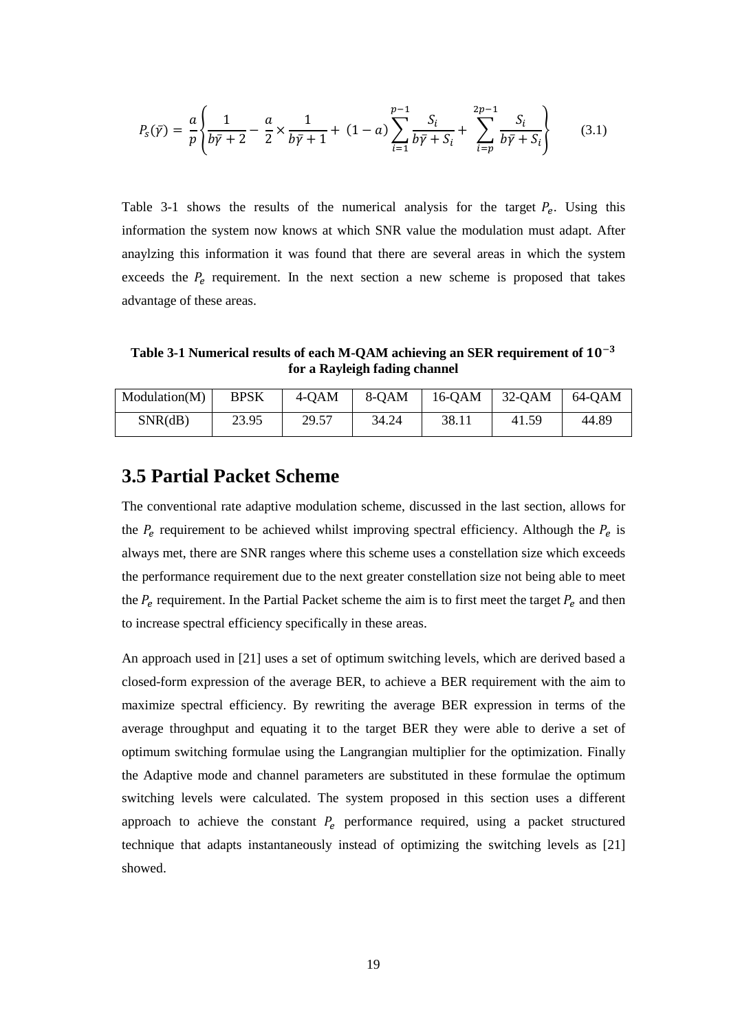$$P_s(\bar{\gamma}) = \frac{a}{p}\left\{\frac{1}{b\bar{\gamma}+2} - \frac{a}{2}\times\frac{1}{b\bar{\gamma}+1} + (1-a)\sum_{i=1}^{p-1}\frac{S_i}{b\bar{\gamma}+S_i} + \sum_{i=p}^{2p-1}\frac{S_i}{b\bar{\gamma}+S_i}\right\} \qquad (3.1)$$

Table 3-1 shows the results of the numerical analysis for the target $P_e$. Using this information the system now knows at which SNR value the modulation must adapt. After anaylzing this information it was found that there are several areas in which the system exceeds the $P_e$ requirement. In the next section a new scheme is proposed that takes advantage of these areas.

**Table 3-1 Numerical results of each M-QAM achieving an SER requirement of $10^{-3}$ for a Rayleigh fading channel**

| Modulation(M) | BPSK | 4-QAM | 8-QAM | 16-QAM | 32-QAM | 64-QAM |
|---|---|---|---|---|---|---|
| SNR(dB) | 23.95 | 29.57 | 34.24 | 38.11 | 41.59 | 44.89 |

## 3.5 Partial Packet Scheme

The conventional rate adaptive modulation scheme, discussed in the last section, allows for the $P_e$ requirement to be achieved whilst improving spectral efficiency. Although the $P_e$ is always met, there are SNR ranges where this scheme uses a constellation size which exceeds the performance requirement due to the next greater constellation size not being able to meet the $P_e$ requirement. In the Partial Packet scheme the aim is to first meet the target $P_e$ and then to increase spectral efficiency specifically in these areas.

An approach used in [21] uses a set of optimum switching levels, which are derived based a closed-form expression of the average BER, to achieve a BER requirement with the aim to maximize spectral efficiency. By rewriting the average BER expression in terms of the average throughput and equating it to the target BER they were able to derive a set of optimum switching formulae using the Langrangian multiplier for the optimization. Finally the Adaptive mode and channel parameters are substituted in these formulae the optimum switching levels were calculated. The system proposed in this section uses a different approach to achieve the constant $P_e$ performance required, using a packet structured technique that adapts instantaneously instead of optimizing the switching levels as [21] showed.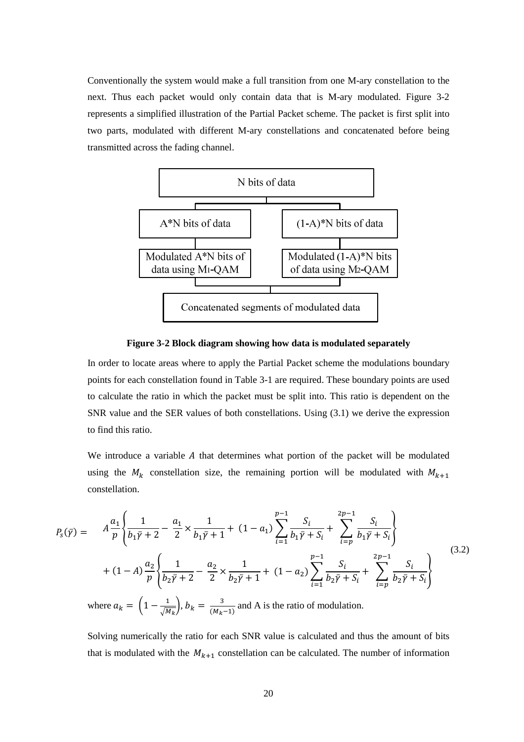Conventionally the system would make a full transition from one M-ary constellation to the next. Thus each packet would only contain data that is M-ary modulated. Figure 3-2 represents a simplified illustration of the Partial Packet scheme. The packet is first split into two parts, modulated with different M-ary constellations and concatenated before being transmitted across the fading channel.

```
                  N bits of data
                 /              \
   A*N bits of data        (1-A)*N bits of data
          |                         |
 Modulated A*N bits of     Modulated (1-A)*N bits
   data using M1-QAM         of data using M2-QAM
                 \              /
        Concatenated segments of modulated data
```

**Figure 3-2 Block diagram showing how data is modulated separately**

In order to locate areas where to apply the Partial Packet scheme the modulations boundary points for each constellation found in Table 3-1 are required. These boundary points are used to calculate the ratio in which the packet must be split into. This ratio is dependent on the SNR value and the SER values of both constellations. Using (3.1) we derive the expression to find this ratio.

We introduce a variable $A$ that determines what portion of the packet will be modulated using the $M_k$ constellation size, the remaining portion will be modulated with $M_{k+1}$ constellation.

$$
\begin{aligned}
P_s(\bar{\gamma}) = \quad & A\frac{a_1}{p}\left\{\frac{1}{b_1\bar{\gamma}+2} - \frac{a_1}{2}\times\frac{1}{b_1\bar{\gamma}+1} + (1-a_1)\sum_{i=1}^{p-1}\frac{S_i}{b_1\bar{\gamma}+S_i} + \sum_{i=p}^{2p-1}\frac{S_i}{b_1\bar{\gamma}+S_i}\right\} \\
& + (1-A)\frac{a_2}{p}\left\{\frac{1}{b_2\bar{\gamma}+2} - \frac{a_2}{2}\times\frac{1}{b_2\bar{\gamma}+1} + (1-a_2)\sum_{i=1}^{p-1}\frac{S_i}{b_2\bar{\gamma}+S_i} + \sum_{i=p}^{2p-1}\frac{S_i}{b_2\bar{\gamma}+S_i}\right\}
\end{aligned}
\tag{3.2}
$$

where $a_k = \left(1 - \frac{1}{\sqrt{M_k}}\right)$, $b_k = \frac{3}{(M_k - 1)}$ and A is the ratio of modulation.

Solving numerically the ratio for each SNR value is calculated and thus the amount of bits that is modulated with the $M_{k+1}$ constellation can be calculated. The number of information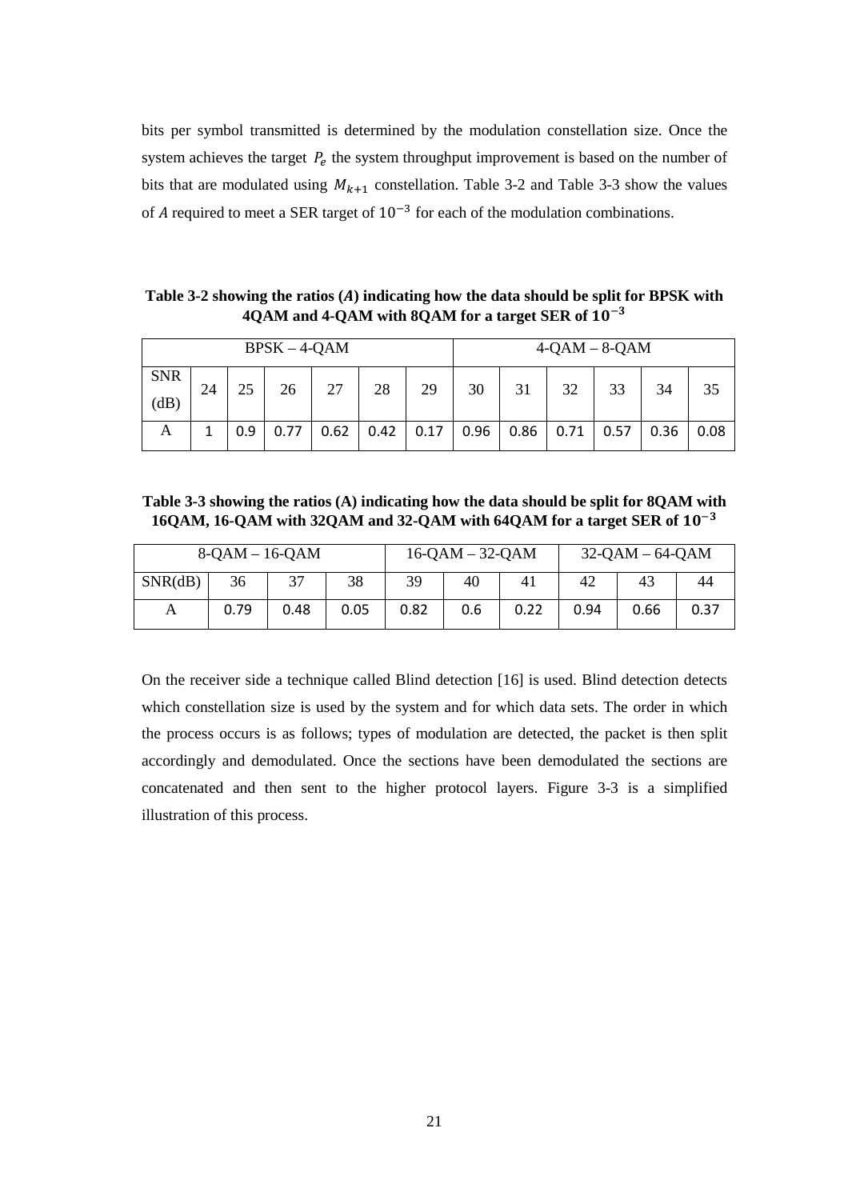bits per symbol transmitted is determined by the modulation constellation size. Once the system achieves the target $P_e$ the system throughput improvement is based on the number of bits that are modulated using $M_{k+1}$ constellation. Table 3-2 and Table 3-3 show the values of $A$ required to meet a SER target of $10^{-3}$ for each of the modulation combinations.

**Table 3-2 showing the ratios ($A$) indicating how the data should be split for BPSK with 4QAM and 4-QAM with 8QAM for a target SER of $10^{-3}$**

| BPSK – 4-QAM | | | | | | | 4-QAM – 8-QAM | | | | | |
|---|---|---|---|---|---|---|---|---|---|---|---|---|
| SNR (dB) | 24 | 25 | 26 | 27 | 28 | 29 | 30 | 31 | 32 | 33 | 34 | 35 |
| A | 1 | 0.9 | 0.77 | 0.62 | 0.42 | 0.17 | 0.96 | 0.86 | 0.71 | 0.57 | 0.36 | 0.08 |

**Table 3-3 showing the ratios (A) indicating how the data should be split for 8QAM with 16QAM, 16-QAM with 32QAM and 32-QAM with 64QAM for a target SER of $10^{-3}$**

| 8-QAM – 16-QAM | | | | 16-QAM – 32-QAM | | | 32-QAM – 64-QAM | | |
|---|---|---|---|---|---|---|---|---|---|
| SNR(dB) | 36 | 37 | 38 | 39 | 40 | 41 | 42 | 43 | 44 |
| A | 0.79 | 0.48 | 0.05 | 0.82 | 0.6 | 0.22 | 0.94 | 0.66 | 0.37 |

On the receiver side a technique called Blind detection [16] is used. Blind detection detects which constellation size is used by the system and for which data sets. The order in which the process occurs is as follows; types of modulation are detected, the packet is then split accordingly and demodulated. Once the sections have been demodulated the sections are concatenated and then sent to the higher protocol layers. Figure 3-3 is a simplified illustration of this process.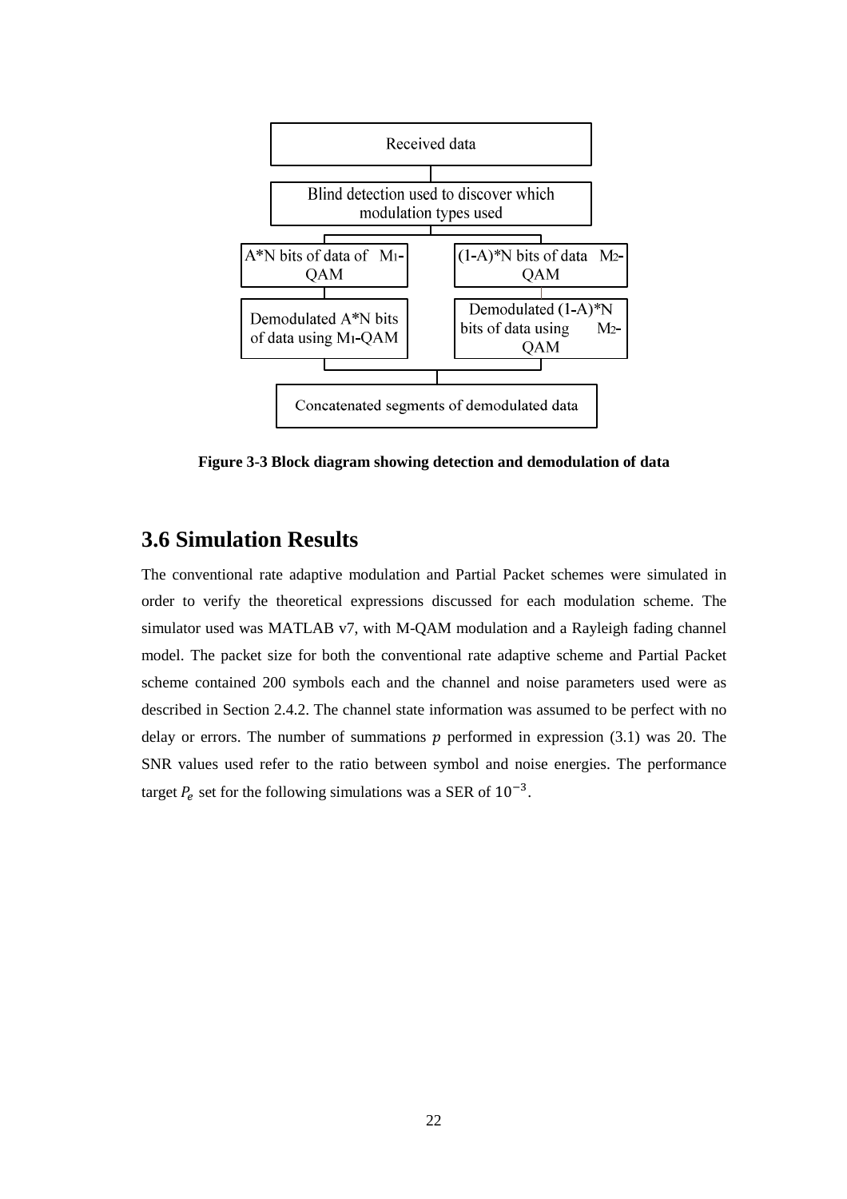Received data

Blind detection used to discover which modulation types used

A*N bits of data of $M_1$-QAM

(1-A)*N bits of data $M_2$-QAM

Demodulated A*N bits of data using $M_1$-QAM

Demodulated (1-A)*N bits of data using $M_2$-QAM

Concatenated segments of demodulated data

**Figure 3-3 Block diagram showing detection and demodulation of data**

## 3.6 Simulation Results

The conventional rate adaptive modulation and Partial Packet schemes were simulated in order to verify the theoretical expressions discussed for each modulation scheme. The simulator used was MATLAB v7, with M-QAM modulation and a Rayleigh fading channel model. The packet size for both the conventional rate adaptive scheme and Partial Packet scheme contained 200 symbols each and the channel and noise parameters used were as described in Section 2.4.2. The channel state information was assumed to be perfect with no delay or errors. The number of summations $p$ performed in expression (3.1) was 20. The SNR values used refer to the ratio between symbol and noise energies. The performance target $P_e$ set for the following simulations was a SER of $10^{-3}$.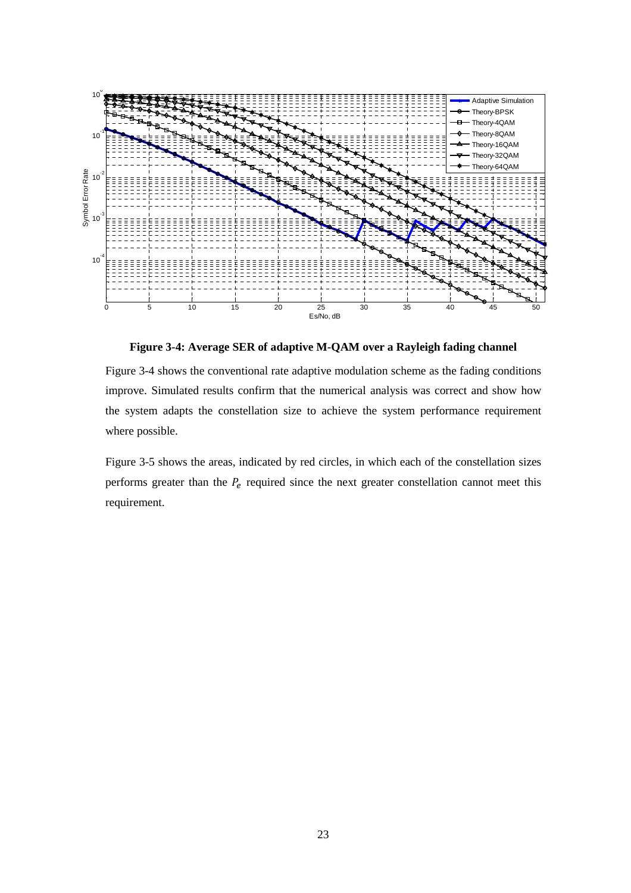**Figure 3-4: Average SER of adaptive M-QAM over a Rayleigh fading channel**

Figure 3-4 shows the conventional rate adaptive modulation scheme as the fading conditions improve. Simulated results confirm that the numerical analysis was correct and show how the system adapts the constellation size to achieve the system performance requirement where possible.

Figure 3-5 shows the areas, indicated by red circles, in which each of the constellation sizes performs greater than the $P_e$ required since the next greater constellation cannot meet this requirement.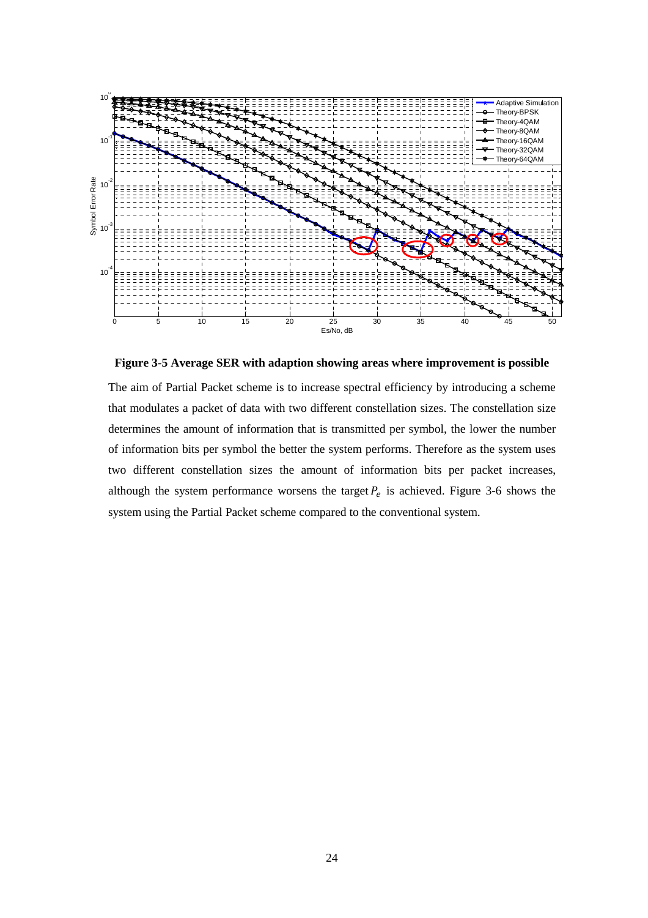**Figure 3-5 Average SER with adaption showing areas where improvement is possible**

The aim of Partial Packet scheme is to increase spectral efficiency by introducing a scheme that modulates a packet of data with two different constellation sizes. The constellation size determines the amount of information that is transmitted per symbol, the lower the number of information bits per symbol the better the system performs. Therefore as the system uses two different constellation sizes the amount of information bits per packet increases, although the system performance worsens the target $P_e$ is achieved. Figure 3-6 shows the system using the Partial Packet scheme compared to the conventional system.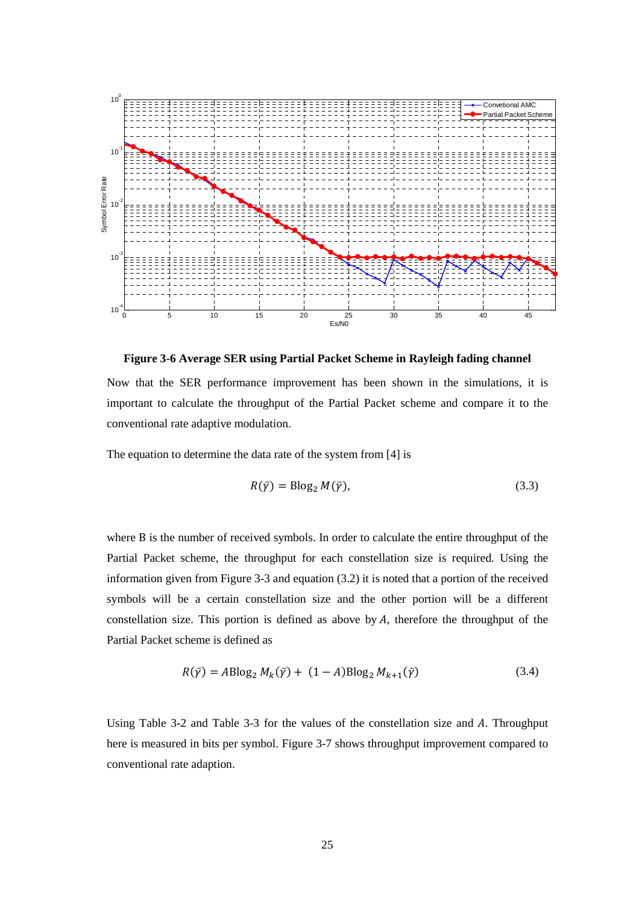**Figure 3-6 Average SER using Partial Packet Scheme in Rayleigh fading channel**

Now that the SER performance improvement has been shown in the simulations, it is important to calculate the throughput of the Partial Packet scheme and compare it to the conventional rate adaptive modulation.

The equation to determine the data rate of the system from [4] is

$$R(\bar{\gamma}) = \mathrm{B}\log_2 M(\bar{\gamma}), \tag{3.3}$$

where B is the number of received symbols. In order to calculate the entire throughput of the Partial Packet scheme, the throughput for each constellation size is required. Using the information given from Figure 3-3 and equation (3.2) it is noted that a portion of the received symbols will be a certain constellation size and the other portion will be a different constellation size. This portion is defined as above by $A$, therefore the throughput of the Partial Packet scheme is defined as

$$R(\bar{\gamma}) = A\mathrm{B}\log_2 M_k(\bar{\gamma}) + (1 - A)\mathrm{B}\log_2 M_{k+1}(\bar{\gamma}) \tag{3.4}$$

Using Table 3-2 and Table 3-3 for the values of the constellation size and $A$. Throughput here is measured in bits per symbol. Figure 3-7 shows throughput improvement compared to conventional rate adaption.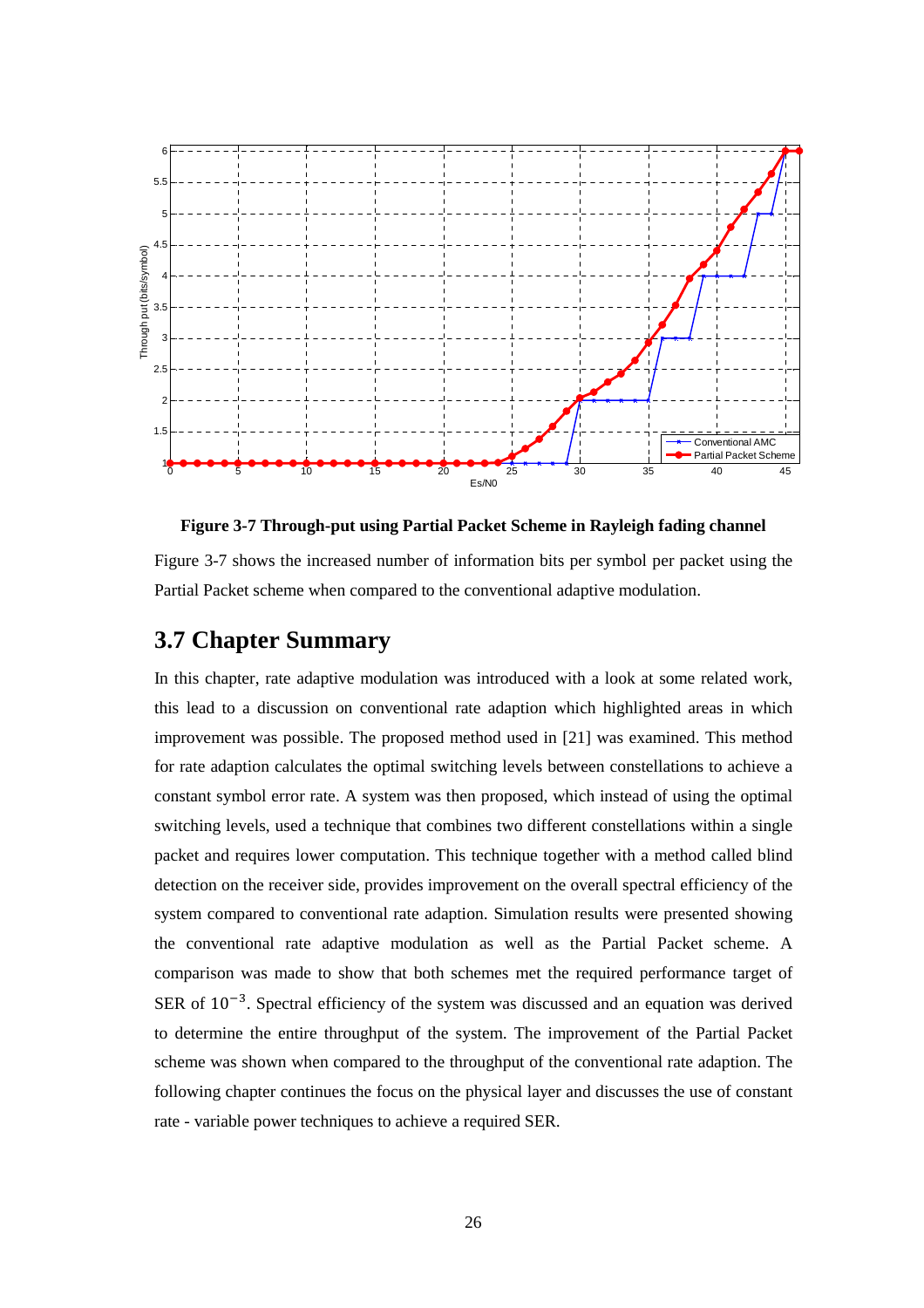**Figure 3-7 Through-put using Partial Packet Scheme in Rayleigh fading channel**

Figure 3-7 shows the increased number of information bits per symbol per packet using the Partial Packet scheme when compared to the conventional adaptive modulation.

## 3.7 Chapter Summary

In this chapter, rate adaptive modulation was introduced with a look at some related work, this lead to a discussion on conventional rate adaption which highlighted areas in which improvement was possible. The proposed method used in [21] was examined. This method for rate adaption calculates the optimal switching levels between constellations to achieve a constant symbol error rate. A system was then proposed, which instead of using the optimal switching levels, used a technique that combines two different constellations within a single packet and requires lower computation. This technique together with a method called blind detection on the receiver side, provides improvement on the overall spectral efficiency of the system compared to conventional rate adaption. Simulation results were presented showing the conventional rate adaptive modulation as well as the Partial Packet scheme. A comparison was made to show that both schemes met the required performance target of SER of $10^{-3}$. Spectral efficiency of the system was discussed and an equation was derived to determine the entire throughput of the system. The improvement of the Partial Packet scheme was shown when compared to the throughput of the conventional rate adaption. The following chapter continues the focus on the physical layer and discusses the use of constant rate - variable power techniques to achieve a required SER.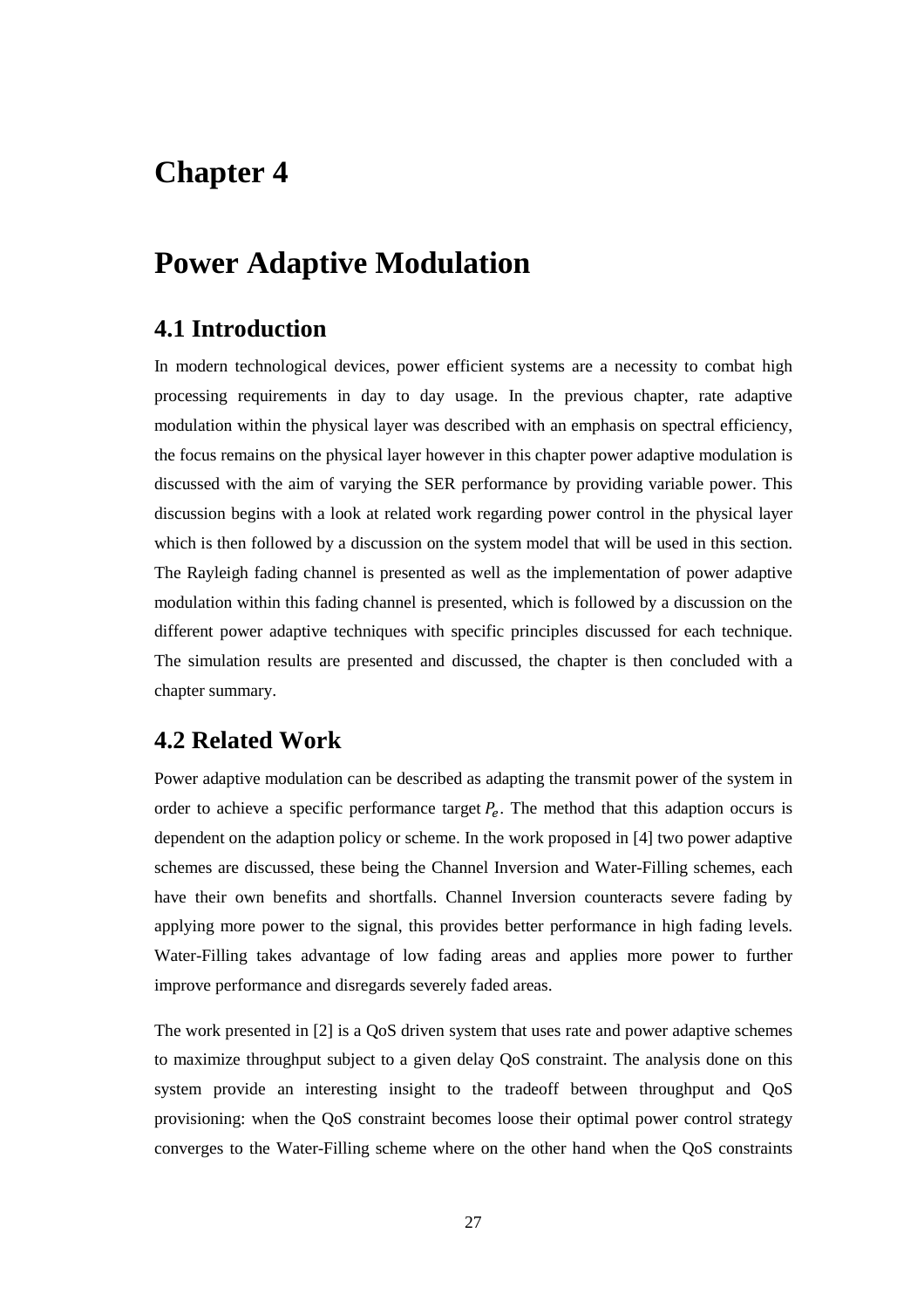# Chapter 4

# Power Adaptive Modulation

## 4.1 Introduction

In modern technological devices, power efficient systems are a necessity to combat high processing requirements in day to day usage. In the previous chapter, rate adaptive modulation within the physical layer was described with an emphasis on spectral efficiency, the focus remains on the physical layer however in this chapter power adaptive modulation is discussed with the aim of varying the SER performance by providing variable power. This discussion begins with a look at related work regarding power control in the physical layer which is then followed by a discussion on the system model that will be used in this section. The Rayleigh fading channel is presented as well as the implementation of power adaptive modulation within this fading channel is presented, which is followed by a discussion on the different power adaptive techniques with specific principles discussed for each technique. The simulation results are presented and discussed, the chapter is then concluded with a chapter summary.

## 4.2 Related Work

Power adaptive modulation can be described as adapting the transmit power of the system in order to achieve a specific performance target $P_e$. The method that this adaption occurs is dependent on the adaption policy or scheme. In the work proposed in [4] two power adaptive schemes are discussed, these being the Channel Inversion and Water-Filling schemes, each have their own benefits and shortfalls. Channel Inversion counteracts severe fading by applying more power to the signal, this provides better performance in high fading levels. Water-Filling takes advantage of low fading areas and applies more power to further improve performance and disregards severely faded areas.

The work presented in [2] is a QoS driven system that uses rate and power adaptive schemes to maximize throughput subject to a given delay QoS constraint. The analysis done on this system provide an interesting insight to the tradeoff between throughput and QoS provisioning: when the QoS constraint becomes loose their optimal power control strategy converges to the Water-Filling scheme where on the other hand when the QoS constraints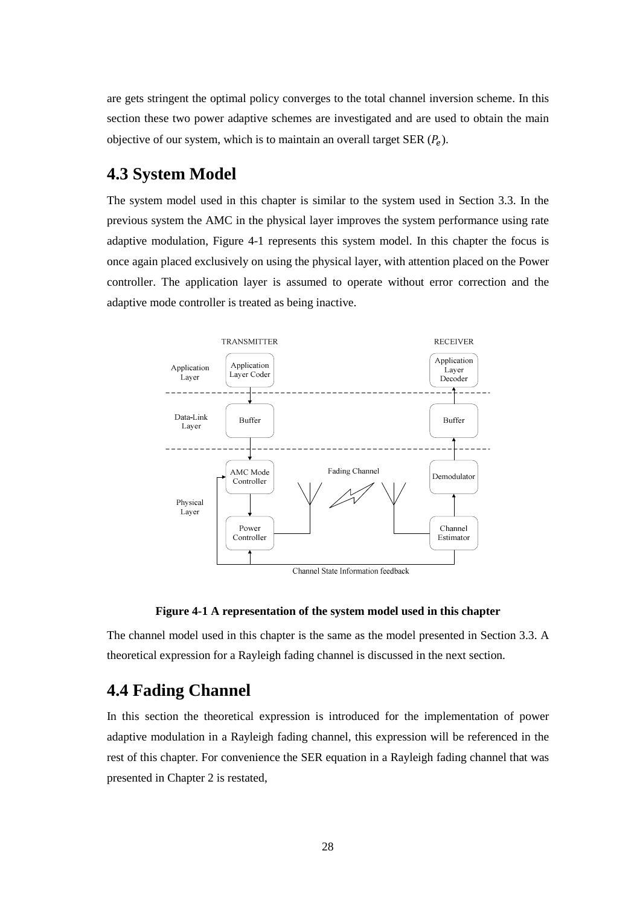are gets stringent the optimal policy converges to the total channel inversion scheme. In this section these two power adaptive schemes are investigated and are used to obtain the main objective of our system, which is to maintain an overall target SER ($P_e$).

## 4.3 System Model

The system model used in this chapter is similar to the system used in Section 3.3. In the previous system the AMC in the physical layer improves the system performance using rate adaptive modulation, Figure 4-1 represents this system model. In this chapter the focus is once again placed exclusively on using the physical layer, with attention placed on the Power controller. The application layer is assumed to operate without error correction and the adaptive mode controller is treated as being inactive.

**Figure 4-1 A representation of the system model used in this chapter**

The channel model used in this chapter is the same as the model presented in Section 3.3. A theoretical expression for a Rayleigh fading channel is discussed in the next section.

## 4.4 Fading Channel

In this section the theoretical expression is introduced for the implementation of power adaptive modulation in a Rayleigh fading channel, this expression will be referenced in the rest of this chapter. For convenience the SER equation in a Rayleigh fading channel that was presented in Chapter 2 is restated,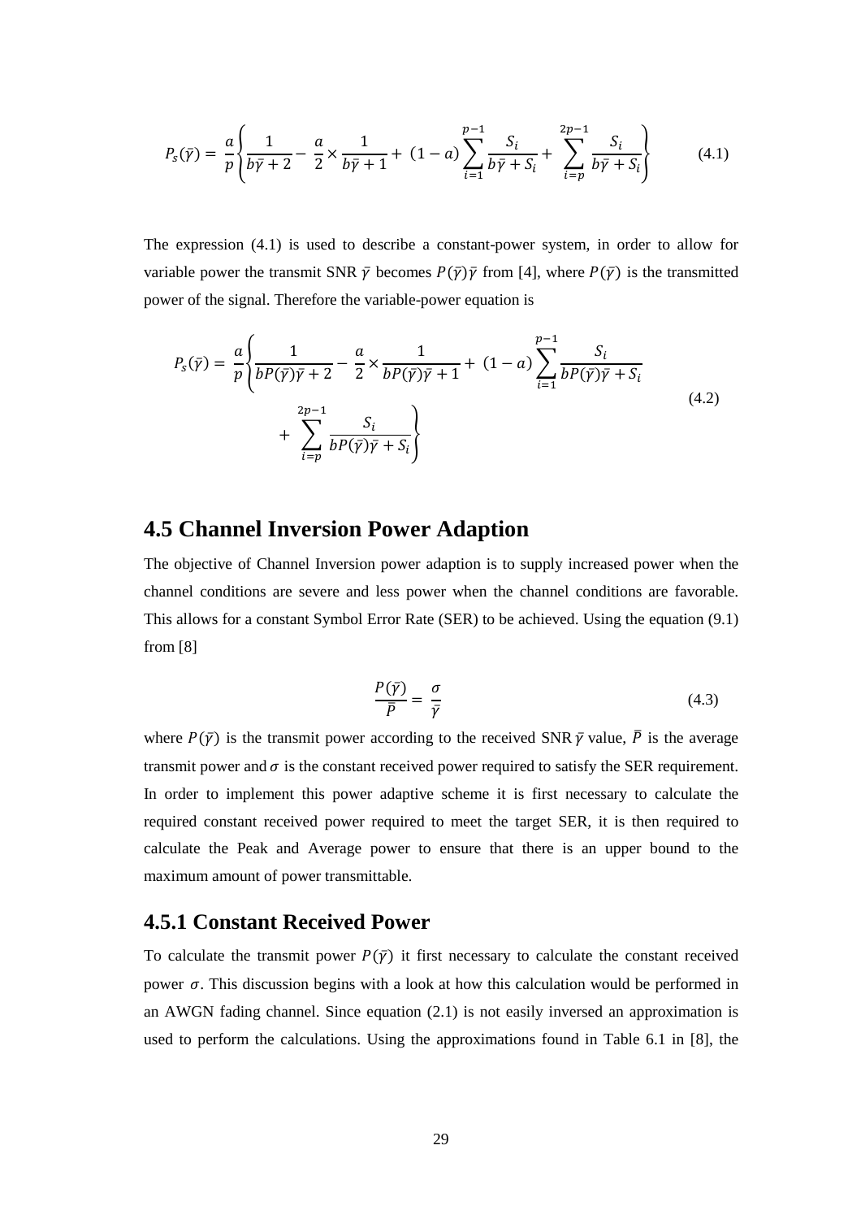$$P_s(\bar{\gamma}) = \frac{a}{p}\left\{\frac{1}{b\bar{\gamma}+2} - \frac{a}{2}\times\frac{1}{b\bar{\gamma}+1} + (1-a)\sum_{i=1}^{p-1}\frac{S_i}{b\bar{\gamma}+S_i} + \sum_{i=p}^{2p-1}\frac{S_i}{b\bar{\gamma}+S_i}\right\} \tag{4.1}$$

The expression (4.1) is used to describe a constant-power system, in order to allow for variable power the transmit SNR $\bar{\gamma}$ becomes $P(\bar{\gamma})\bar{\gamma}$ from [4], where $P(\bar{\gamma})$ is the transmitted power of the signal. Therefore the variable-power equation is

$$P_s(\bar{\gamma}) = \frac{a}{p}\left\{\frac{1}{bP(\bar{\gamma})\bar{\gamma}+2} - \frac{a}{2}\times\frac{1}{bP(\bar{\gamma})\bar{\gamma}+1} + (1-a)\sum_{i=1}^{p-1}\frac{S_i}{bP(\bar{\gamma})\bar{\gamma}+S_i} + \sum_{i=p}^{2p-1}\frac{S_i}{bP(\bar{\gamma})\bar{\gamma}+S_i}\right\} \tag{4.2}$$

## 4.5 Channel Inversion Power Adaption

The objective of Channel Inversion power adaption is to supply increased power when the channel conditions are severe and less power when the channel conditions are favorable. This allows for a constant Symbol Error Rate (SER) to be achieved. Using the equation (9.1) from [8]

$$\frac{P(\bar{\gamma})}{\bar{P}} = \frac{\sigma}{\bar{\gamma}} \tag{4.3}$$

where $P(\bar{\gamma})$ is the transmit power according to the received SNR $\bar{\gamma}$ value, $\bar{P}$ is the average transmit power and $\sigma$ is the constant received power required to satisfy the SER requirement. In order to implement this power adaptive scheme it is first necessary to calculate the required constant received power required to meet the target SER, it is then required to calculate the Peak and Average power to ensure that there is an upper bound to the maximum amount of power transmittable.

### 4.5.1 Constant Received Power

To calculate the transmit power $P(\bar{\gamma})$ it first necessary to calculate the constant received power $\sigma$. This discussion begins with a look at how this calculation would be performed in an AWGN fading channel. Since equation (2.1) is not easily inversed an approximation is used to perform the calculations. Using the approximations found in Table 6.1 in [8], the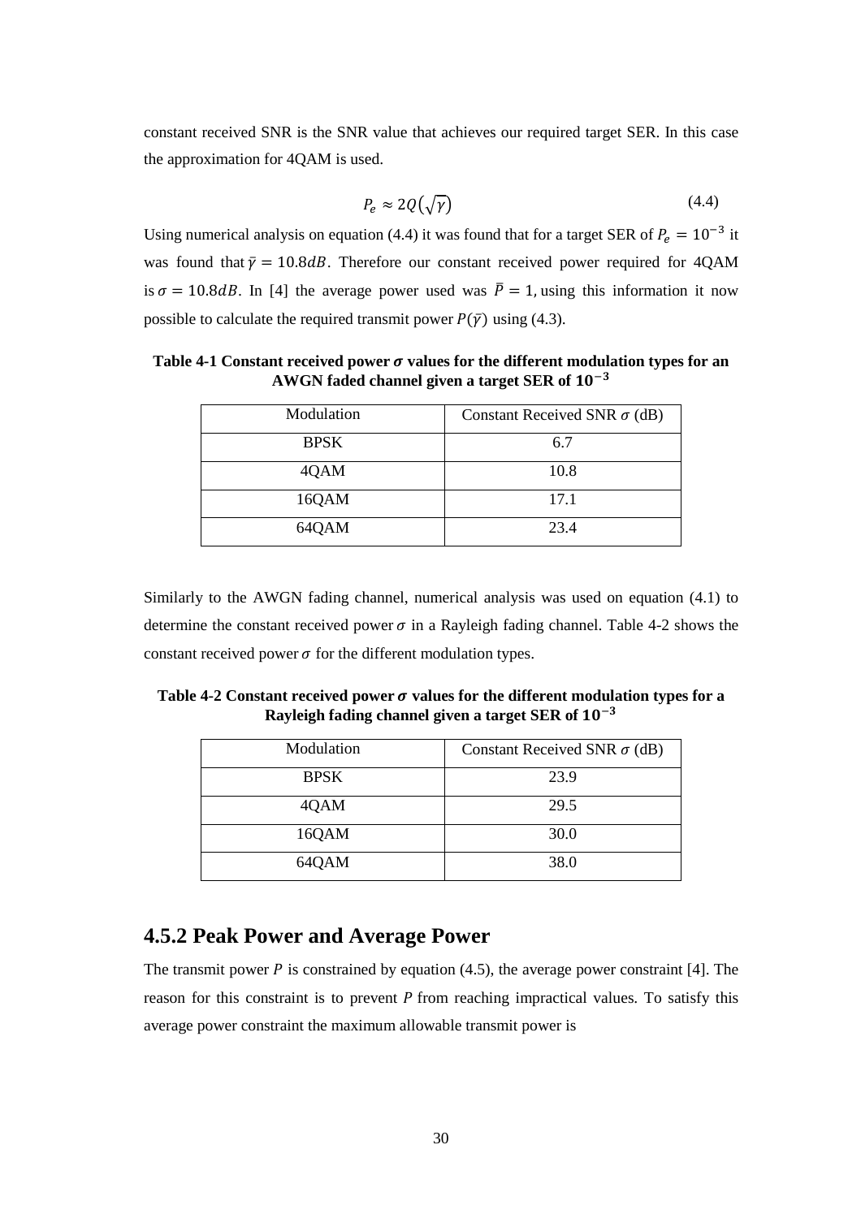constant received SNR is the SNR value that achieves our required target SER. In this case the approximation for 4QAM is used.

$$P_e \approx 2Q\left(\sqrt{\gamma}\right) \tag{4.4}$$

Using numerical analysis on equation (4.4) it was found that for a target SER of $P_e = 10^{-3}$ it was found that $\bar{\gamma} = 10.8dB$. Therefore our constant received power required for 4QAM is $\sigma = 10.8dB$. In [4] the average power used was $\bar{P} = 1$, using this information it now possible to calculate the required transmit power $P(\bar{\gamma})$ using (4.3).

**Table 4-1 Constant received power $\sigma$ values for the different modulation types for an AWGN faded channel given a target SER of $10^{-3}$**

| Modulation | Constant Received SNR $\sigma$ (dB) |
|---|---|
| BPSK | 6.7 |
| 4QAM | 10.8 |
| 16QAM | 17.1 |
| 64QAM | 23.4 |

Similarly to the AWGN fading channel, numerical analysis was used on equation (4.1) to determine the constant received power $\sigma$ in a Rayleigh fading channel. Table 4-2 shows the constant received power $\sigma$ for the different modulation types.

**Table 4-2 Constant received power $\sigma$ values for the different modulation types for a Rayleigh fading channel given a target SER of $10^{-3}$**

| Modulation | Constant Received SNR $\sigma$ (dB) |
|---|---|
| BPSK | 23.9 |
| 4QAM | 29.5 |
| 16QAM | 30.0 |
| 64QAM | 38.0 |

## 4.5.2 Peak Power and Average Power

The transmit power $P$ is constrained by equation (4.5), the average power constraint [4]. The reason for this constraint is to prevent $P$ from reaching impractical values. To satisfy this average power constraint the maximum allowable transmit power is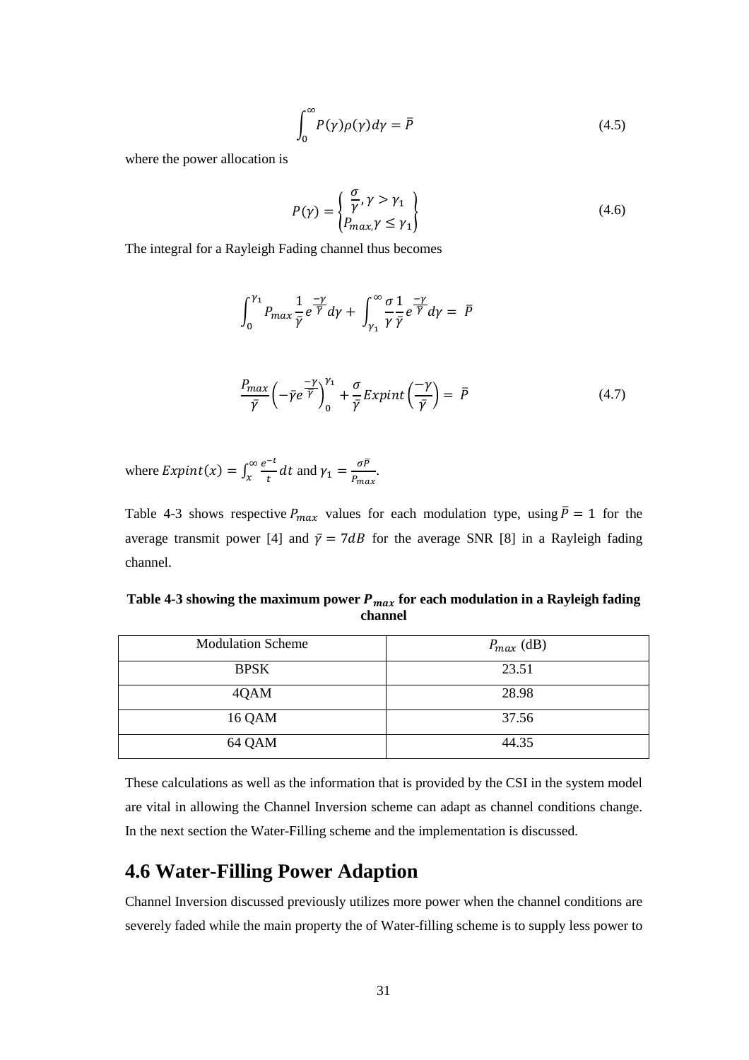$$\int_0^{\infty} P(\gamma)\rho(\gamma)d\gamma = \bar{P} \tag{4.5}$$

where the power allocation is

$$P(\gamma) = \begin{Bmatrix} \dfrac{\sigma}{\gamma}, \gamma > \gamma_1 \\ P_{max,}\gamma \leq \gamma_1 \end{Bmatrix} \tag{4.6}$$

The integral for a Rayleigh Fading channel thus becomes

$$\int_0^{\gamma_1} P_{max}\frac{1}{\bar{\gamma}}e^{\frac{-\gamma}{\bar{\gamma}}}d\gamma + \int_{\gamma_1}^{\infty}\frac{\sigma}{\gamma}\frac{1}{\bar{\gamma}}e^{\frac{-\gamma}{\bar{\gamma}}}d\gamma = \bar{P}$$

$$\frac{P_{max}}{\bar{\gamma}}\left(-\bar{\gamma}e^{\frac{-\gamma}{\bar{\gamma}}}\right)_0^{\gamma_1} + \frac{\sigma}{\bar{\gamma}}Expint\left(\frac{-\gamma}{\bar{\gamma}}\right) = \bar{P} \tag{4.7}$$

where $Expint(x) = \int_x^{\infty}\frac{e^{-t}}{t}dt$ and $\gamma_1 = \frac{\sigma\bar{P}}{P_{max}}$.

Table 4-3 shows respective $P_{max}$ values for each modulation type, using $\bar{P} = 1$ for the average transmit power [4] and $\bar{\gamma} = 7dB$ for the average SNR [8] in a Rayleigh fading channel.

**Table 4-3 showing the maximum power $P_{max}$ for each modulation in a Rayleigh fading channel**

| Modulation Scheme | $P_{max}$ (dB) |
|---|---|
| BPSK | 23.51 |
| 4QAM | 28.98 |
| 16 QAM | 37.56 |
| 64 QAM | 44.35 |

These calculations as well as the information that is provided by the CSI in the system model are vital in allowing the Channel Inversion scheme can adapt as channel conditions change. In the next section the Water-Filling scheme and the implementation is discussed.

## 4.6 Water-Filling Power Adaption

Channel Inversion discussed previously utilizes more power when the channel conditions are severely faded while the main property the of Water-filling scheme is to supply less power to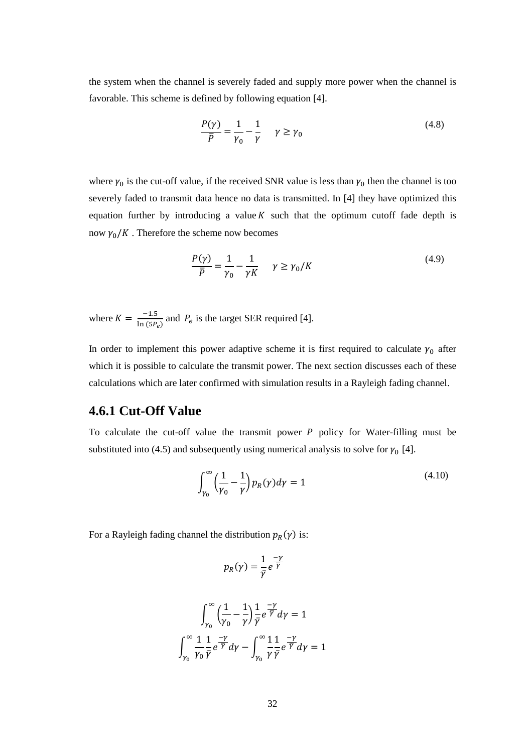the system when the channel is severely faded and supply more power when the channel is favorable. This scheme is defined by following equation [4].

$$\frac{P(\gamma)}{\bar{P}} = \frac{1}{\gamma_0} - \frac{1}{\gamma} \quad \gamma \geq \gamma_0 \tag{4.8}$$

where $\gamma_0$ is the cut-off value, if the received SNR value is less than $\gamma_0$ then the channel is too severely faded to transmit data hence no data is transmitted. In [4] they have optimized this equation further by introducing a value $K$ such that the optimum cutoff fade depth is now $\gamma_0/K$ . Therefore the scheme now becomes

$$\frac{P(\gamma)}{\bar{P}} = \frac{1}{\gamma_0} - \frac{1}{\gamma K} \quad \gamma \geq \gamma_0/K \tag{4.9}$$

where $K = \frac{-1.5}{\ln(5P_e)}$ and $P_e$ is the target SER required [4].

In order to implement this power adaptive scheme it is first required to calculate $\gamma_0$ after which it is possible to calculate the transmit power. The next section discusses each of these calculations which are later confirmed with simulation results in a Rayleigh fading channel.

## 4.6.1 Cut-Off Value

To calculate the cut-off value the transmit power $P$ policy for Water-filling must be substituted into (4.5) and subsequently using numerical analysis to solve for $\gamma_0$ [4].

$$\int_{\gamma_0}^{\infty} \left(\frac{1}{\gamma_0} - \frac{1}{\gamma}\right) p_R(\gamma) d\gamma = 1 \tag{4.10}$$

For a Rayleigh fading channel the distribution $p_R(\gamma)$ is:

$$p_R(\gamma) = \frac{1}{\bar{\gamma}} e^{\frac{-\gamma}{\bar{\gamma}}}$$

$$\int_{\gamma_0}^{\infty} \left(\frac{1}{\gamma_0} - \frac{1}{\gamma}\right) \frac{1}{\bar{\gamma}} e^{\frac{-\gamma}{\bar{\gamma}}} d\gamma = 1$$

$$\int_{\gamma_0}^{\infty} \frac{1}{\gamma_0} \frac{1}{\bar{\gamma}} e^{\frac{-\gamma}{\bar{\gamma}}} d\gamma - \int_{\gamma_0}^{\infty} \frac{1}{\gamma} \frac{1}{\bar{\gamma}} e^{\frac{-\gamma}{\bar{\gamma}}} d\gamma = 1$$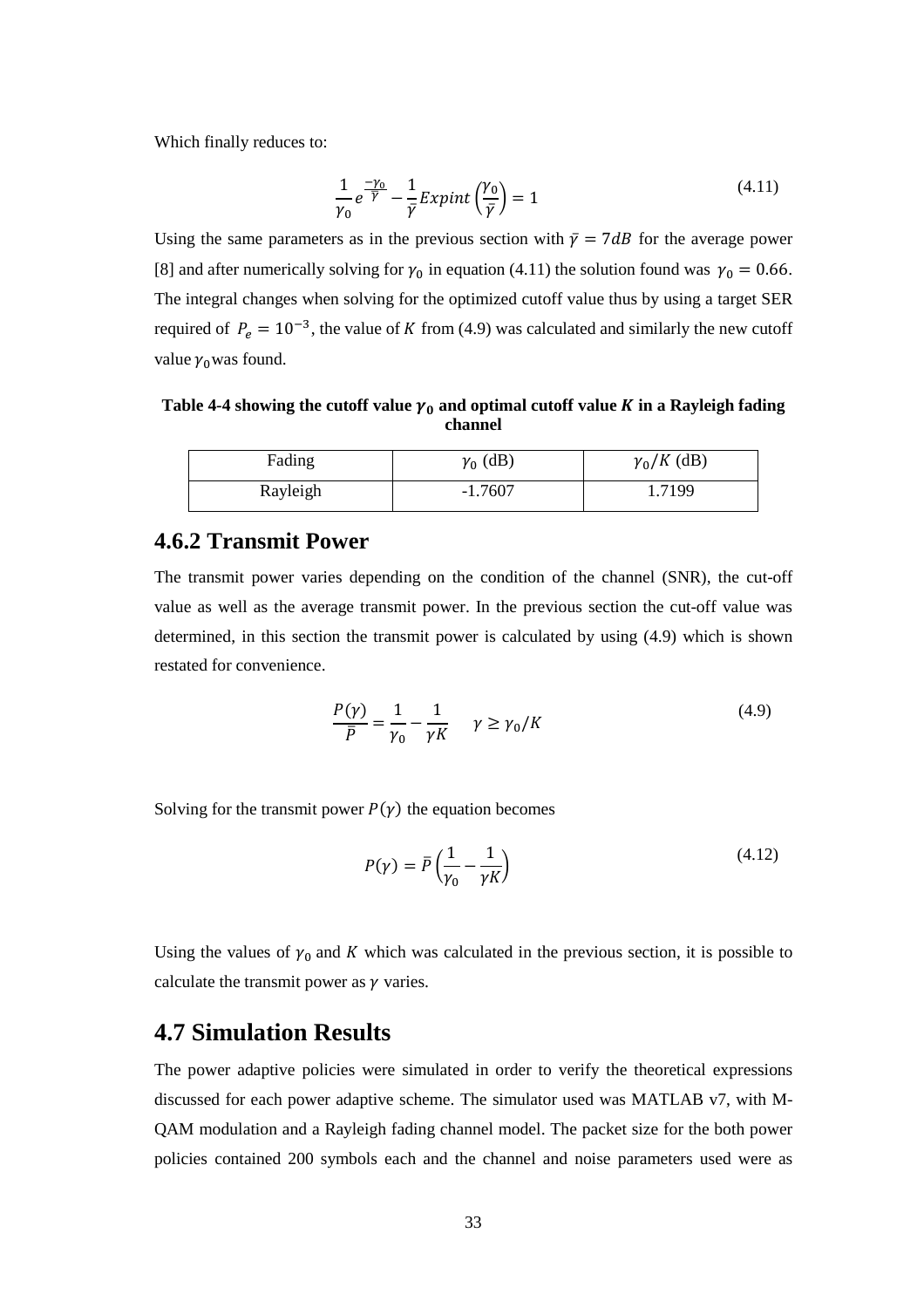Which finally reduces to:

$$\frac{1}{\gamma_0} e^{\frac{-\gamma_0}{\bar{\gamma}}} - \frac{1}{\bar{\gamma}} Expint\left(\frac{\gamma_0}{\bar{\gamma}}\right) = 1 \tag{4.11}$$

Using the same parameters as in the previous section with $\bar{\gamma} = 7dB$ for the average power [8] and after numerically solving for $\gamma_0$ in equation (4.11) the solution found was $\gamma_0 = 0.66$. The integral changes when solving for the optimized cutoff value thus by using a target SER required of $P_e = 10^{-3}$, the value of $K$ from (4.9) was calculated and similarly the new cutoff value $\gamma_0$ was found.

**Table 4-4 showing the cutoff value $\gamma_0$ and optimal cutoff value $K$ in a Rayleigh fading channel**

| Fading | $\gamma_0$ (dB) | $\gamma_0/K$ (dB) |
|---|---|---|
| Rayleigh | -1.7607 | 1.7199 |

### 4.6.2 Transmit Power

The transmit power varies depending on the condition of the channel (SNR), the cut-off value as well as the average transmit power. In the previous section the cut-off value was determined, in this section the transmit power is calculated by using (4.9) which is shown restated for convenience.

$$\frac{P(\gamma)}{\bar{P}} = \frac{1}{\gamma_0} - \frac{1}{\gamma K} \quad \gamma \geq \gamma_0/K \tag{4.9}$$

Solving for the transmit power $P(\gamma)$ the equation becomes

$$P(\gamma) = \bar{P}\left(\frac{1}{\gamma_0} - \frac{1}{\gamma K}\right) \tag{4.12}$$

Using the values of $\gamma_0$ and $K$ which was calculated in the previous section, it is possible to calculate the transmit power as $\gamma$ varies.

## 4.7 Simulation Results

The power adaptive policies were simulated in order to verify the theoretical expressions discussed for each power adaptive scheme. The simulator used was MATLAB v7, with M-QAM modulation and a Rayleigh fading channel model. The packet size for the both power policies contained 200 symbols each and the channel and noise parameters used were as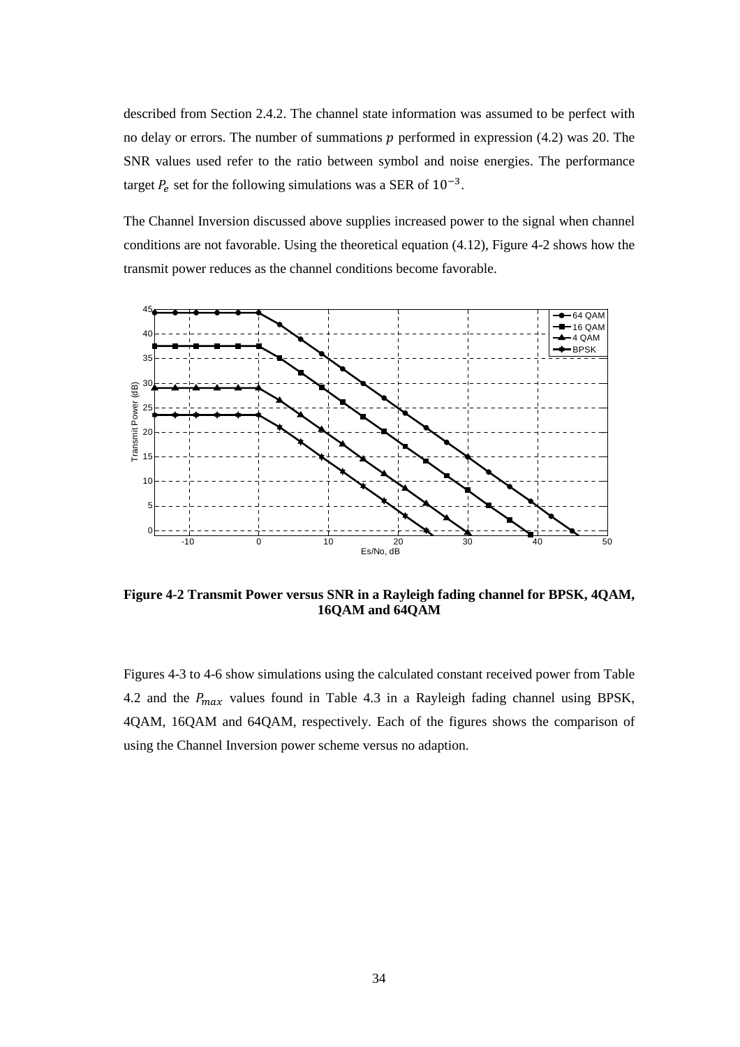described from Section 2.4.2. The channel state information was assumed to be perfect with no delay or errors. The number of summations $p$ performed in expression (4.2) was 20. The SNR values used refer to the ratio between symbol and noise energies. The performance target $P_e$ set for the following simulations was a SER of $10^{-3}$.

The Channel Inversion discussed above supplies increased power to the signal when channel conditions are not favorable. Using the theoretical equation (4.12), Figure 4-2 shows how the transmit power reduces as the channel conditions become favorable.

**Figure 4-2 Transmit Power versus SNR in a Rayleigh fading channel for BPSK, 4QAM, 16QAM and 64QAM**

Figures 4-3 to 4-6 show simulations using the calculated constant received power from Table 4.2 and the $P_{max}$ values found in Table 4.3 in a Rayleigh fading channel using BPSK, 4QAM, 16QAM and 64QAM, respectively. Each of the figures shows the comparison of using the Channel Inversion power scheme versus no adaption.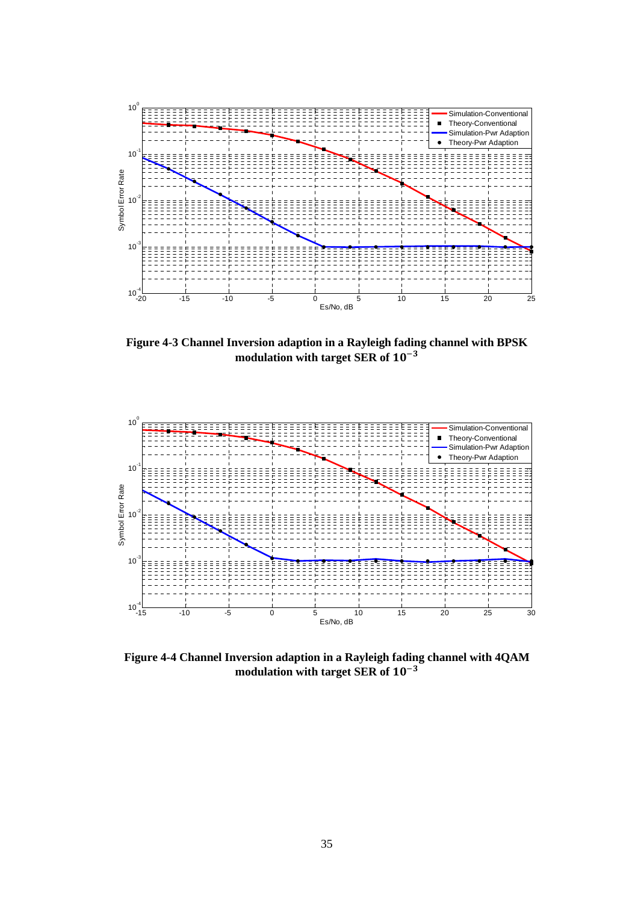**Figure 4-3 Channel Inversion adaption in a Rayleigh fading channel with BPSK modulation with target SER of $10^{-3}$**

**Figure 4-4 Channel Inversion adaption in a Rayleigh fading channel with 4QAM modulation with target SER of $10^{-3}$**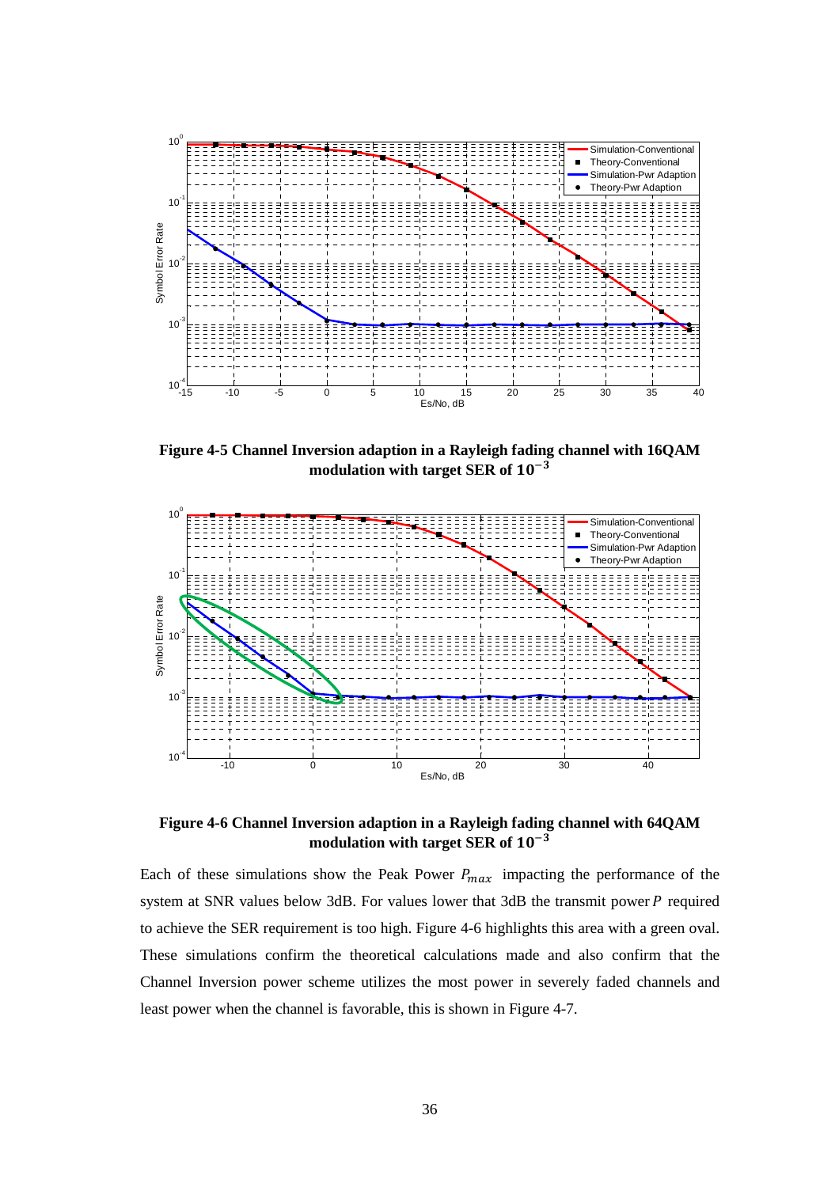**Figure 4-5 Channel Inversion adaption in a Rayleigh fading channel with 16QAM modulation with target SER of $10^{-3}$**

**Figure 4-6 Channel Inversion adaption in a Rayleigh fading channel with 64QAM modulation with target SER of $10^{-3}$**

Each of these simulations show the Peak Power $P_{max}$ impacting the performance of the system at SNR values below 3dB. For values lower that 3dB the transmit power $P$ required to achieve the SER requirement is too high. Figure 4-6 highlights this area with a green oval. These simulations confirm the theoretical calculations made and also confirm that the Channel Inversion power scheme utilizes the most power in severely faded channels and least power when the channel is favorable, this is shown in Figure 4-7.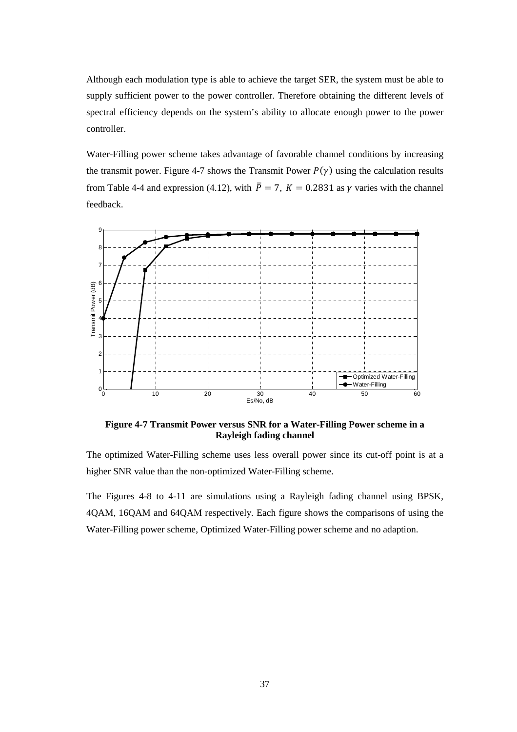Although each modulation type is able to achieve the target SER, the system must be able to supply sufficient power to the power controller. Therefore obtaining the different levels of spectral efficiency depends on the system's ability to allocate enough power to the power controller.

Water-Filling power scheme takes advantage of favorable channel conditions by increasing the transmit power. Figure 4-7 shows the Transmit Power $P(\gamma)$ using the calculation results from Table 4-4 and expression (4.12), with $\bar{P} = 7$, $K = 0.2831$ as $\gamma$ varies with the channel feedback.

**Figure 4-7 Transmit Power versus SNR for a Water-Filling Power scheme in a Rayleigh fading channel**

The optimized Water-Filling scheme uses less overall power since its cut-off point is at a higher SNR value than the non-optimized Water-Filling scheme.

The Figures 4-8 to 4-11 are simulations using a Rayleigh fading channel using BPSK, 4QAM, 16QAM and 64QAM respectively. Each figure shows the comparisons of using the Water-Filling power scheme, Optimized Water-Filling power scheme and no adaption.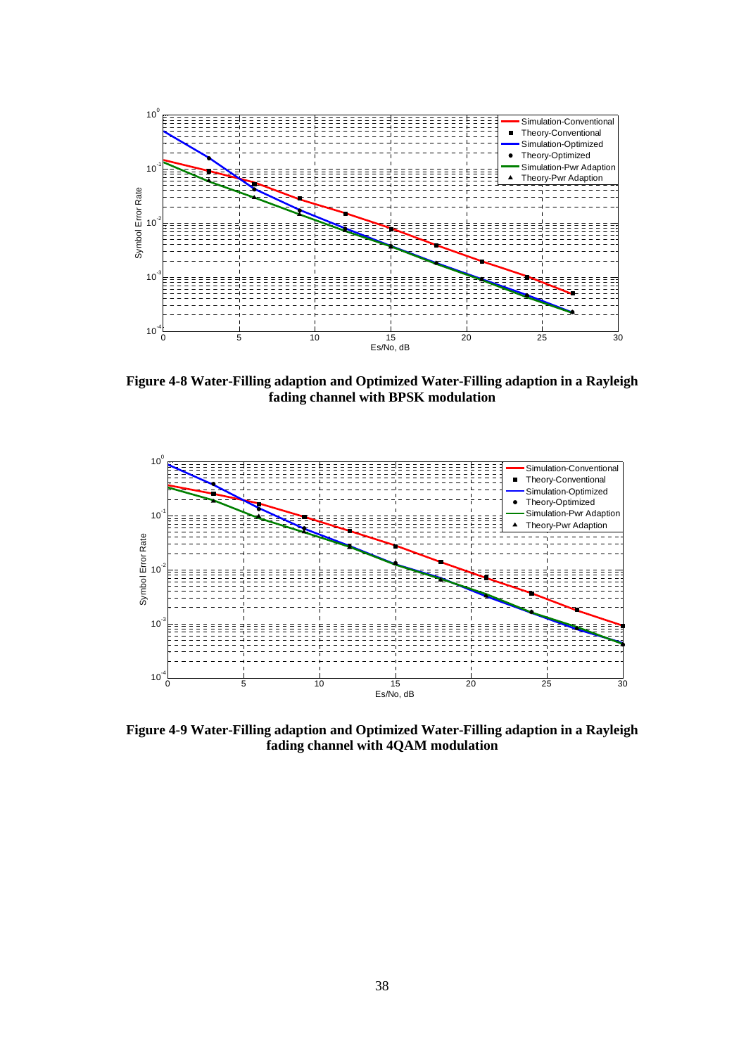**Figure 4-8 Water-Filling adaption and Optimized Water-Filling adaption in a Rayleigh fading channel with BPSK modulation**

**Figure 4-9 Water-Filling adaption and Optimized Water-Filling adaption in a Rayleigh fading channel with 4QAM modulation**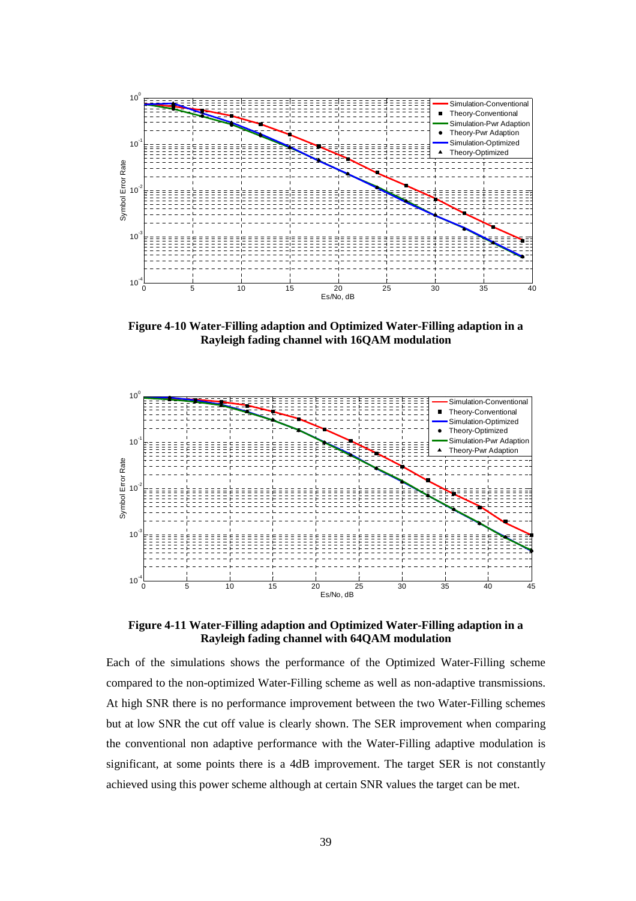**Figure 4-10 Water-Filling adaption and Optimized Water-Filling adaption in a Rayleigh fading channel with 16QAM modulation**

**Figure 4-11 Water-Filling adaption and Optimized Water-Filling adaption in a Rayleigh fading channel with 64QAM modulation**

Each of the simulations shows the performance of the Optimized Water-Filling scheme compared to the non-optimized Water-Filling scheme as well as non-adaptive transmissions. At high SNR there is no performance improvement between the two Water-Filling schemes but at low SNR the cut off value is clearly shown. The SER improvement when comparing the conventional non adaptive performance with the Water-Filling adaptive modulation is significant, at some points there is a 4dB improvement. The target SER is not constantly achieved using this power scheme although at certain SNR values the target can be met.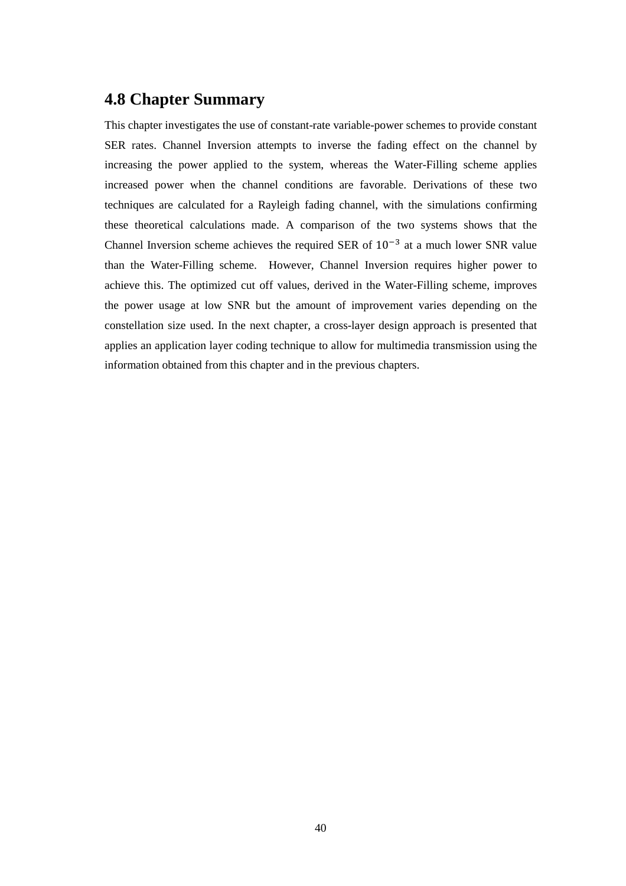## 4.8 Chapter Summary

This chapter investigates the use of constant-rate variable-power schemes to provide constant SER rates. Channel Inversion attempts to inverse the fading effect on the channel by increasing the power applied to the system, whereas the Water-Filling scheme applies increased power when the channel conditions are favorable. Derivations of these two techniques are calculated for a Rayleigh fading channel, with the simulations confirming these theoretical calculations made. A comparison of the two systems shows that the Channel Inversion scheme achieves the required SER of $10^{-3}$ at a much lower SNR value than the Water-Filling scheme. However, Channel Inversion requires higher power to achieve this. The optimized cut off values, derived in the Water-Filling scheme, improves the power usage at low SNR but the amount of improvement varies depending on the constellation size used. In the next chapter, a cross-layer design approach is presented that applies an application layer coding technique to allow for multimedia transmission using the information obtained from this chapter and in the previous chapters.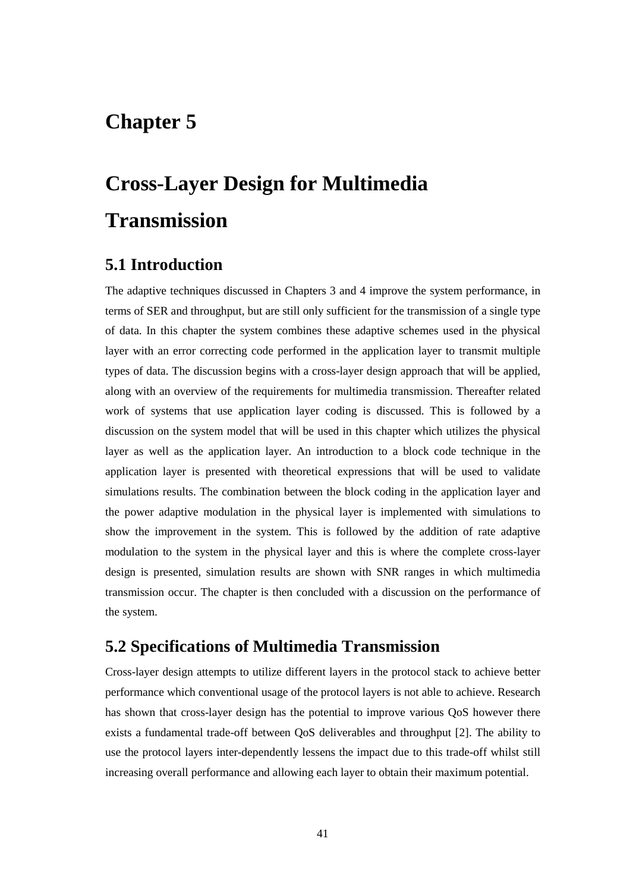# Chapter 5

# Cross-Layer Design for Multimedia Transmission

## 5.1 Introduction

The adaptive techniques discussed in Chapters 3 and 4 improve the system performance, in terms of SER and throughput, but are still only sufficient for the transmission of a single type of data. In this chapter the system combines these adaptive schemes used in the physical layer with an error correcting code performed in the application layer to transmit multiple types of data. The discussion begins with a cross-layer design approach that will be applied, along with an overview of the requirements for multimedia transmission. Thereafter related work of systems that use application layer coding is discussed. This is followed by a discussion on the system model that will be used in this chapter which utilizes the physical layer as well as the application layer. An introduction to a block code technique in the application layer is presented with theoretical expressions that will be used to validate simulations results. The combination between the block coding in the application layer and the power adaptive modulation in the physical layer is implemented with simulations to show the improvement in the system. This is followed by the addition of rate adaptive modulation to the system in the physical layer and this is where the complete cross-layer design is presented, simulation results are shown with SNR ranges in which multimedia transmission occur. The chapter is then concluded with a discussion on the performance of the system.

## 5.2 Specifications of Multimedia Transmission

Cross-layer design attempts to utilize different layers in the protocol stack to achieve better performance which conventional usage of the protocol layers is not able to achieve. Research has shown that cross-layer design has the potential to improve various QoS however there exists a fundamental trade-off between QoS deliverables and throughput [2]. The ability to use the protocol layers inter-dependently lessens the impact due to this trade-off whilst still increasing overall performance and allowing each layer to obtain their maximum potential.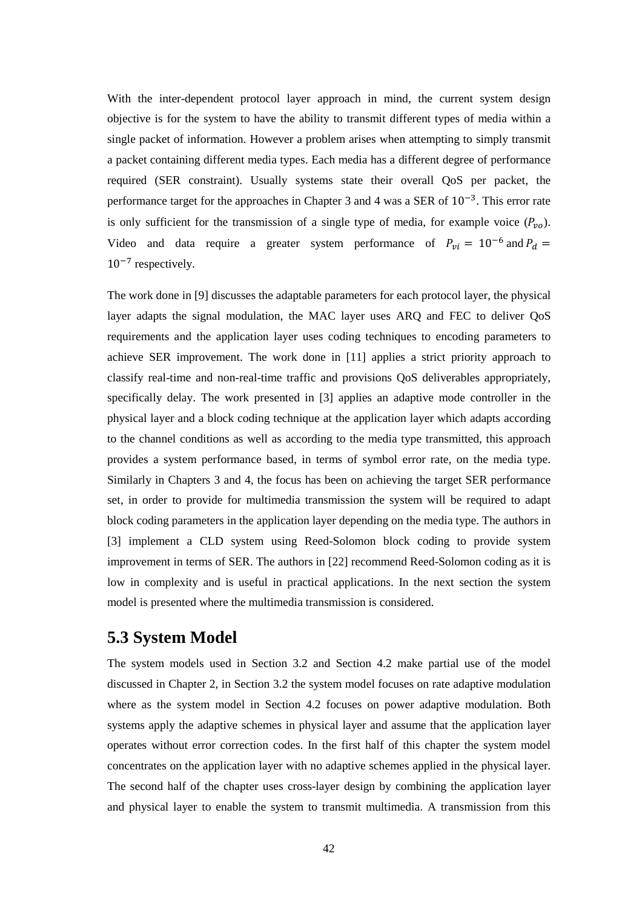With the inter-dependent protocol layer approach in mind, the current system design objective is for the system to have the ability to transmit different types of media within a single packet of information. However a problem arises when attempting to simply transmit a packet containing different media types. Each media has a different degree of performance required (SER constraint). Usually systems state their overall QoS per packet, the performance target for the approaches in Chapter 3 and 4 was a SER of $10^{-3}$. This error rate is only sufficient for the transmission of a single type of media, for example voice ($P_{vo}$). Video and data require a greater system performance of $P_{vi} = 10^{-6}$ and $P_d = 10^{-7}$ respectively.

The work done in [9] discusses the adaptable parameters for each protocol layer, the physical layer adapts the signal modulation, the MAC layer uses ARQ and FEC to deliver QoS requirements and the application layer uses coding techniques to encoding parameters to achieve SER improvement. The work done in [11] applies a strict priority approach to classify real-time and non-real-time traffic and provisions QoS deliverables appropriately, specifically delay. The work presented in [3] applies an adaptive mode controller in the physical layer and a block coding technique at the application layer which adapts according to the channel conditions as well as according to the media type transmitted, this approach provides a system performance based, in terms of symbol error rate, on the media type. Similarly in Chapters 3 and 4, the focus has been on achieving the target SER performance set, in order to provide for multimedia transmission the system will be required to adapt block coding parameters in the application layer depending on the media type. The authors in [3] implement a CLD system using Reed-Solomon block coding to provide system improvement in terms of SER. The authors in [22] recommend Reed-Solomon coding as it is low in complexity and is useful in practical applications. In the next section the system model is presented where the multimedia transmission is considered.

## 5.3 System Model

The system models used in Section 3.2 and Section 4.2 make partial use of the model discussed in Chapter 2, in Section 3.2 the system model focuses on rate adaptive modulation where as the system model in Section 4.2 focuses on power adaptive modulation. Both systems apply the adaptive schemes in physical layer and assume that the application layer operates without error correction codes. In the first half of this chapter the system model concentrates on the application layer with no adaptive schemes applied in the physical layer. The second half of the chapter uses cross-layer design by combining the application layer and physical layer to enable the system to transmit multimedia. A transmission from this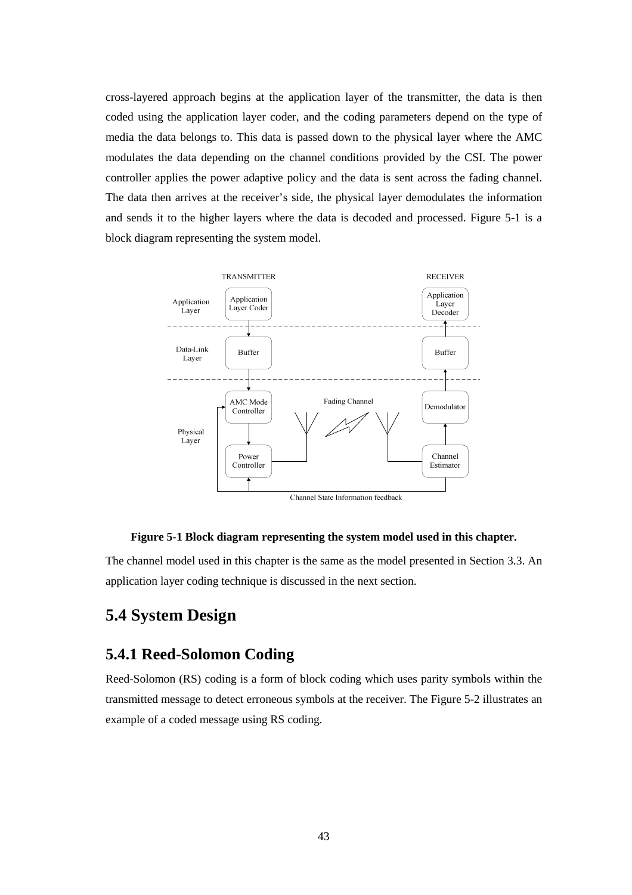cross-layered approach begins at the application layer of the transmitter, the data is then coded using the application layer coder, and the coding parameters depend on the type of media the data belongs to. This data is passed down to the physical layer where the AMC modulates the data depending on the channel conditions provided by the CSI. The power controller applies the power adaptive policy and the data is sent across the fading channel. The data then arrives at the receiver's side, the physical layer demodulates the information and sends it to the higher layers where the data is decoded and processed. Figure 5-1 is a block diagram representing the system model.

**Figure 5-1 Block diagram representing the system model used in this chapter.**

The channel model used in this chapter is the same as the model presented in Section 3.3. An application layer coding technique is discussed in the next section.

## 5.4 System Design

### 5.4.1 Reed-Solomon Coding

Reed-Solomon (RS) coding is a form of block coding which uses parity symbols within the transmitted message to detect erroneous symbols at the receiver. The Figure 5-2 illustrates an example of a coded message using RS coding.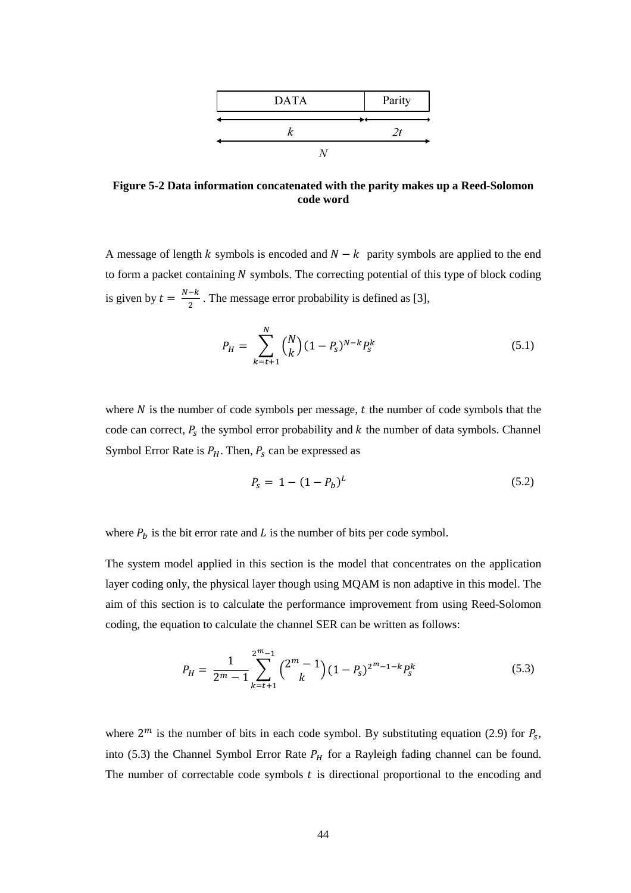| DATA | Parity |
|---|---|
| $k$ | $2t$ |
| $N$ | |

**Figure 5-2 Data information concatenated with the parity makes up a Reed-Solomon code word**

A message of length $k$ symbols is encoded and $N - k$ parity symbols are applied to the end to form a packet containing $N$ symbols. The correcting potential of this type of block coding is given by $t = \frac{N-k}{2}$. The message error probability is defined as [3],

$$P_H = \sum_{k=t+1}^{N} \binom{N}{k} (1 - P_s)^{N-k} P_s^k \tag{5.1}$$

where $N$ is the number of code symbols per message, $t$ the number of code symbols that the code can correct, $P_s$ the symbol error probability and $k$ the number of data symbols. Channel Symbol Error Rate is $P_H$. Then, $P_s$ can be expressed as

$$P_s = 1 - (1 - P_b)^L \tag{5.2}$$

where $P_b$ is the bit error rate and $L$ is the number of bits per code symbol.

The system model applied in this section is the model that concentrates on the application layer coding only, the physical layer though using MQAM is non adaptive in this model. The aim of this section is to calculate the performance improvement from using Reed-Solomon coding, the equation to calculate the channel SER can be written as follows:

$$P_H = \frac{1}{2^m - 1} \sum_{k=t+1}^{2^m-1} \binom{2^m - 1}{k} (1 - P_s)^{2^m-1-k} P_s^k \tag{5.3}$$

where $2^m$ is the number of bits in each code symbol. By substituting equation (2.9) for $P_s$, into (5.3) the Channel Symbol Error Rate $P_H$ for a Rayleigh fading channel can be found. The number of correctable code symbols $t$ is directional proportional to the encoding and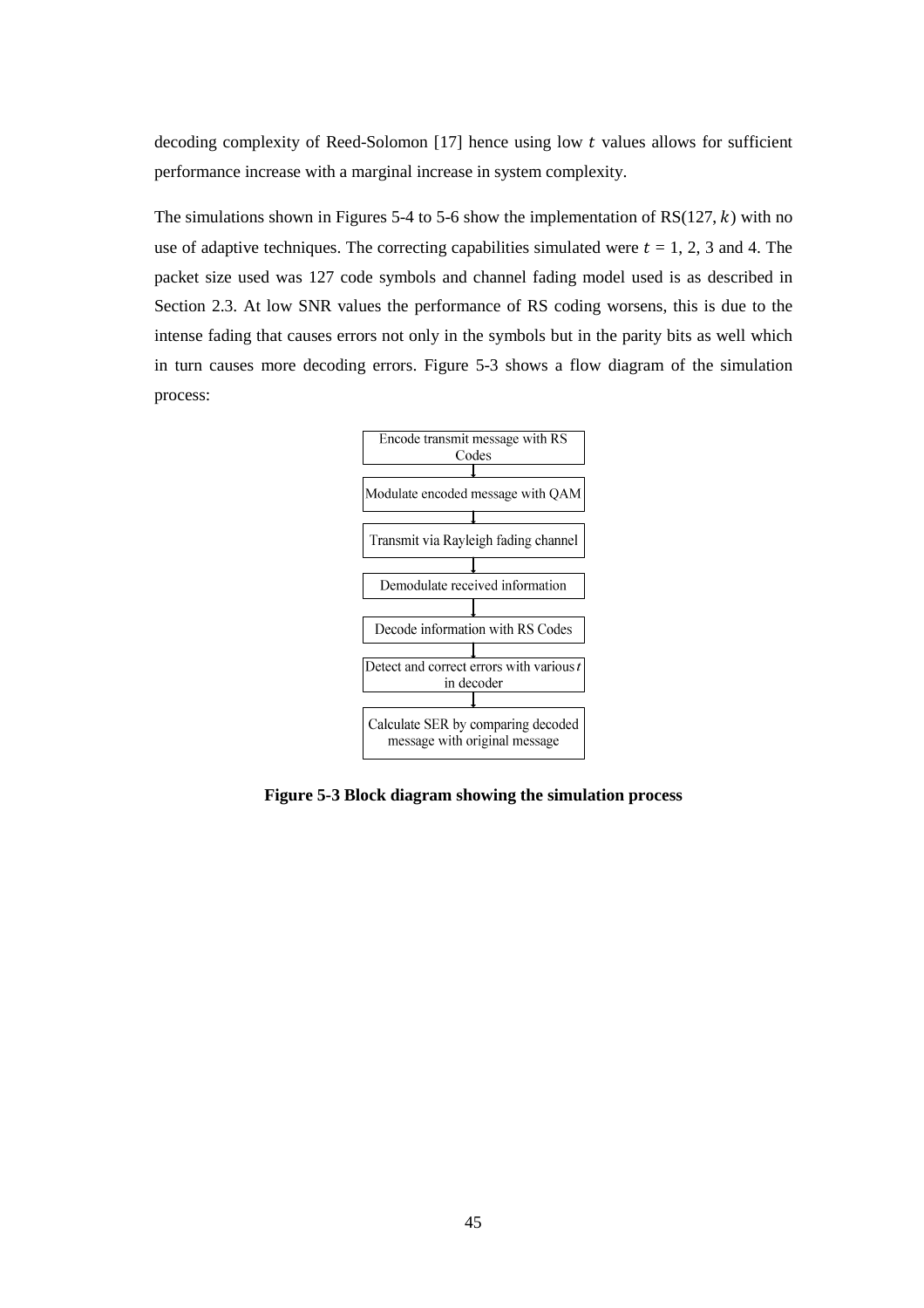decoding complexity of Reed-Solomon [17] hence using low $t$ values allows for sufficient performance increase with a marginal increase in system complexity.

The simulations shown in Figures 5-4 to 5-6 show the implementation of RS(127, $k$) with no use of adaptive techniques. The correcting capabilities simulated were $t$ = 1, 2, 3 and 4. The packet size used was 127 code symbols and channel fading model used is as described in Section 2.3. At low SNR values the performance of RS coding worsens, this is due to the intense fading that causes errors not only in the symbols but in the parity bits as well which in turn causes more decoding errors. Figure 5-3 shows a flow diagram of the simulation process:

Encode transmit message with RS Codes
↓
Modulate encoded message with QAM
↓
Transmit via Rayleigh fading channel
↓
Demodulate received information
↓
Decode information with RS Codes
↓
Detect and correct errors with various $t$ in decoder
↓
Calculate SER by comparing decoded message with original message

**Figure 5-3 Block diagram showing the simulation process**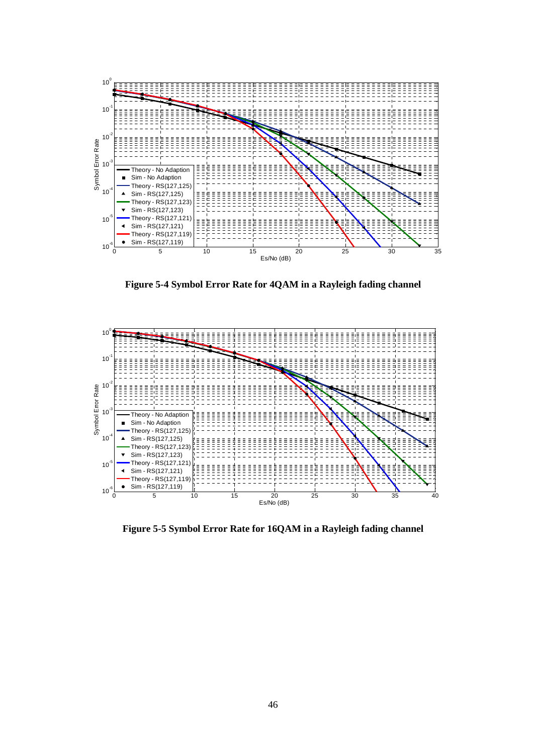Figure 5-4 Symbol Error Rate for 4QAM in a Rayleigh fading channel

Figure 5-5 Symbol Error Rate for 16QAM in a Rayleigh fading channel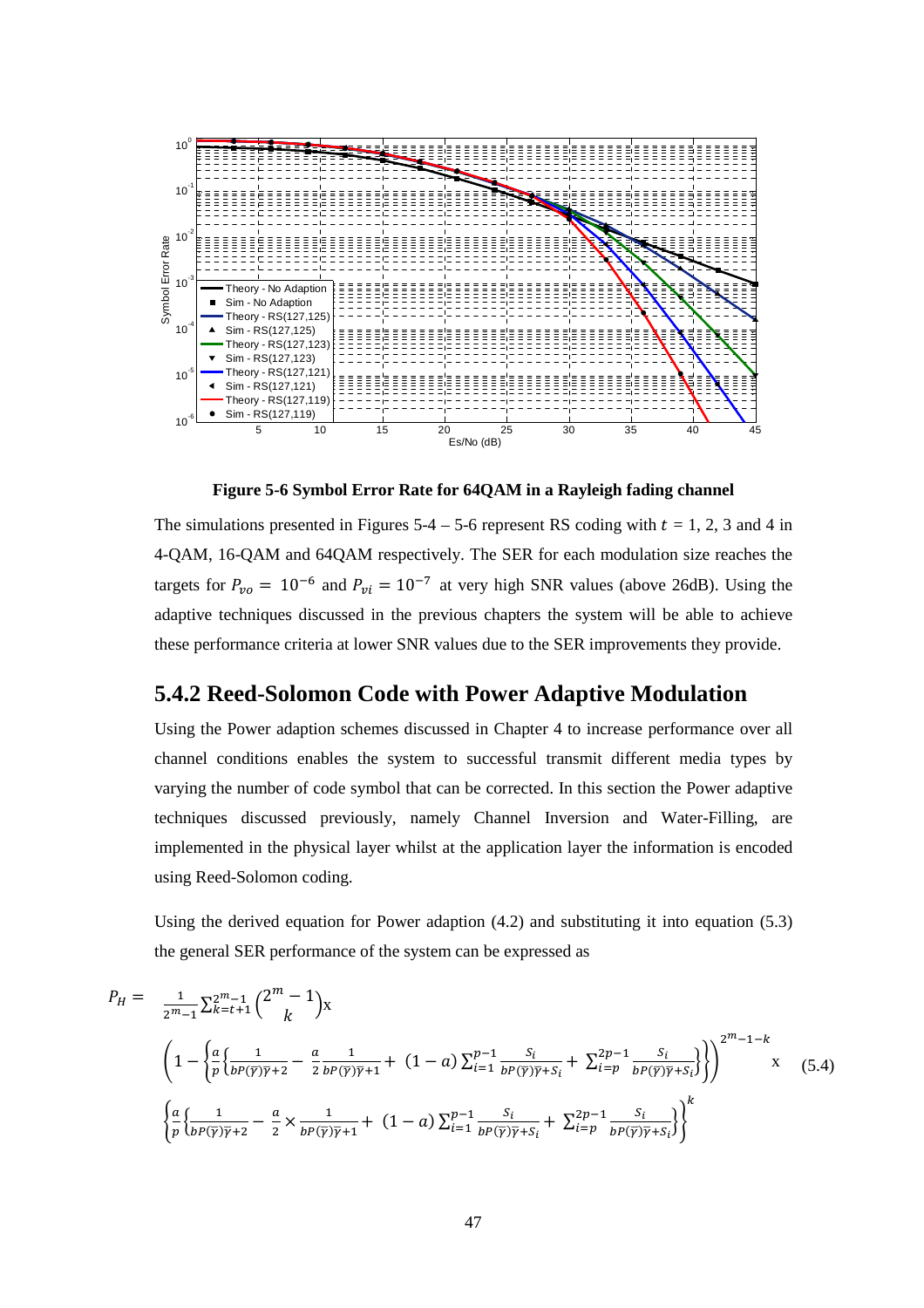**Figure 5-6 Symbol Error Rate for 64QAM in a Rayleigh fading channel**

The simulations presented in Figures 5-4 – 5-6 represent RS coding with $t$ = 1, 2, 3 and 4 in 4-QAM, 16-QAM and 64QAM respectively. The SER for each modulation size reaches the targets for $P_{vo} = 10^{-6}$ and $P_{vi} = 10^{-7}$ at very high SNR values (above 26dB). Using the adaptive techniques discussed in the previous chapters the system will be able to achieve these performance criteria at lower SNR values due to the SER improvements they provide.

## 5.4.2 Reed-Solomon Code with Power Adaptive Modulation

Using the Power adaption schemes discussed in Chapter 4 to increase performance over all channel conditions enables the system to successful transmit different media types by varying the number of code symbol that can be corrected. In this section the Power adaptive techniques discussed previously, namely Channel Inversion and Water-Filling, are implemented in the physical layer whilst at the application layer the information is encoded using Reed-Solomon coding.

Using the derived equation for Power adaption (4.2) and substituting it into equation (5.3) the general SER performance of the system can be expressed as

$$P_H = \frac{1}{2^m-1}\sum_{k=t+1}^{2^m-1}\binom{2^m-1}{k} \times \left(1-\left\{\frac{a}{p}\left\{\frac{1}{bP(\bar{\gamma})\bar{\gamma}+2}-\frac{a}{2}\frac{1}{bP(\bar{\gamma})\bar{\gamma}+1}+(1-a)\sum_{i=1}^{p-1}\frac{S_i}{bP(\bar{\gamma})\bar{\gamma}+S_i}+\sum_{i=p}^{2p-1}\frac{S_i}{bP(\bar{\gamma})\bar{\gamma}+S_i}\right\}\right\}\right)^{2^m-1-k} \times \left\{\frac{a}{p}\left\{\frac{1}{bP(\bar{\gamma})\bar{\gamma}+2}-\frac{a}{2}\times\frac{1}{bP(\bar{\gamma})\bar{\gamma}+1}+(1-a)\sum_{i=1}^{p-1}\frac{S_i}{bP(\bar{\gamma})\bar{\gamma}+S_i}+\sum_{i=p}^{2p-1}\frac{S_i}{bP(\bar{\gamma})\bar{\gamma}+S_i}\right\}\right\}^{k} \quad (5.4)$$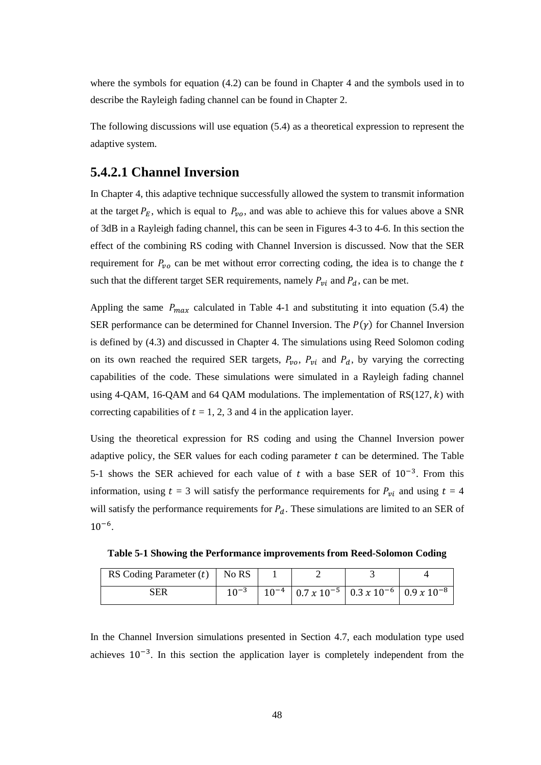where the symbols for equation (4.2) can be found in Chapter 4 and the symbols used in to describe the Rayleigh fading channel can be found in Chapter 2.

The following discussions will use equation (5.4) as a theoretical expression to represent the adaptive system.

### 5.4.2.1 Channel Inversion

In Chapter 4, this adaptive technique successfully allowed the system to transmit information at the target $P_E$, which is equal to $P_{vo}$, and was able to achieve this for values above a SNR of 3dB in a Rayleigh fading channel, this can be seen in Figures 4-3 to 4-6. In this section the effect of the combining RS coding with Channel Inversion is discussed. Now that the SER requirement for $P_{vo}$ can be met without error correcting coding, the idea is to change the $t$ such that the different target SER requirements, namely $P_{vi}$ and $P_d$, can be met.

Appling the same $P_{max}$ calculated in Table 4-1 and substituting it into equation (5.4) the SER performance can be determined for Channel Inversion. The $P(\gamma)$ for Channel Inversion is defined by (4.3) and discussed in Chapter 4. The simulations using Reed Solomon coding on its own reached the required SER targets, $P_{vo}$, $P_{vi}$ and $P_d$, by varying the correcting capabilities of the code. These simulations were simulated in a Rayleigh fading channel using 4-QAM, 16-QAM and 64 QAM modulations. The implementation of RS(127, $k$) with correcting capabilities of $t$ = 1, 2, 3 and 4 in the application layer.

Using the theoretical expression for RS coding and using the Channel Inversion power adaptive policy, the SER values for each coding parameter $t$ can be determined. The Table 5-1 shows the SER achieved for each value of $t$ with a base SER of $10^{-3}$. From this information, using $t$ = 3 will satisfy the performance requirements for $P_{vi}$ and using $t$ = 4 will satisfy the performance requirements for $P_d$. These simulations are limited to an SER of $10^{-6}$.

**Table 5-1 Showing the Performance improvements from Reed-Solomon Coding**

| RS Coding Parameter ($t$) | No RS | 1 | 2 | 3 | 4 |
|---|---|---|---|---|---|
| SER | $10^{-3}$ | $10^{-4}$ | $0.7\ x\ 10^{-5}$ | $0.3\ x\ 10^{-6}$ | $0.9\ x\ 10^{-8}$ |

In the Channel Inversion simulations presented in Section 4.7, each modulation type used achieves $10^{-3}$. In this section the application layer is completely independent from the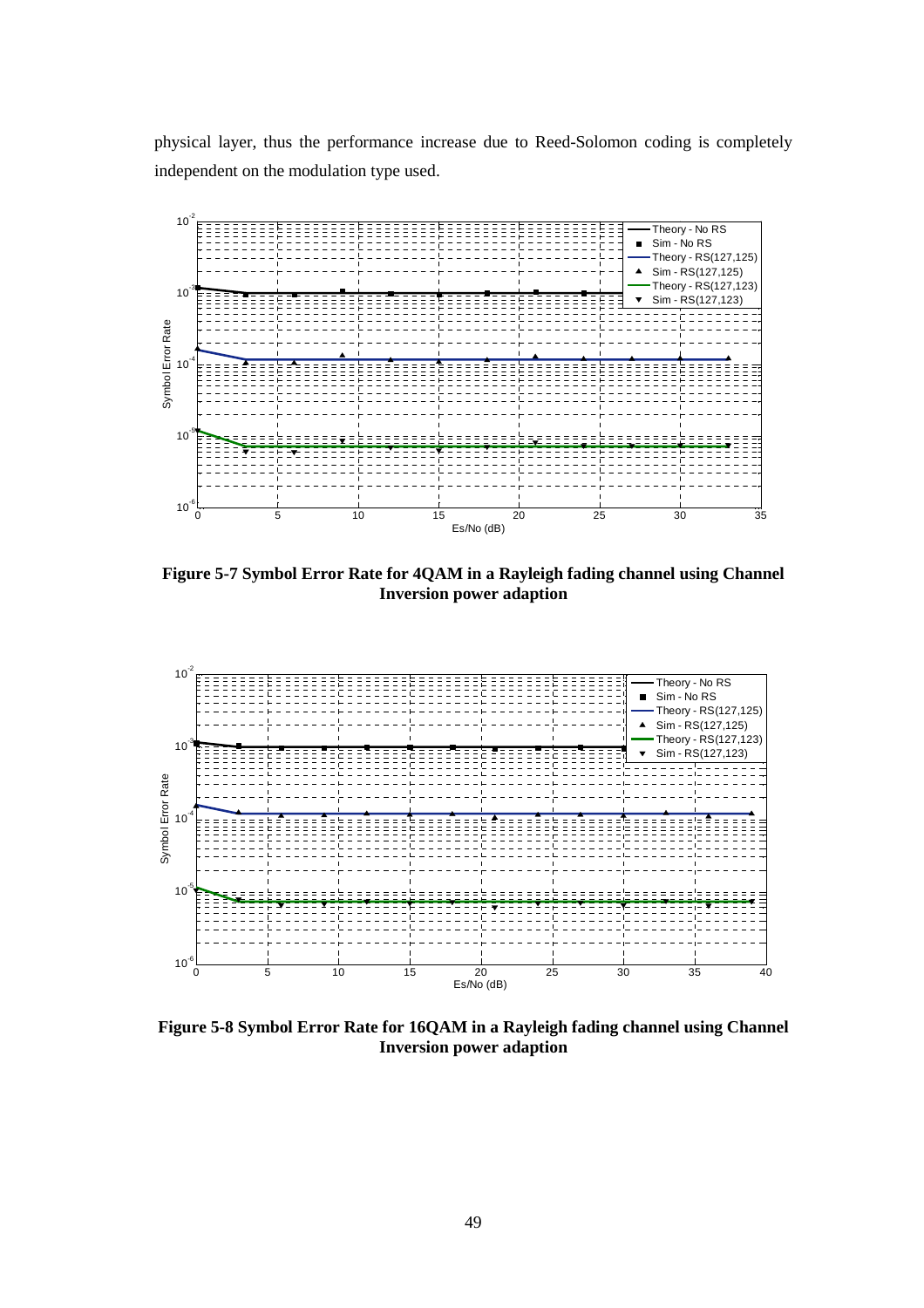physical layer, thus the performance increase due to Reed-Solomon coding is completely independent on the modulation type used.

**Figure 5-7 Symbol Error Rate for 4QAM in a Rayleigh fading channel using Channel Inversion power adaption**

**Figure 5-8 Symbol Error Rate for 16QAM in a Rayleigh fading channel using Channel Inversion power adaption**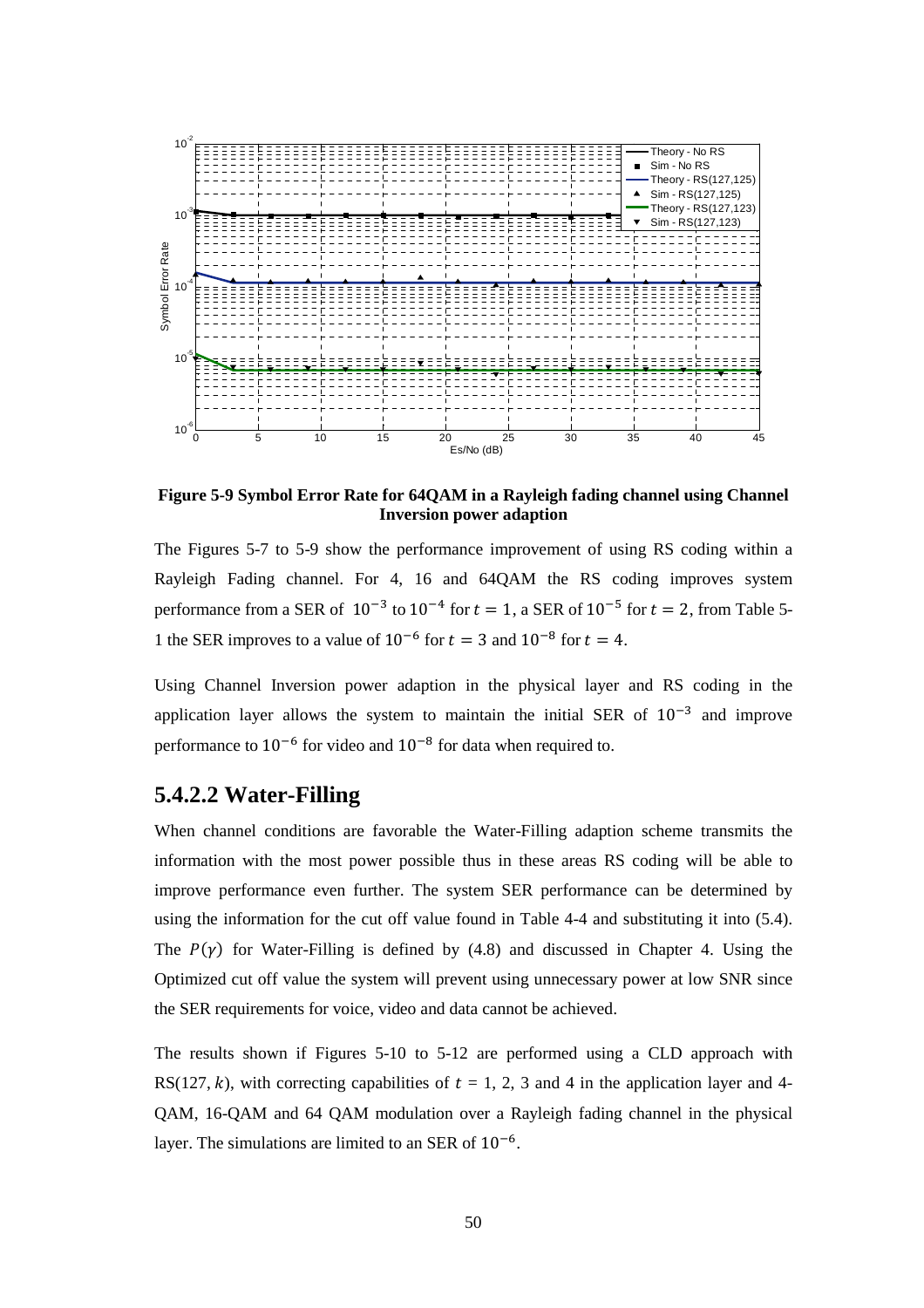**Figure 5-9 Symbol Error Rate for 64QAM in a Rayleigh fading channel using Channel Inversion power adaption**

The Figures 5-7 to 5-9 show the performance improvement of using RS coding within a Rayleigh Fading channel. For 4, 16 and 64QAM the RS coding improves system performance from a SER of $10^{-3}$ to $10^{-4}$ for $t = 1$, a SER of $10^{-5}$ for $t = 2$, from Table 5-1 the SER improves to a value of $10^{-6}$ for $t = 3$ and $10^{-8}$ for $t = 4$.

Using Channel Inversion power adaption in the physical layer and RS coding in the application layer allows the system to maintain the initial SER of $10^{-3}$ and improve performance to $10^{-6}$ for video and $10^{-8}$ for data when required to.

### 5.4.2.2 Water-Filling

When channel conditions are favorable the Water-Filling adaption scheme transmits the information with the most power possible thus in these areas RS coding will be able to improve performance even further. The system SER performance can be determined by using the information for the cut off value found in Table 4-4 and substituting it into (5.4). The $P(\gamma)$ for Water-Filling is defined by (4.8) and discussed in Chapter 4. Using the Optimized cut off value the system will prevent using unnecessary power at low SNR since the SER requirements for voice, video and data cannot be achieved.

The results shown if Figures 5-10 to 5-12 are performed using a CLD approach with RS(127, $k$), with correcting capabilities of $t$ = 1, 2, 3 and 4 in the application layer and 4-QAM, 16-QAM and 64 QAM modulation over a Rayleigh fading channel in the physical layer. The simulations are limited to an SER of $10^{-6}$.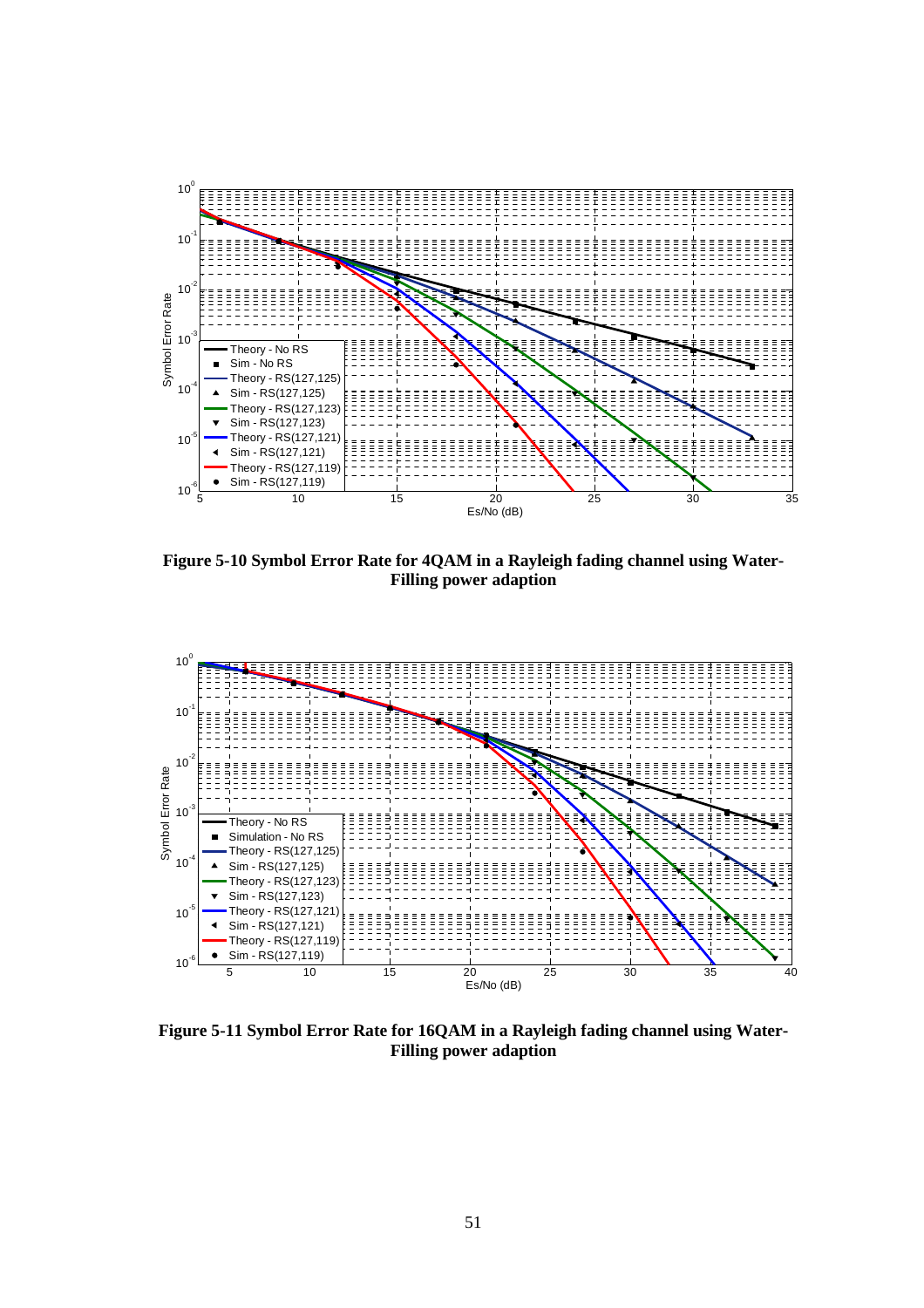**Figure 5-10 Symbol Error Rate for 4QAM in a Rayleigh fading channel using Water-Filling power adaption**

**Figure 5-11 Symbol Error Rate for 16QAM in a Rayleigh fading channel using Water-Filling power adaption**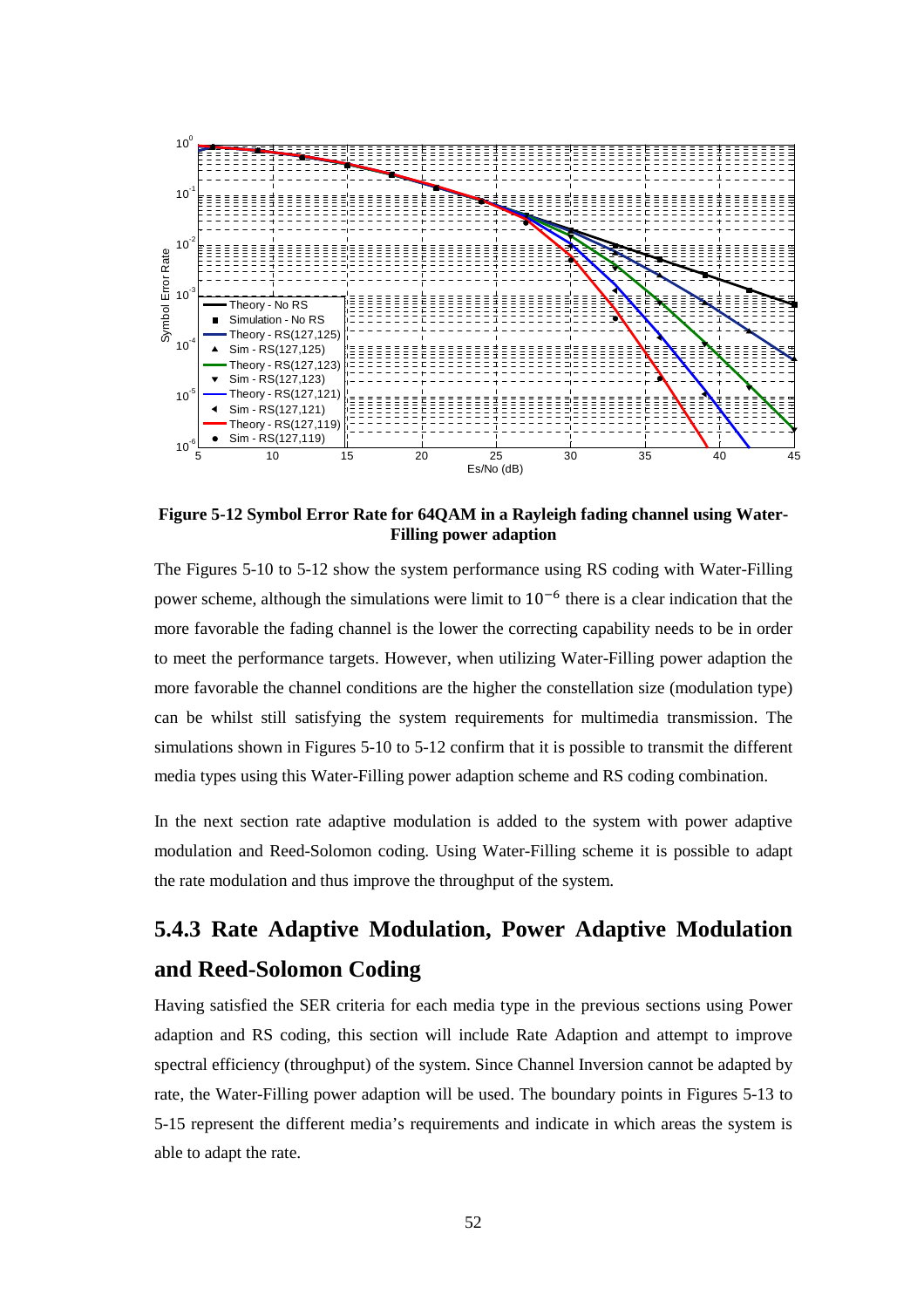**Figure 5-12 Symbol Error Rate for 64QAM in a Rayleigh fading channel using Water-Filling power adaption**

The Figures 5-10 to 5-12 show the system performance using RS coding with Water-Filling power scheme, although the simulations were limit to $10^{-6}$ there is a clear indication that the more favorable the fading channel is the lower the correcting capability needs to be in order to meet the performance targets. However, when utilizing Water-Filling power adaption the more favorable the channel conditions are the higher the constellation size (modulation type) can be whilst still satisfying the system requirements for multimedia transmission. The simulations shown in Figures 5-10 to 5-12 confirm that it is possible to transmit the different media types using this Water-Filling power adaption scheme and RS coding combination.

In the next section rate adaptive modulation is added to the system with power adaptive modulation and Reed-Solomon coding. Using Water-Filling scheme it is possible to adapt the rate modulation and thus improve the throughput of the system.

### 5.4.3 Rate Adaptive Modulation, Power Adaptive Modulation and Reed-Solomon Coding

Having satisfied the SER criteria for each media type in the previous sections using Power adaption and RS coding, this section will include Rate Adaption and attempt to improve spectral efficiency (throughput) of the system. Since Channel Inversion cannot be adapted by rate, the Water-Filling power adaption will be used. The boundary points in Figures 5-13 to 5-15 represent the different media's requirements and indicate in which areas the system is able to adapt the rate.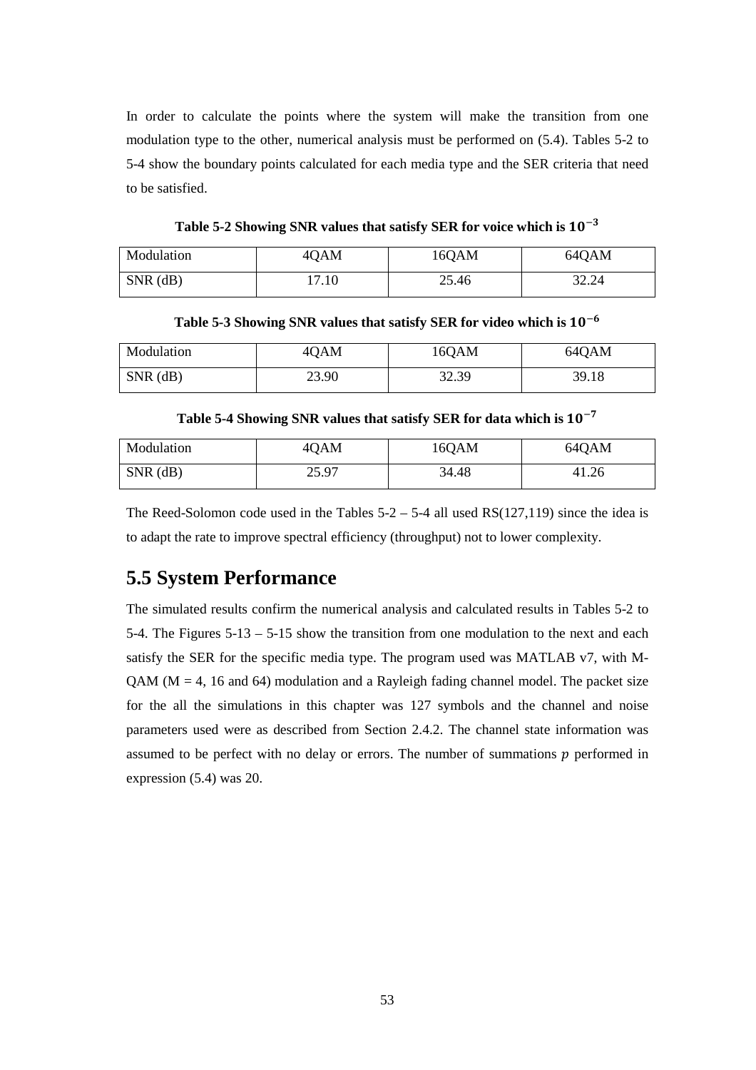In order to calculate the points where the system will make the transition from one modulation type to the other, numerical analysis must be performed on (5.4). Tables 5-2 to 5-4 show the boundary points calculated for each media type and the SER criteria that need to be satisfied.

**Table 5-2 Showing SNR values that satisfy SER for voice which is $10^{-3}$**

| Modulation | 4QAM | 16QAM | 64QAM |
|---|---|---|---|
| SNR (dB) | 17.10 | 25.46 | 32.24 |

**Table 5-3 Showing SNR values that satisfy SER for video which is $10^{-6}$**

| Modulation | 4QAM | 16QAM | 64QAM |
|---|---|---|---|
| SNR (dB) | 23.90 | 32.39 | 39.18 |

**Table 5-4 Showing SNR values that satisfy SER for data which is $10^{-7}$**

| Modulation | 4QAM | 16QAM | 64QAM |
|---|---|---|---|
| SNR (dB) | 25.97 | 34.48 | 41.26 |

The Reed-Solomon code used in the Tables 5-2 – 5-4 all used RS(127,119) since the idea is to adapt the rate to improve spectral efficiency (throughput) not to lower complexity.

## 5.5 System Performance

The simulated results confirm the numerical analysis and calculated results in Tables 5-2 to 5-4. The Figures 5-13 – 5-15 show the transition from one modulation to the next and each satisfy the SER for the specific media type. The program used was MATLAB v7, with M-QAM (M = 4, 16 and 64) modulation and a Rayleigh fading channel model. The packet size for the all the simulations in this chapter was 127 symbols and the channel and noise parameters used were as described from Section 2.4.2. The channel state information was assumed to be perfect with no delay or errors. The number of summations $p$ performed in expression (5.4) was 20.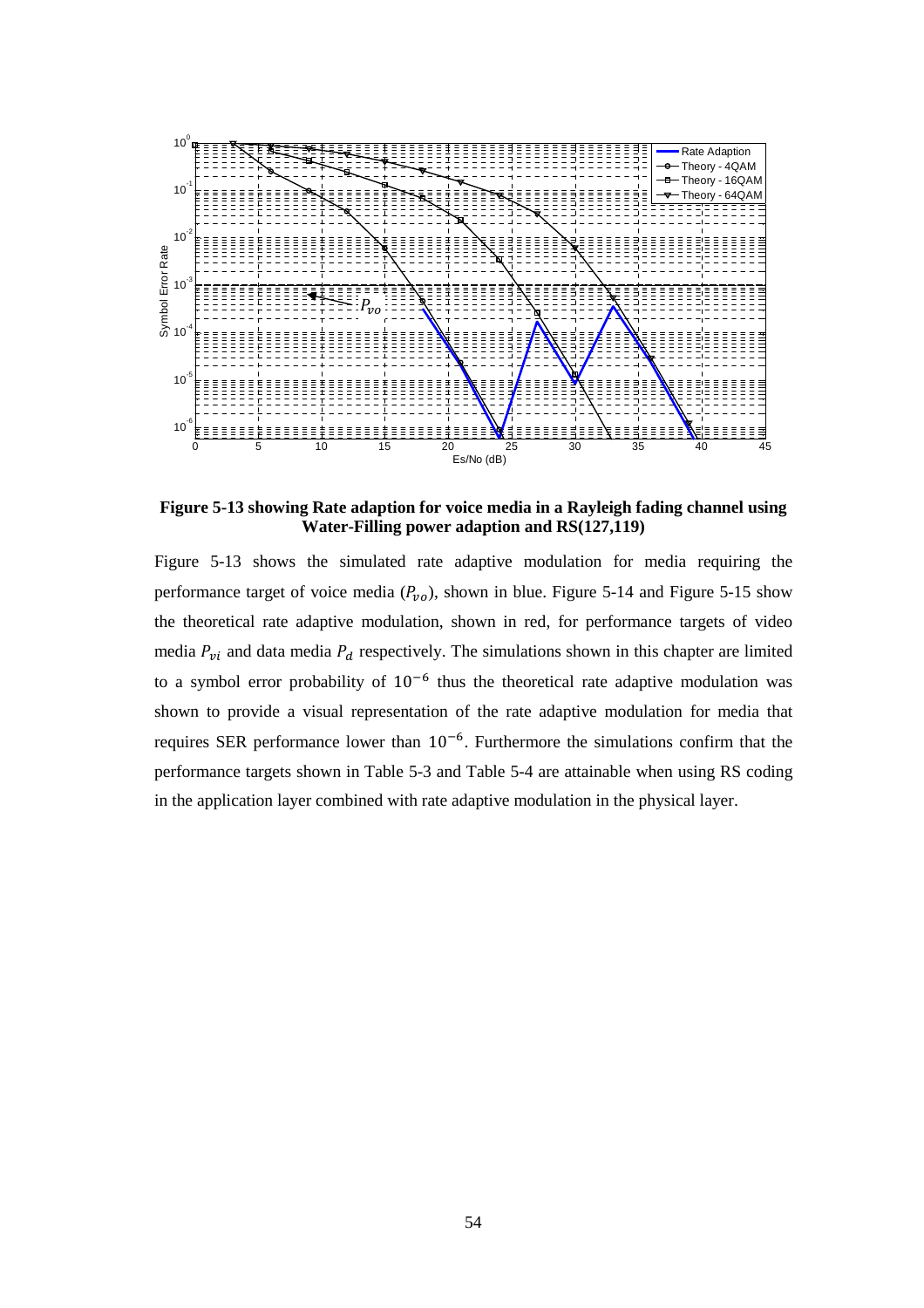**Figure 5-13 showing Rate adaption for voice media in a Rayleigh fading channel using Water-Filling power adaption and RS(127,119)**

Figure 5-13 shows the simulated rate adaptive modulation for media requiring the performance target of voice media ($P_{vo}$), shown in blue. Figure 5-14 and Figure 5-15 show the theoretical rate adaptive modulation, shown in red, for performance targets of video media $P_{vi}$ and data media $P_d$ respectively. The simulations shown in this chapter are limited to a symbol error probability of $10^{-6}$ thus the theoretical rate adaptive modulation was shown to provide a visual representation of the rate adaptive modulation for media that requires SER performance lower than $10^{-6}$. Furthermore the simulations confirm that the performance targets shown in Table 5-3 and Table 5-4 are attainable when using RS coding in the application layer combined with rate adaptive modulation in the physical layer.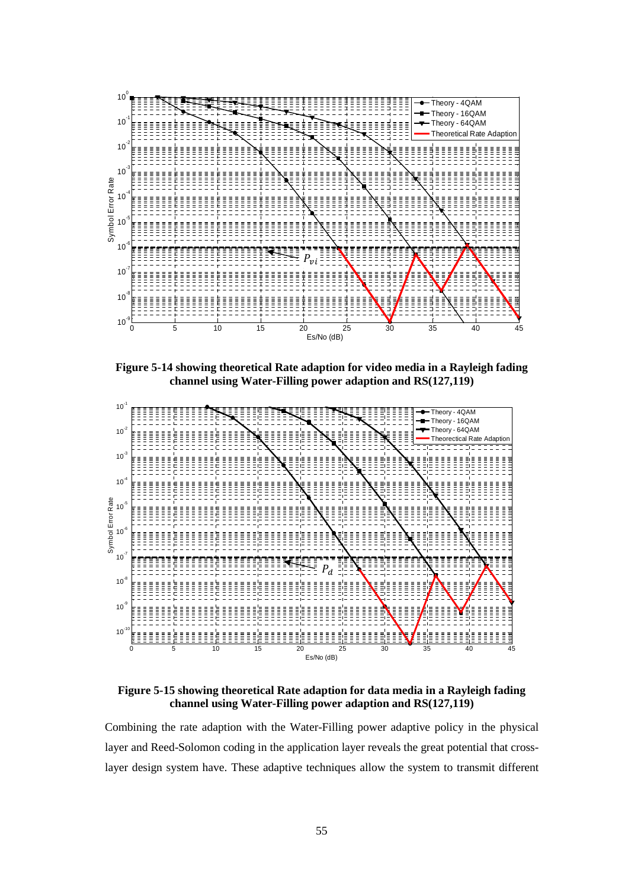**Figure 5-14 showing theoretical Rate adaption for video media in a Rayleigh fading channel using Water-Filling power adaption and RS(127,119)**

**Figure 5-15 showing theoretical Rate adaption for data media in a Rayleigh fading channel using Water-Filling power adaption and RS(127,119)**

Combining the rate adaption with the Water-Filling power adaptive policy in the physical layer and Reed-Solomon coding in the application layer reveals the great potential that cross-layer design system have. These adaptive techniques allow the system to transmit different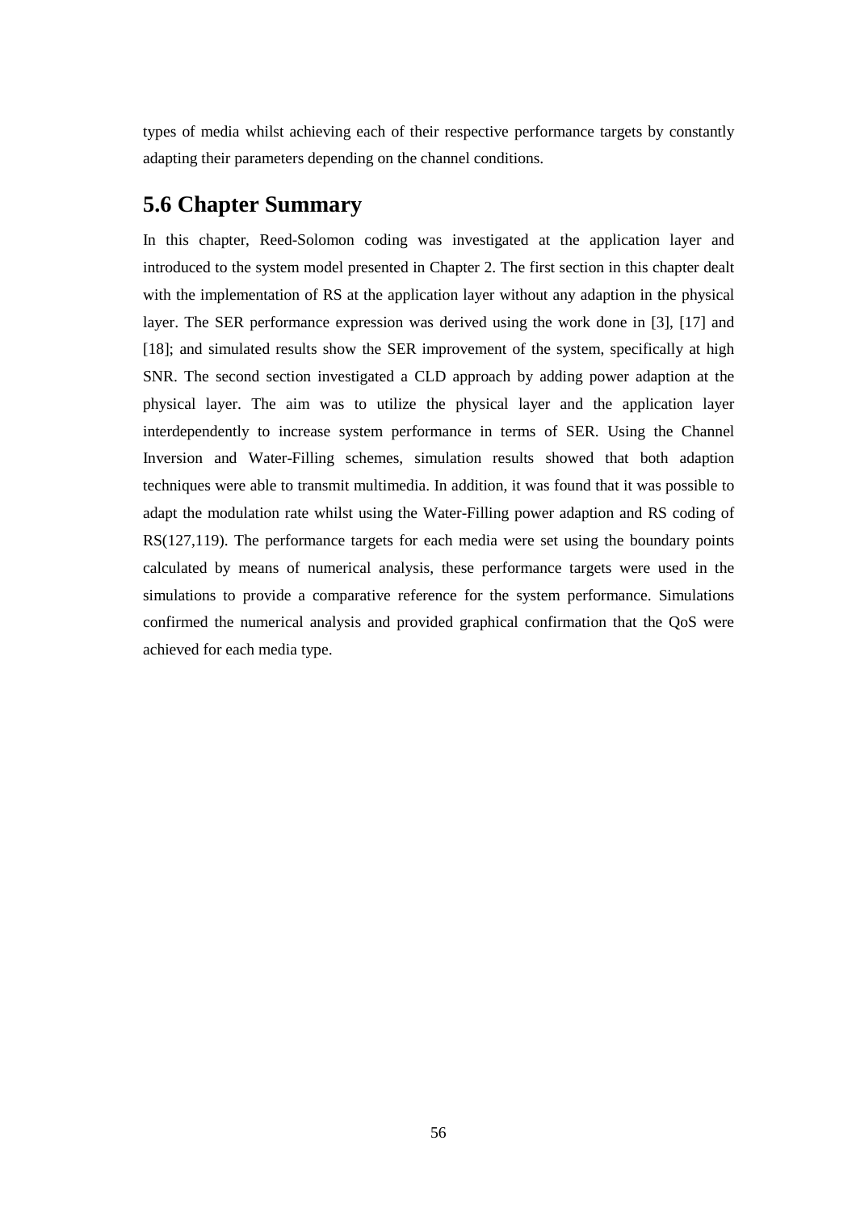types of media whilst achieving each of their respective performance targets by constantly adapting their parameters depending on the channel conditions.

## 5.6 Chapter Summary

In this chapter, Reed-Solomon coding was investigated at the application layer and introduced to the system model presented in Chapter 2. The first section in this chapter dealt with the implementation of RS at the application layer without any adaption in the physical layer. The SER performance expression was derived using the work done in [3], [17] and [18]; and simulated results show the SER improvement of the system, specifically at high SNR. The second section investigated a CLD approach by adding power adaption at the physical layer. The aim was to utilize the physical layer and the application layer interdependently to increase system performance in terms of SER. Using the Channel Inversion and Water-Filling schemes, simulation results showed that both adaption techniques were able to transmit multimedia. In addition, it was found that it was possible to adapt the modulation rate whilst using the Water-Filling power adaption and RS coding of RS(127,119). The performance targets for each media were set using the boundary points calculated by means of numerical analysis, these performance targets were used in the simulations to provide a comparative reference for the system performance. Simulations confirmed the numerical analysis and provided graphical confirmation that the QoS were achieved for each media type.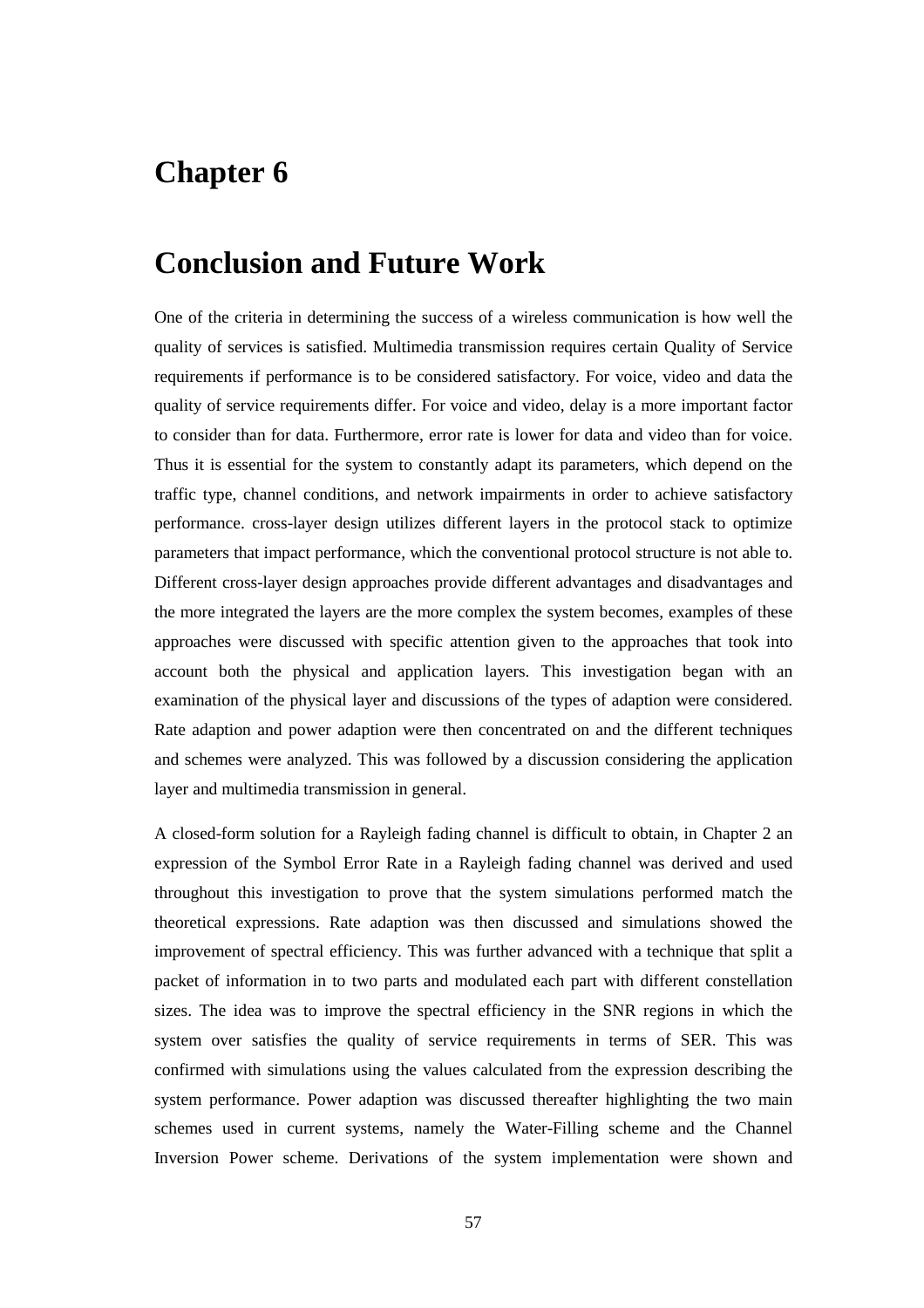# Chapter 6

# Conclusion and Future Work

One of the criteria in determining the success of a wireless communication is how well the quality of services is satisfied. Multimedia transmission requires certain Quality of Service requirements if performance is to be considered satisfactory. For voice, video and data the quality of service requirements differ. For voice and video, delay is a more important factor to consider than for data. Furthermore, error rate is lower for data and video than for voice. Thus it is essential for the system to constantly adapt its parameters, which depend on the traffic type, channel conditions, and network impairments in order to achieve satisfactory performance. cross-layer design utilizes different layers in the protocol stack to optimize parameters that impact performance, which the conventional protocol structure is not able to. Different cross-layer design approaches provide different advantages and disadvantages and the more integrated the layers are the more complex the system becomes, examples of these approaches were discussed with specific attention given to the approaches that took into account both the physical and application layers. This investigation began with an examination of the physical layer and discussions of the types of adaption were considered. Rate adaption and power adaption were then concentrated on and the different techniques and schemes were analyzed. This was followed by a discussion considering the application layer and multimedia transmission in general.

A closed-form solution for a Rayleigh fading channel is difficult to obtain, in Chapter 2 an expression of the Symbol Error Rate in a Rayleigh fading channel was derived and used throughout this investigation to prove that the system simulations performed match the theoretical expressions. Rate adaption was then discussed and simulations showed the improvement of spectral efficiency. This was further advanced with a technique that split a packet of information in to two parts and modulated each part with different constellation sizes. The idea was to improve the spectral efficiency in the SNR regions in which the system over satisfies the quality of service requirements in terms of SER. This was confirmed with simulations using the values calculated from the expression describing the system performance. Power adaption was discussed thereafter highlighting the two main schemes used in current systems, namely the Water-Filling scheme and the Channel Inversion Power scheme. Derivations of the system implementation were shown and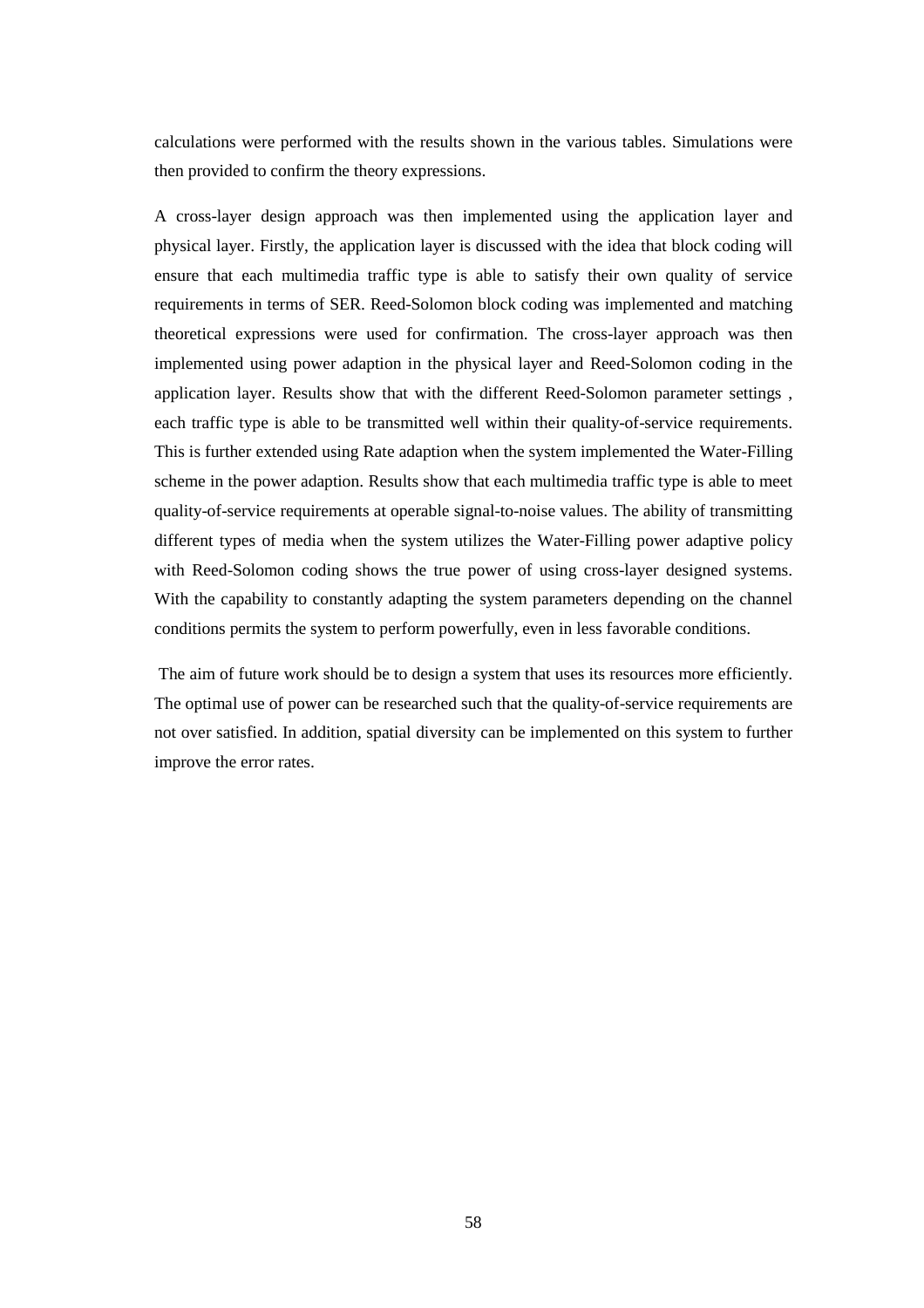calculations were performed with the results shown in the various tables. Simulations were then provided to confirm the theory expressions.

A cross-layer design approach was then implemented using the application layer and physical layer. Firstly, the application layer is discussed with the idea that block coding will ensure that each multimedia traffic type is able to satisfy their own quality of service requirements in terms of SER. Reed-Solomon block coding was implemented and matching theoretical expressions were used for confirmation. The cross-layer approach was then implemented using power adaption in the physical layer and Reed-Solomon coding in the application layer. Results show that with the different Reed-Solomon parameter settings , each traffic type is able to be transmitted well within their quality-of-service requirements. This is further extended using Rate adaption when the system implemented the Water-Filling scheme in the power adaption. Results show that each multimedia traffic type is able to meet quality-of-service requirements at operable signal-to-noise values. The ability of transmitting different types of media when the system utilizes the Water-Filling power adaptive policy with Reed-Solomon coding shows the true power of using cross-layer designed systems. With the capability to constantly adapting the system parameters depending on the channel conditions permits the system to perform powerfully, even in less favorable conditions.

The aim of future work should be to design a system that uses its resources more efficiently. The optimal use of power can be researched such that the quality-of-service requirements are not over satisfied. In addition, spatial diversity can be implemented on this system to further improve the error rates.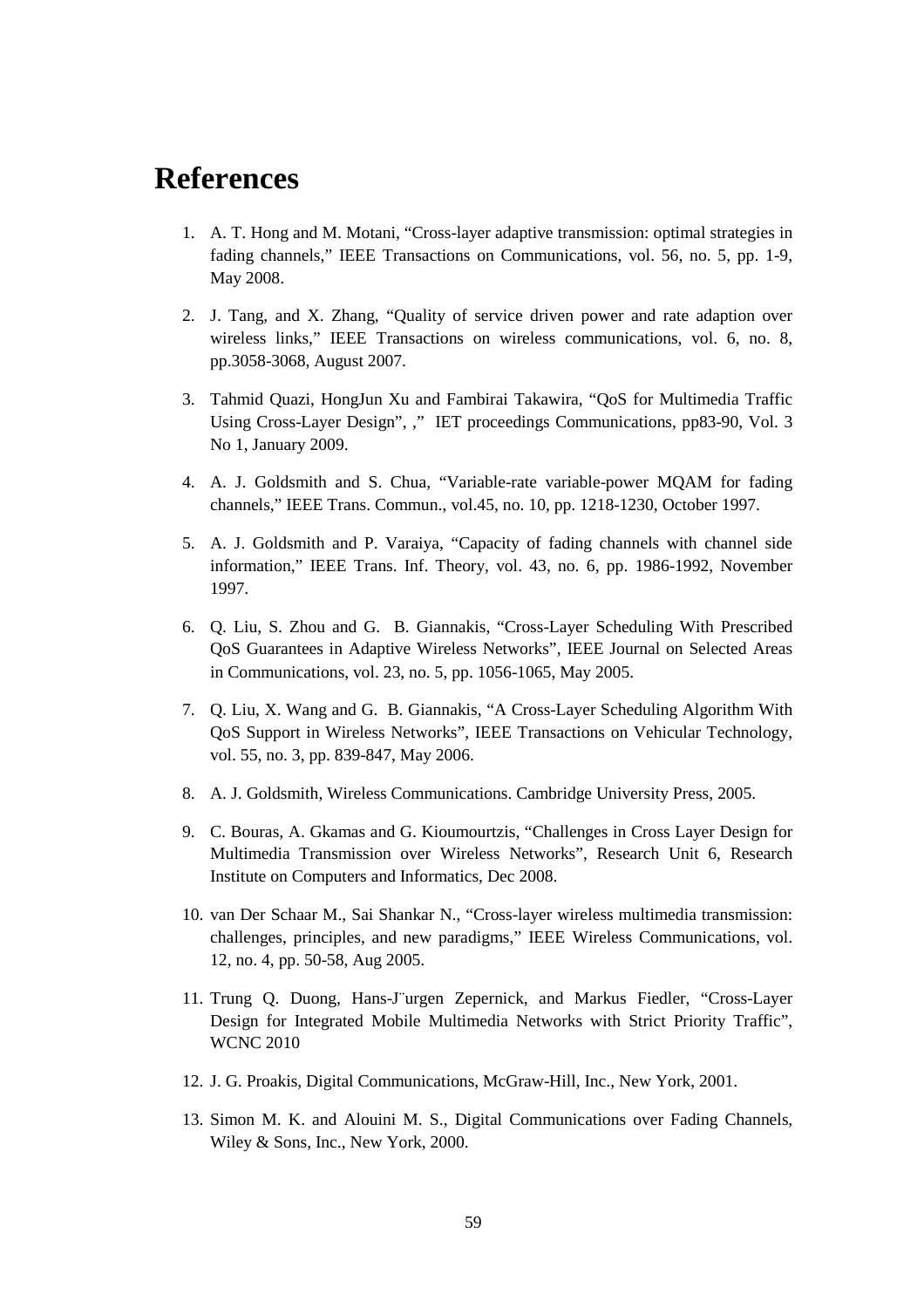# References

1. A. T. Hong and M. Motani, "Cross-layer adaptive transmission: optimal strategies in fading channels," IEEE Transactions on Communications, vol. 56, no. 5, pp. 1-9, May 2008.

2. J. Tang, and X. Zhang, "Quality of service driven power and rate adaption over wireless links," IEEE Transactions on wireless communications, vol. 6, no. 8, pp.3058-3068, August 2007.

3. Tahmid Quazi, HongJun Xu and Fambirai Takawira, "QoS for Multimedia Traffic Using Cross-Layer Design", ," IET proceedings Communications, pp83-90, Vol. 3 No 1, January 2009.

4. A. J. Goldsmith and S. Chua, "Variable-rate variable-power MQAM for fading channels," IEEE Trans. Commun., vol.45, no. 10, pp. 1218-1230, October 1997.

5. A. J. Goldsmith and P. Varaiya, "Capacity of fading channels with channel side information," IEEE Trans. Inf. Theory, vol. 43, no. 6, pp. 1986-1992, November 1997.

6. Q. Liu, S. Zhou and G. B. Giannakis, "Cross-Layer Scheduling With Prescribed QoS Guarantees in Adaptive Wireless Networks", IEEE Journal on Selected Areas in Communications, vol. 23, no. 5, pp. 1056-1065, May 2005.

7. Q. Liu, X. Wang and G. B. Giannakis, "A Cross-Layer Scheduling Algorithm With QoS Support in Wireless Networks", IEEE Transactions on Vehicular Technology, vol. 55, no. 3, pp. 839-847, May 2006.

8. A. J. Goldsmith, Wireless Communications. Cambridge University Press, 2005.

9. C. Bouras, A. Gkamas and G. Kioumourtzis, "Challenges in Cross Layer Design for Multimedia Transmission over Wireless Networks", Research Unit 6, Research Institute on Computers and Informatics, Dec 2008.

10. van Der Schaar M., Sai Shankar N., "Cross-layer wireless multimedia transmission: challenges, principles, and new paradigms," IEEE Wireless Communications, vol. 12, no. 4, pp. 50-58, Aug 2005.

11. Trung Q. Duong, Hans-J¨urgen Zepernick, and Markus Fiedler, "Cross-Layer Design for Integrated Mobile Multimedia Networks with Strict Priority Traffic", WCNC 2010

12. J. G. Proakis, Digital Communications, McGraw-Hill, Inc., New York, 2001.

13. Simon M. K. and Alouini M. S., Digital Communications over Fading Channels, Wiley & Sons, Inc., New York, 2000.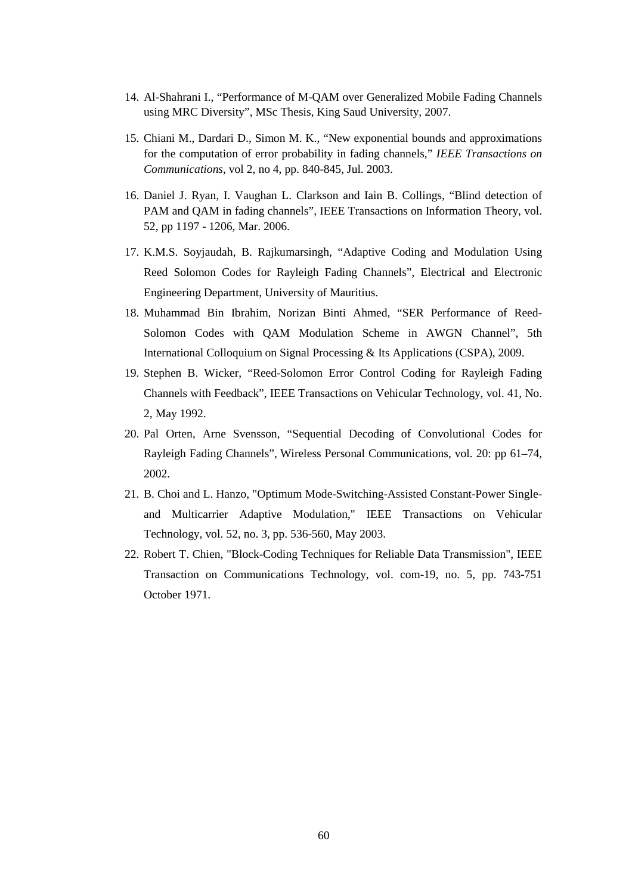14. Al-Shahrani I., "Performance of M-QAM over Generalized Mobile Fading Channels using MRC Diversity", MSc Thesis, King Saud University, 2007.

15. Chiani M., Dardari D., Simon M. K., "New exponential bounds and approximations for the computation of error probability in fading channels," *IEEE Transactions on Communications*, vol 2, no 4, pp. 840-845, Jul. 2003.

16. Daniel J. Ryan, I. Vaughan L. Clarkson and Iain B. Collings, "Blind detection of PAM and QAM in fading channels", IEEE Transactions on Information Theory, vol. 52, pp 1197 - 1206, Mar. 2006.

17. K.M.S. Soyjaudah, B. Rajkumarsingh, "Adaptive Coding and Modulation Using Reed Solomon Codes for Rayleigh Fading Channels", Electrical and Electronic Engineering Department, University of Mauritius.

18. Muhammad Bin Ibrahim, Norizan Binti Ahmed, "SER Performance of Reed-Solomon Codes with QAM Modulation Scheme in AWGN Channel", 5th International Colloquium on Signal Processing & Its Applications (CSPA), 2009.

19. Stephen B. Wicker, "Reed-Solomon Error Control Coding for Rayleigh Fading Channels with Feedback", IEEE Transactions on Vehicular Technology, vol. 41, No. 2, May 1992.

20. Pal Orten, Arne Svensson, "Sequential Decoding of Convolutional Codes for Rayleigh Fading Channels", Wireless Personal Communications, vol. 20: pp 61–74, 2002.

21. B. Choi and L. Hanzo, "Optimum Mode-Switching-Assisted Constant-Power Single- and Multicarrier Adaptive Modulation," IEEE Transactions on Vehicular Technology, vol. 52, no. 3, pp. 536-560, May 2003.

22. Robert T. Chien, "Block-Coding Techniques for Reliable Data Transmission", IEEE Transaction on Communications Technology, vol. com-19, no. 5, pp. 743-751 October 1971.